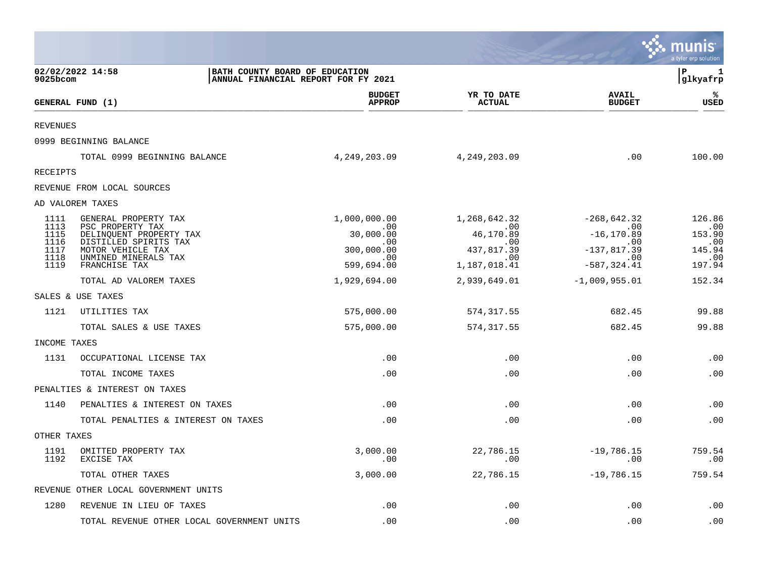02/02/2022 14:58
9025bcom

**BATH COUNTY BOARD OF EDUCATION**
**ANNUAL FINANCIAL REPORT FOR FY 2021**

P 1
glkyafrp

| GENERAL FUND (1) | | BUDGET APPROP | YR TO DATE ACTUAL | AVAIL BUDGET | % USED |
|---|---|---|---|---|---|
| REVENUES | | | | | |
| 0999 BEGINNING BALANCE | | | | | |
| | TOTAL 0999 BEGINNING BALANCE | 4,249,203.09 | 4,249,203.09 | .00 | 100.00 |
| RECEIPTS | | | | | |
| REVENUE FROM LOCAL SOURCES | | | | | |
| AD VALOREM TAXES | | | | | |
| 1111 | GENERAL PROPERTY TAX | 1,000,000.00 | 1,268,642.32 | -268,642.32 | 126.86 |
| 1113 | PSC PROPERTY TAX | .00 | .00 | .00 | .00 |
| 1115 | DELINQUENT PROPERTY TAX | 30,000.00 | 46,170.89 | -16,170.89 | 153.90 |
| 1116 | DISTILLED SPIRITS TAX | .00 | .00 | .00 | .00 |
| 1117 | MOTOR VEHICLE TAX | 300,000.00 | 437,817.39 | -137,817.39 | 145.94 |
| 1118 | UNMINED MINERALS TAX | .00 | .00 | .00 | .00 |
| 1119 | FRANCHISE TAX | 599,694.00 | 1,187,018.41 | -587,324.41 | 197.94 |
| | TOTAL AD VALOREM TAXES | 1,929,694.00 | 2,939,649.01 | -1,009,955.01 | 152.34 |
| SALES & USE TAXES | | | | | |
| 1121 | UTILITIES TAX | 575,000.00 | 574,317.55 | 682.45 | 99.88 |
| | TOTAL SALES & USE TAXES | 575,000.00 | 574,317.55 | 682.45 | 99.88 |
| INCOME TAXES | | | | | |
| 1131 | OCCUPATIONAL LICENSE TAX | .00 | .00 | .00 | .00 |
| | TOTAL INCOME TAXES | .00 | .00 | .00 | .00 |
| PENALTIES & INTEREST ON TAXES | | | | | |
| 1140 | PENALTIES & INTEREST ON TAXES | .00 | .00 | .00 | .00 |
| | TOTAL PENALTIES & INTEREST ON TAXES | .00 | .00 | .00 | .00 |
| OTHER TAXES | | | | | |
| 1191 | OMITTED PROPERTY TAX | 3,000.00 | 22,786.15 | -19,786.15 | 759.54 |
| 1192 | EXCISE TAX | .00 | .00 | .00 | .00 |
| | TOTAL OTHER TAXES | 3,000.00 | 22,786.15 | -19,786.15 | 759.54 |
| REVENUE OTHER LOCAL GOVERNMENT UNITS | | | | | |
| 1280 | REVENUE IN LIEU OF TAXES | .00 | .00 | .00 | .00 |
| | TOTAL REVENUE OTHER LOCAL GOVERNMENT UNITS | .00 | .00 | .00 | .00 |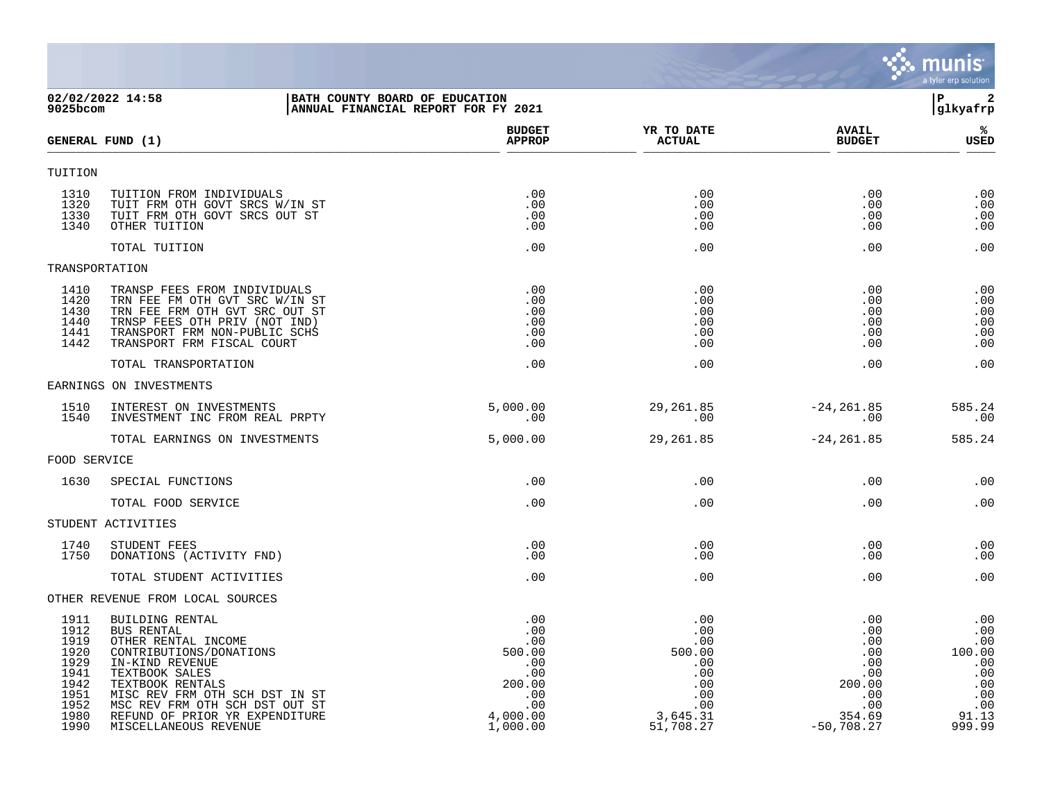02/02/2022 14:58
9025bcom

**BATH COUNTY BOARD OF EDUCATION**
**ANNUAL FINANCIAL REPORT FOR FY 2021**

| GENERAL FUND (1) | | BUDGET APPROP | YR TO DATE ACTUAL | AVAIL BUDGET | % USED |
|---|---|---|---|---|---|
| **TUITION** | | | | | |
| 1310 | TUITION FROM INDIVIDUALS | .00 | .00 | .00 | .00 |
| 1320 | TUIT FRM OTH GOVT SRCS W/IN ST | .00 | .00 | .00 | .00 |
| 1330 | TUIT FRM OTH GOVT SRCS OUT ST | .00 | .00 | .00 | .00 |
| 1340 | OTHER TUITION | .00 | .00 | .00 | .00 |
| | TOTAL TUITION | .00 | .00 | .00 | .00 |
| **TRANSPORTATION** | | | | | |
| 1410 | TRANSP FEES FROM INDIVIDUALS | .00 | .00 | .00 | .00 |
| 1420 | TRN FEE FM OTH GVT SRC W/IN ST | .00 | .00 | .00 | .00 |
| 1430 | TRN FEE FRM OTH GVT SRC OUT ST | .00 | .00 | .00 | .00 |
| 1440 | TRNSP FEES OTH PRIV (NOT IND) | .00 | .00 | .00 | .00 |
| 1441 | TRANSPORT FRM NON-PUBLIC SCHS | .00 | .00 | .00 | .00 |
| 1442 | TRANSPORT FRM FISCAL COURT | .00 | .00 | .00 | .00 |
| | TOTAL TRANSPORTATION | .00 | .00 | .00 | .00 |
| **EARNINGS ON INVESTMENTS** | | | | | |
| 1510 | INTEREST ON INVESTMENTS | 5,000.00 | 29,261.85 | -24,261.85 | 585.24 |
| 1540 | INVESTMENT INC FROM REAL PRPTY | .00 | .00 | .00 | .00 |
| | TOTAL EARNINGS ON INVESTMENTS | 5,000.00 | 29,261.85 | -24,261.85 | 585.24 |
| **FOOD SERVICE** | | | | | |
| 1630 | SPECIAL FUNCTIONS | .00 | .00 | .00 | .00 |
| | TOTAL FOOD SERVICE | .00 | .00 | .00 | .00 |
| **STUDENT ACTIVITIES** | | | | | |
| 1740 | STUDENT FEES | .00 | .00 | .00 | .00 |
| 1750 | DONATIONS (ACTIVITY FND) | .00 | .00 | .00 | .00 |
| | TOTAL STUDENT ACTIVITIES | .00 | .00 | .00 | .00 |
| **OTHER REVENUE FROM LOCAL SOURCES** | | | | | |
| 1911 | BUILDING RENTAL | .00 | .00 | .00 | .00 |
| 1912 | BUS RENTAL | .00 | .00 | .00 | .00 |
| 1919 | OTHER RENTAL INCOME | .00 | .00 | .00 | .00 |
| 1920 | CONTRIBUTIONS/DONATIONS | 500.00 | 500.00 | .00 | 100.00 |
| 1929 | IN-KIND REVENUE | .00 | .00 | .00 | .00 |
| 1941 | TEXTBOOK SALES | .00 | .00 | .00 | .00 |
| 1942 | TEXTBOOK RENTALS | 200.00 | .00 | 200.00 | .00 |
| 1951 | MISC REV FRM OTH SCH DST IN ST | .00 | .00 | .00 | .00 |
| 1952 | MSC REV FRM OTH SCH DST OUT ST | .00 | .00 | .00 | .00 |
| 1980 | REFUND OF PRIOR YR EXPENDITURE | 4,000.00 | 3,645.31 | 354.69 | 91.13 |
| 1990 | MISCELLANEOUS REVENUE | 1,000.00 | 51,708.27 | -50,708.27 | 999.99 |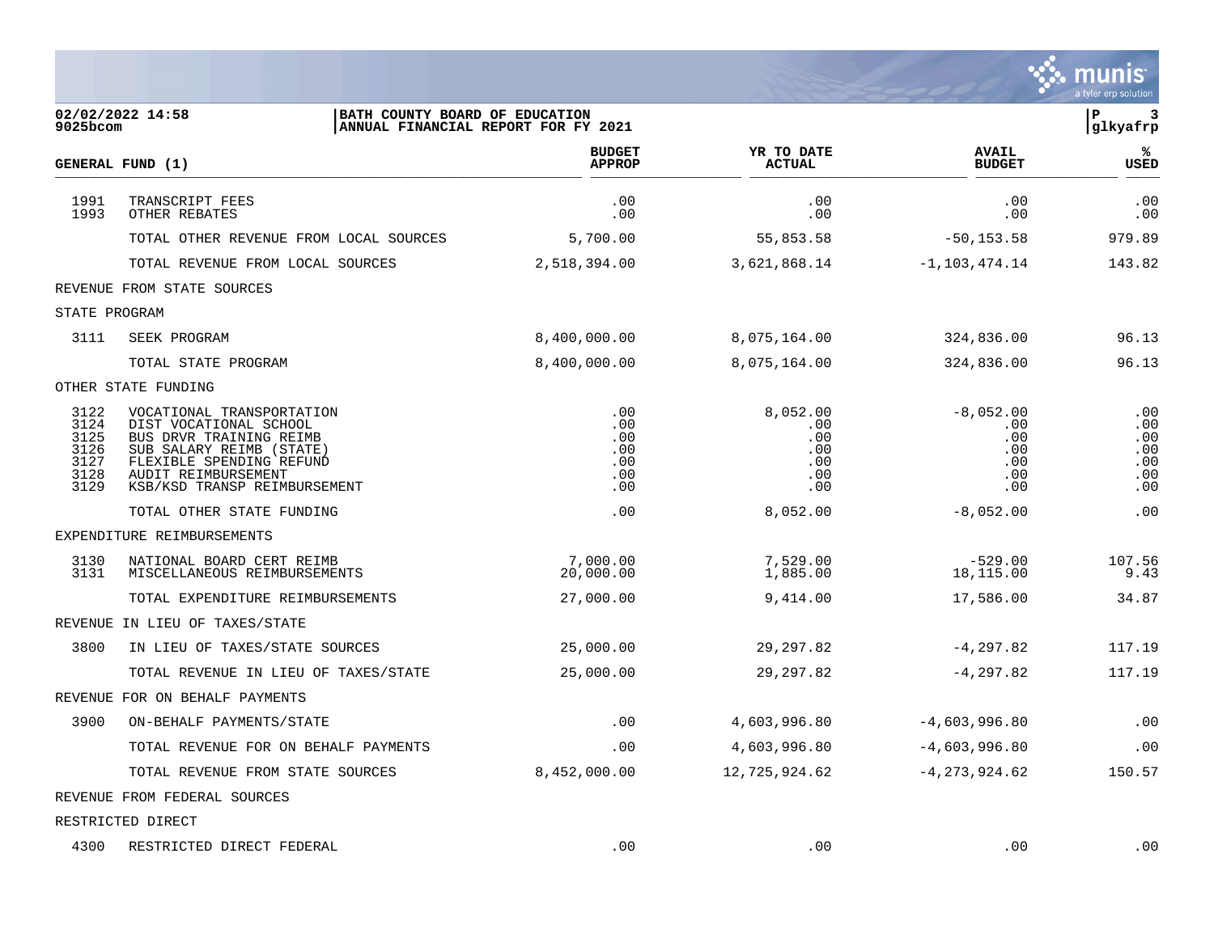BATH COUNTY BOARD OF EDUCATION
ANNUAL FINANCIAL REPORT FOR FY 2021

02/02/2022 14:58
9025bcom

| GENERAL FUND (1) | | BUDGET APPROP | YR TO DATE ACTUAL | AVAIL BUDGET | % USED |
|---|---|---|---|---|---|
| 1991 | TRANSCRIPT FEES | .00 | .00 | .00 | .00 |
| 1993 | OTHER REBATES | .00 | .00 | .00 | .00 |
| | TOTAL OTHER REVENUE FROM LOCAL SOURCES | 5,700.00 | 55,853.58 | -50,153.58 | 979.89 |
| | TOTAL REVENUE FROM LOCAL SOURCES | 2,518,394.00 | 3,621,868.14 | -1,103,474.14 | 143.82 |
| REVENUE FROM STATE SOURCES | | | | | |
| STATE PROGRAM | | | | | |
| 3111 | SEEK PROGRAM | 8,400,000.00 | 8,075,164.00 | 324,836.00 | 96.13 |
| | TOTAL STATE PROGRAM | 8,400,000.00 | 8,075,164.00 | 324,836.00 | 96.13 |
| OTHER STATE FUNDING | | | | | |
| 3122 | VOCATIONAL TRANSPORTATION | .00 | 8,052.00 | -8,052.00 | .00 |
| 3124 | DIST VOCATIONAL SCHOOL | .00 | .00 | .00 | .00 |
| 3125 | BUS DRVR TRAINING REIMB | .00 | .00 | .00 | .00 |
| 3126 | SUB SALARY REIMB (STATE) | .00 | .00 | .00 | .00 |
| 3127 | FLEXIBLE SPENDING REFUND | .00 | .00 | .00 | .00 |
| 3128 | AUDIT REIMBURSEMENT | .00 | .00 | .00 | .00 |
| 3129 | KSB/KSD TRANSP REIMBURSEMENT | .00 | .00 | .00 | .00 |
| | TOTAL OTHER STATE FUNDING | .00 | 8,052.00 | -8,052.00 | .00 |
| EXPENDITURE REIMBURSEMENTS | | | | | |
| 3130 | NATIONAL BOARD CERT REIMB | 7,000.00 | 7,529.00 | -529.00 | 107.56 |
| 3131 | MISCELLANEOUS REIMBURSEMENTS | 20,000.00 | 1,885.00 | 18,115.00 | 9.43 |
| | TOTAL EXPENDITURE REIMBURSEMENTS | 27,000.00 | 9,414.00 | 17,586.00 | 34.87 |
| REVENUE IN LIEU OF TAXES/STATE | | | | | |
| 3800 | IN LIEU OF TAXES/STATE SOURCES | 25,000.00 | 29,297.82 | -4,297.82 | 117.19 |
| | TOTAL REVENUE IN LIEU OF TAXES/STATE | 25,000.00 | 29,297.82 | -4,297.82 | 117.19 |
| REVENUE FOR ON BEHALF PAYMENTS | | | | | |
| 3900 | ON-BEHALF PAYMENTS/STATE | .00 | 4,603,996.80 | -4,603,996.80 | .00 |
| | TOTAL REVENUE FOR ON BEHALF PAYMENTS | .00 | 4,603,996.80 | -4,603,996.80 | .00 |
| | TOTAL REVENUE FROM STATE SOURCES | 8,452,000.00 | 12,725,924.62 | -4,273,924.62 | 150.57 |
| REVENUE FROM FEDERAL SOURCES | | | | | |
| RESTRICTED DIRECT | | | | | |
| 4300 | RESTRICTED DIRECT FEDERAL | .00 | .00 | .00 | .00 |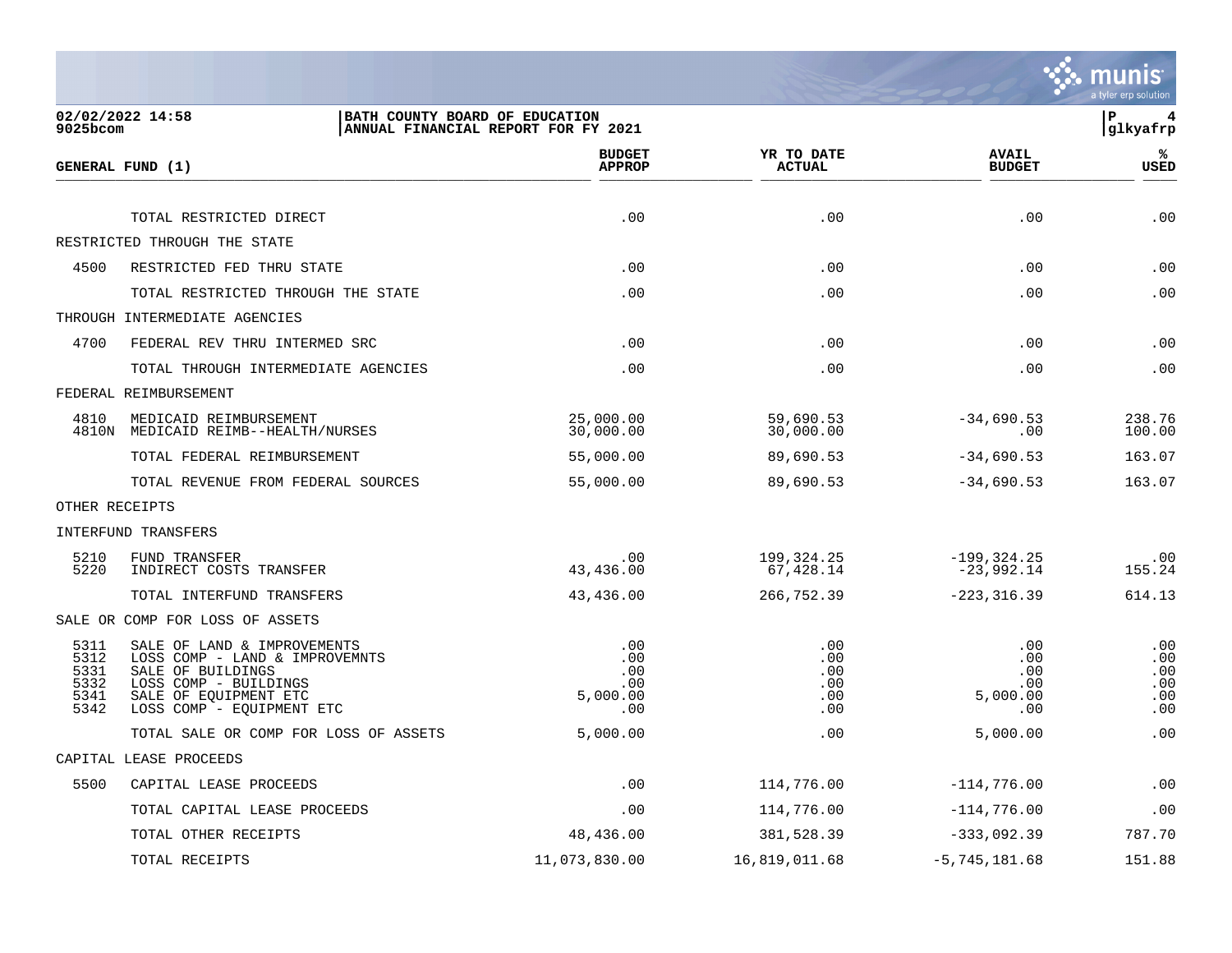BATH COUNTY BOARD OF EDUCATION
ANNUAL FINANCIAL REPORT FOR FY 2021

| GENERAL FUND (1) | | BUDGET APPROP | YR TO DATE ACTUAL | AVAIL BUDGET | % USED |
|---|---|---|---|---|---|
| | TOTAL RESTRICTED DIRECT | .00 | .00 | .00 | .00 |
| RESTRICTED THROUGH THE STATE | | | | | |
| 4500 | RESTRICTED FED THRU STATE | .00 | .00 | .00 | .00 |
| | TOTAL RESTRICTED THROUGH THE STATE | .00 | .00 | .00 | .00 |
| THROUGH INTERMEDIATE AGENCIES | | | | | |
| 4700 | FEDERAL REV THRU INTERMED SRC | .00 | .00 | .00 | .00 |
| | TOTAL THROUGH INTERMEDIATE AGENCIES | .00 | .00 | .00 | .00 |
| FEDERAL REIMBURSEMENT | | | | | |
| 4810 | MEDICAID REIMBURSEMENT | 25,000.00 | 59,690.53 | -34,690.53 | 238.76 |
| 4810N | MEDICAID REIMB--HEALTH/NURSES | 30,000.00 | 30,000.00 | .00 | 100.00 |
| | TOTAL FEDERAL REIMBURSEMENT | 55,000.00 | 89,690.53 | -34,690.53 | 163.07 |
| | TOTAL REVENUE FROM FEDERAL SOURCES | 55,000.00 | 89,690.53 | -34,690.53 | 163.07 |
| OTHER RECEIPTS | | | | | |
| INTERFUND TRANSFERS | | | | | |
| 5210 | FUND TRANSFER | .00 | 199,324.25 | -199,324.25 | .00 |
| 5220 | INDIRECT COSTS TRANSFER | 43,436.00 | 67,428.14 | -23,992.14 | 155.24 |
| | TOTAL INTERFUND TRANSFERS | 43,436.00 | 266,752.39 | -223,316.39 | 614.13 |
| SALE OR COMP FOR LOSS OF ASSETS | | | | | |
| 5311 | SALE OF LAND & IMPROVEMENTS | .00 | .00 | .00 | .00 |
| 5312 | LOSS COMP - LAND & IMPROVEMNTS | .00 | .00 | .00 | .00 |
| 5331 | SALE OF BUILDINGS | .00 | .00 | .00 | .00 |
| 5332 | LOSS COMP - BUILDINGS | .00 | .00 | .00 | .00 |
| 5341 | SALE OF EQUIPMENT ETC | 5,000.00 | .00 | 5,000.00 | .00 |
| 5342 | LOSS COMP - EQUIPMENT ETC | .00 | .00 | .00 | .00 |
| | TOTAL SALE OR COMP FOR LOSS OF ASSETS | 5,000.00 | .00 | 5,000.00 | .00 |
| CAPITAL LEASE PROCEEDS | | | | | |
| 5500 | CAPITAL LEASE PROCEEDS | .00 | 114,776.00 | -114,776.00 | .00 |
| | TOTAL CAPITAL LEASE PROCEEDS | .00 | 114,776.00 | -114,776.00 | .00 |
| | TOTAL OTHER RECEIPTS | 48,436.00 | 381,528.39 | -333,092.39 | 787.70 |
| | TOTAL RECEIPTS | 11,073,830.00 | 16,819,011.68 | -5,745,181.68 | 151.88 |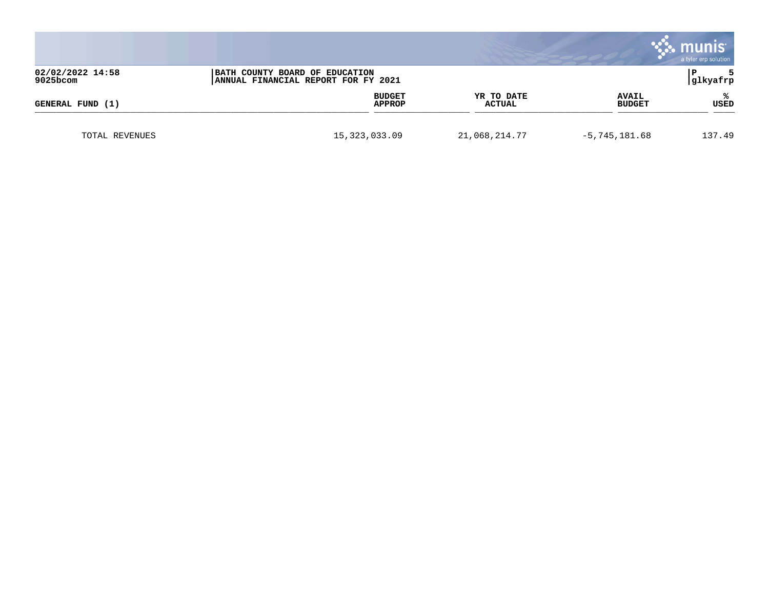| GENERAL FUND (1) | BUDGET APPROP | YR TO DATE ACTUAL | AVAIL BUDGET | % USED |
|---|---|---|---|---|
| TOTAL REVENUES | 15,323,033.09 | 21,068,214.77 | -5,745,181.68 | 137.49 |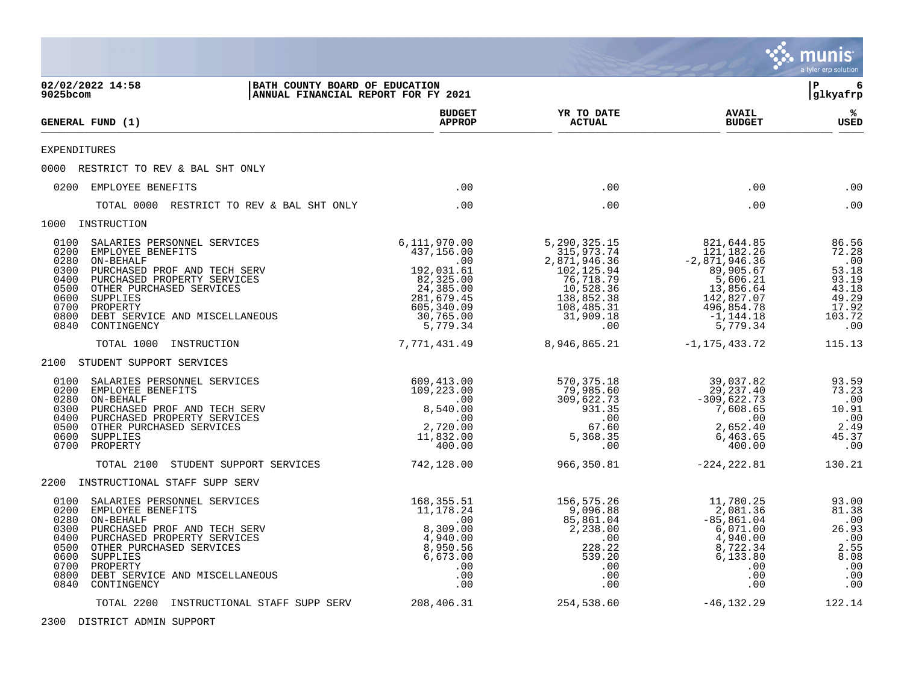BATH COUNTY BOARD OF EDUCATION
ANNUAL FINANCIAL REPORT FOR FY 2021

02/02/2022 14:58
9025bcom

| GENERAL FUND (1) | BUDGET APPROP | YR TO DATE ACTUAL | AVAIL BUDGET | % USED |
|---|---|---|---|---|
| EXPENDITURES | | | | |
| 0000 RESTRICT TO REV & BAL SHT ONLY | | | | |
| 0200 EMPLOYEE BENEFITS | .00 | .00 | .00 | .00 |
| TOTAL 0000 RESTRICT TO REV & BAL SHT ONLY | .00 | .00 | .00 | .00 |
| 1000 INSTRUCTION | | | | |
| 0100 SALARIES PERSONNEL SERVICES | 6,111,970.00 | 5,290,325.15 | 821,644.85 | 86.56 |
| 0200 EMPLOYEE BENEFITS | 437,156.00 | 315,973.74 | 121,182.26 | 72.28 |
| 0280 ON-BEHALF | .00 | 2,871,946.36 | -2,871,946.36 | .00 |
| 0300 PURCHASED PROF AND TECH SERV | 192,031.61 | 102,125.94 | 89,905.67 | 53.18 |
| 0400 PURCHASED PROPERTY SERVICES | 82,325.00 | 76,718.79 | 5,606.21 | 93.19 |
| 0500 OTHER PURCHASED SERVICES | 24,385.00 | 10,528.36 | 13,856.64 | 43.18 |
| 0600 SUPPLIES | 281,679.45 | 138,852.38 | 142,827.07 | 49.29 |
| 0700 PROPERTY | 605,340.09 | 108,485.31 | 496,854.78 | 17.92 |
| 0800 DEBT SERVICE AND MISCELLANEOUS | 30,765.00 | 31,909.18 | -1,144.18 | 103.72 |
| 0840 CONTINGENCY | 5,779.34 | .00 | 5,779.34 | .00 |
| TOTAL 1000 INSTRUCTION | 7,771,431.49 | 8,946,865.21 | -1,175,433.72 | 115.13 |
| 2100 STUDENT SUPPORT SERVICES | | | | |
| 0100 SALARIES PERSONNEL SERVICES | 609,413.00 | 570,375.18 | 39,037.82 | 93.59 |
| 0200 EMPLOYEE BENEFITS | 109,223.00 | 79,985.60 | 29,237.40 | 73.23 |
| 0280 ON-BEHALF | .00 | 309,622.73 | -309,622.73 | .00 |
| 0300 PURCHASED PROF AND TECH SERV | 8,540.00 | 931.35 | 7,608.65 | 10.91 |
| 0400 PURCHASED PROPERTY SERVICES | .00 | .00 | .00 | .00 |
| 0500 OTHER PURCHASED SERVICES | 2,720.00 | 67.60 | 2,652.40 | 2.49 |
| 0600 SUPPLIES | 11,832.00 | 5,368.35 | 6,463.65 | 45.37 |
| 0700 PROPERTY | 400.00 | .00 | 400.00 | .00 |
| TOTAL 2100 STUDENT SUPPORT SERVICES | 742,128.00 | 966,350.81 | -224,222.81 | 130.21 |
| 2200 INSTRUCTIONAL STAFF SUPP SERV | | | | |
| 0100 SALARIES PERSONNEL SERVICES | 168,355.51 | 156,575.26 | 11,780.25 | 93.00 |
| 0200 EMPLOYEE BENEFITS | 11,178.24 | 9,096.88 | 2,081.36 | 81.38 |
| 0280 ON-BEHALF | .00 | 85,861.04 | -85,861.04 | .00 |
| 0300 PURCHASED PROF AND TECH SERV | 8,309.00 | 2,238.00 | 6,071.00 | 26.93 |
| 0400 PURCHASED PROPERTY SERVICES | 4,940.00 | .00 | 4,940.00 | .00 |
| 0500 OTHER PURCHASED SERVICES | 8,950.56 | 228.22 | 8,722.34 | 2.55 |
| 0600 SUPPLIES | 6,673.00 | 539.20 | 6,133.80 | 8.08 |
| 0700 PROPERTY | .00 | .00 | .00 | .00 |
| 0800 DEBT SERVICE AND MISCELLANEOUS | .00 | .00 | .00 | .00 |
| 0840 CONTINGENCY | .00 | .00 | .00 | .00 |
| TOTAL 2200 INSTRUCTIONAL STAFF SUPP SERV | 208,406.31 | 254,538.60 | -46,132.29 | 122.14 |
| 2300 DISTRICT ADMIN SUPPORT | | | | |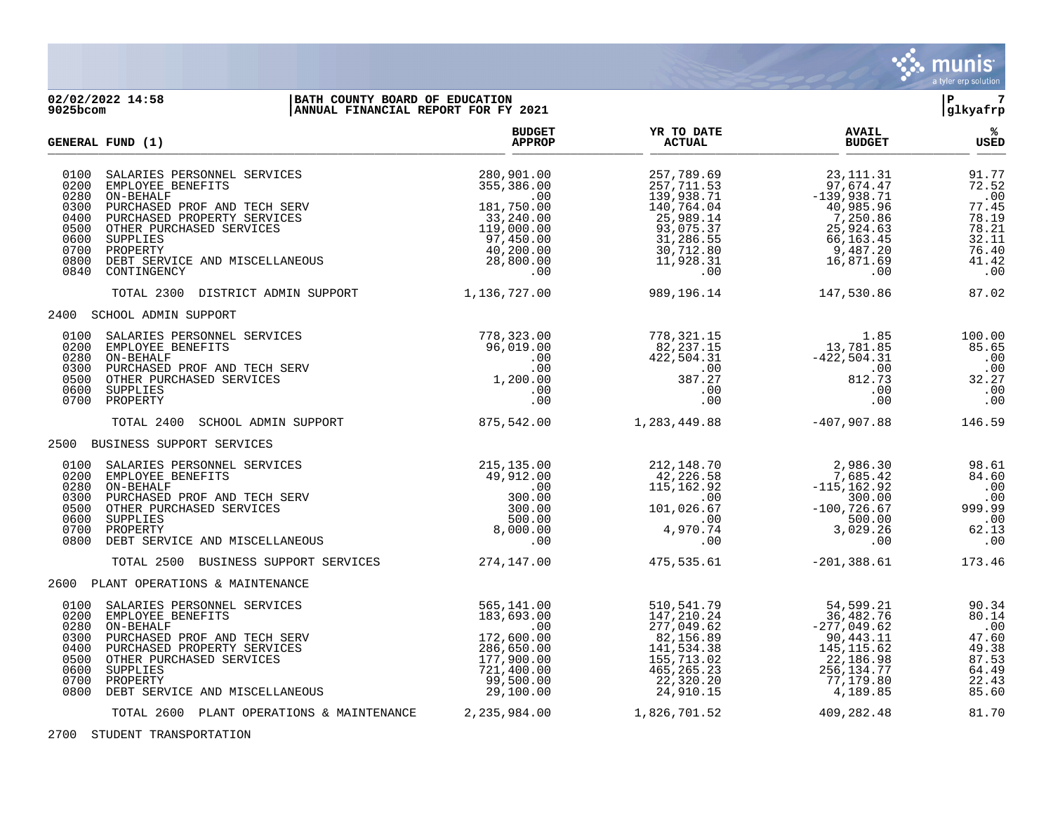BATH COUNTY BOARD OF EDUCATION
ANNUAL FINANCIAL REPORT FOR FY 2021

| GENERAL FUND (1) | | BUDGET APPROP | YR TO DATE ACTUAL | AVAIL BUDGET | % USED |
|---|---|---|---|---|---|
| 0100 | SALARIES PERSONNEL SERVICES | 280,901.00 | 257,789.69 | 23,111.31 | 91.77 |
| 0200 | EMPLOYEE BENEFITS | 355,386.00 | 257,711.53 | 97,674.47 | 72.52 |
| 0280 | ON-BEHALF | .00 | 139,938.71 | -139,938.71 | .00 |
| 0300 | PURCHASED PROF AND TECH SERV | 181,750.00 | 140,764.04 | 40,985.96 | 77.45 |
| 0400 | PURCHASED PROPERTY SERVICES | 33,240.00 | 25,989.14 | 7,250.86 | 78.19 |
| 0500 | OTHER PURCHASED SERVICES | 119,000.00 | 93,075.37 | 25,924.63 | 78.21 |
| 0600 | SUPPLIES | 97,450.00 | 31,286.55 | 66,163.45 | 32.11 |
| 0700 | PROPERTY | 40,200.00 | 30,712.80 | 9,487.20 | 76.40 |
| 0800 | DEBT SERVICE AND MISCELLANEOUS | 28,800.00 | 11,928.31 | 16,871.69 | 41.42 |
| 0840 | CONTINGENCY | .00 | .00 | .00 | .00 |
| | TOTAL 2300 DISTRICT ADMIN SUPPORT | 1,136,727.00 | 989,196.14 | 147,530.86 | 87.02 |
| 2400 | SCHOOL ADMIN SUPPORT | | | | |
| 0100 | SALARIES PERSONNEL SERVICES | 778,323.00 | 778,321.15 | 1.85 | 100.00 |
| 0200 | EMPLOYEE BENEFITS | 96,019.00 | 82,237.15 | 13,781.85 | 85.65 |
| 0280 | ON-BEHALF | .00 | 422,504.31 | -422,504.31 | .00 |
| 0300 | PURCHASED PROF AND TECH SERV | .00 | .00 | .00 | .00 |
| 0500 | OTHER PURCHASED SERVICES | 1,200.00 | 387.27 | 812.73 | 32.27 |
| 0600 | SUPPLIES | .00 | .00 | .00 | .00 |
| 0700 | PROPERTY | .00 | .00 | .00 | .00 |
| | TOTAL 2400 SCHOOL ADMIN SUPPORT | 875,542.00 | 1,283,449.88 | -407,907.88 | 146.59 |
| 2500 | BUSINESS SUPPORT SERVICES | | | | |
| 0100 | SALARIES PERSONNEL SERVICES | 215,135.00 | 212,148.70 | 2,986.30 | 98.61 |
| 0200 | EMPLOYEE BENEFITS | 49,912.00 | 42,226.58 | 7,685.42 | 84.60 |
| 0280 | ON-BEHALF | .00 | 115,162.92 | -115,162.92 | .00 |
| 0300 | PURCHASED PROF AND TECH SERV | 300.00 | .00 | 300.00 | .00 |
| 0500 | OTHER PURCHASED SERVICES | 300.00 | 101,026.67 | -100,726.67 | 999.99 |
| 0600 | SUPPLIES | 500.00 | .00 | 500.00 | .00 |
| 0700 | PROPERTY | 8,000.00 | 4,970.74 | 3,029.26 | 62.13 |
| 0800 | DEBT SERVICE AND MISCELLANEOUS | .00 | .00 | .00 | .00 |
| | TOTAL 2500 BUSINESS SUPPORT SERVICES | 274,147.00 | 475,535.61 | -201,388.61 | 173.46 |
| 2600 | PLANT OPERATIONS & MAINTENANCE | | | | |
| 0100 | SALARIES PERSONNEL SERVICES | 565,141.00 | 510,541.79 | 54,599.21 | 90.34 |
| 0200 | EMPLOYEE BENEFITS | 183,693.00 | 147,210.24 | 36,482.76 | 80.14 |
| 0280 | ON-BEHALF | .00 | 277,049.62 | -277,049.62 | .00 |
| 0300 | PURCHASED PROF AND TECH SERV | 172,600.00 | 82,156.89 | 90,443.11 | 47.60 |
| 0400 | PURCHASED PROPERTY SERVICES | 286,650.00 | 141,534.38 | 145,115.62 | 49.38 |
| 0500 | OTHER PURCHASED SERVICES | 177,900.00 | 155,713.02 | 22,186.98 | 87.53 |
| 0600 | SUPPLIES | 721,400.00 | 465,265.23 | 256,134.77 | 64.49 |
| 0700 | PROPERTY | 99,500.00 | 22,320.20 | 77,179.80 | 22.43 |
| 0800 | DEBT SERVICE AND MISCELLANEOUS | 29,100.00 | 24,910.15 | 4,189.85 | 85.60 |
| | TOTAL 2600 PLANT OPERATIONS & MAINTENANCE | 2,235,984.00 | 1,826,701.52 | 409,282.48 | 81.70 |
| 2700 | STUDENT TRANSPORTATION | | | | |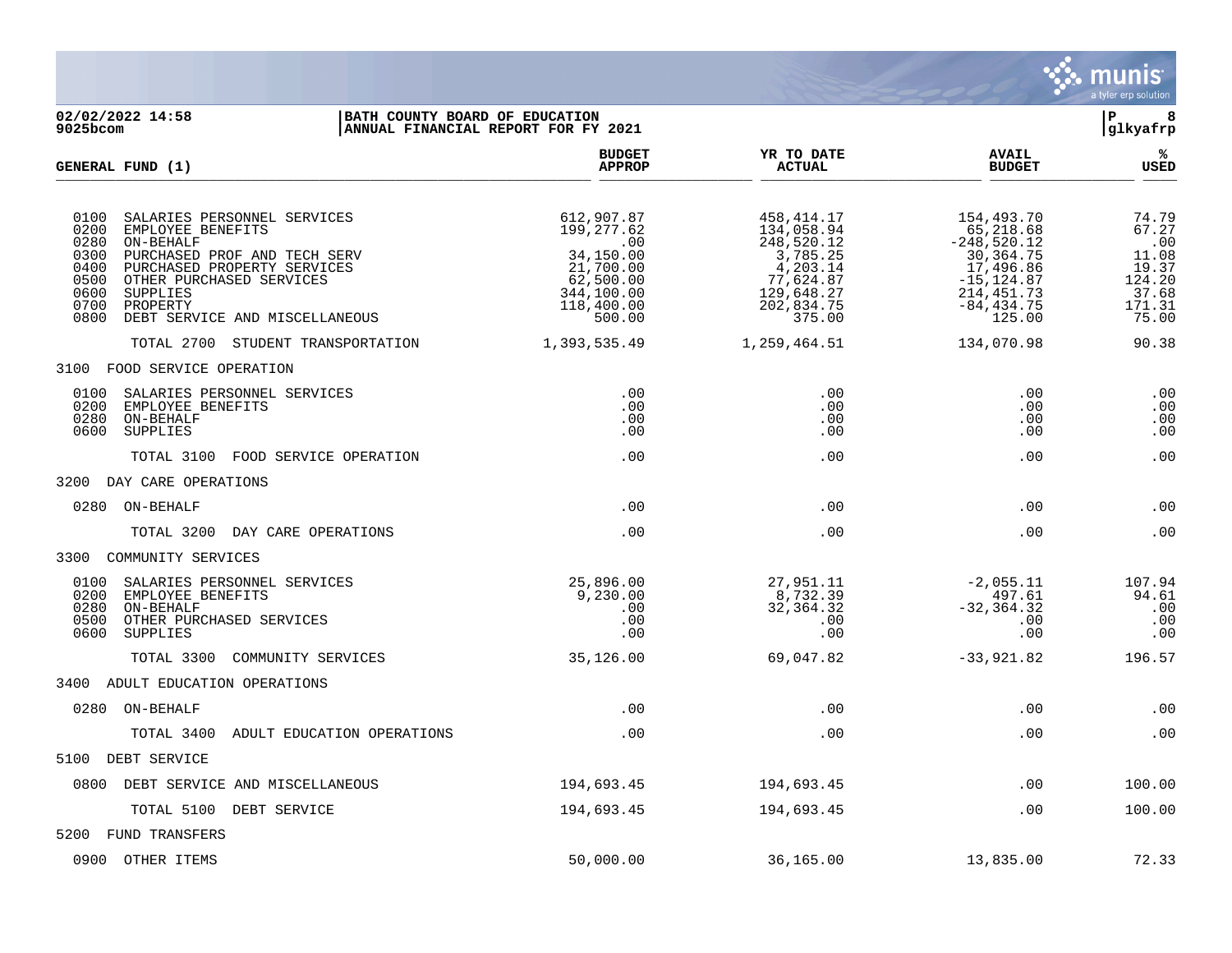02/02/2022 14:58 | BATH COUNTY BOARD OF EDUCATION
9025bcom | ANNUAL FINANCIAL REPORT FOR FY 2021

| GENERAL FUND (1) | BUDGET APPROP | YR TO DATE ACTUAL | AVAIL BUDGET | % USED |
|---|---|---|---|---|
| 0100 SALARIES PERSONNEL SERVICES | 612,907.87 | 458,414.17 | 154,493.70 | 74.79 |
| 0200 EMPLOYEE BENEFITS | 199,277.62 | 134,058.94 | 65,218.68 | 67.27 |
| 0280 ON-BEHALF | .00 | 248,520.12 | -248,520.12 | .00 |
| 0300 PURCHASED PROF AND TECH SERV | 34,150.00 | 3,785.25 | 30,364.75 | 11.08 |
| 0400 PURCHASED PROPERTY SERVICES | 21,700.00 | 4,203.14 | 17,496.86 | 19.37 |
| 0500 OTHER PURCHASED SERVICES | 62,500.00 | 77,624.87 | -15,124.87 | 124.20 |
| 0600 SUPPLIES | 344,100.00 | 129,648.27 | 214,451.73 | 37.68 |
| 0700 PROPERTY | 118,400.00 | 202,834.75 | -84,434.75 | 171.31 |
| 0800 DEBT SERVICE AND MISCELLANEOUS | 500.00 | 375.00 | 125.00 | 75.00 |
| TOTAL 2700 STUDENT TRANSPORTATION | 1,393,535.49 | 1,259,464.51 | 134,070.98 | 90.38 |
| 3100 FOOD SERVICE OPERATION | | | | |
| 0100 SALARIES PERSONNEL SERVICES | .00 | .00 | .00 | .00 |
| 0200 EMPLOYEE BENEFITS | .00 | .00 | .00 | .00 |
| 0280 ON-BEHALF | .00 | .00 | .00 | .00 |
| 0600 SUPPLIES | .00 | .00 | .00 | .00 |
| TOTAL 3100 FOOD SERVICE OPERATION | .00 | .00 | .00 | .00 |
| 3200 DAY CARE OPERATIONS | | | | |
| 0280 ON-BEHALF | .00 | .00 | .00 | .00 |
| TOTAL 3200 DAY CARE OPERATIONS | .00 | .00 | .00 | .00 |
| 3300 COMMUNITY SERVICES | | | | |
| 0100 SALARIES PERSONNEL SERVICES | 25,896.00 | 27,951.11 | -2,055.11 | 107.94 |
| 0200 EMPLOYEE BENEFITS | 9,230.00 | 8,732.39 | 497.61 | 94.61 |
| 0280 ON-BEHALF | .00 | 32,364.32 | -32,364.32 | .00 |
| 0500 OTHER PURCHASED SERVICES | .00 | .00 | .00 | .00 |
| 0600 SUPPLIES | .00 | .00 | .00 | .00 |
| TOTAL 3300 COMMUNITY SERVICES | 35,126.00 | 69,047.82 | -33,921.82 | 196.57 |
| 3400 ADULT EDUCATION OPERATIONS | | | | |
| 0280 ON-BEHALF | .00 | .00 | .00 | .00 |
| TOTAL 3400 ADULT EDUCATION OPERATIONS | .00 | .00 | .00 | .00 |
| 5100 DEBT SERVICE | | | | |
| 0800 DEBT SERVICE AND MISCELLANEOUS | 194,693.45 | 194,693.45 | .00 | 100.00 |
| TOTAL 5100 DEBT SERVICE | 194,693.45 | 194,693.45 | .00 | 100.00 |
| 5200 FUND TRANSFERS | | | | |
| 0900 OTHER ITEMS | 50,000.00 | 36,165.00 | 13,835.00 | 72.33 |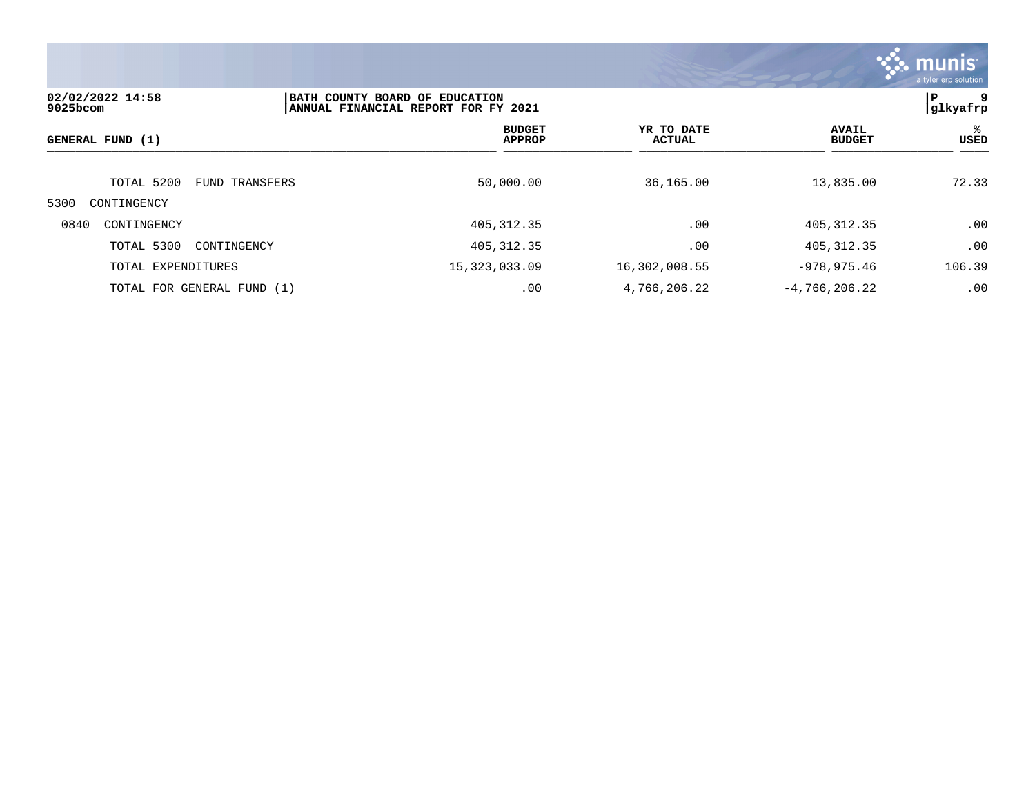BATH COUNTY BOARD OF EDUCATION
ANNUAL FINANCIAL REPORT FOR FY 2021

| GENERAL FUND (1) | BUDGET APPROP | YR TO DATE ACTUAL | AVAIL BUDGET | % USED |
|---|---|---|---|---|
| TOTAL 5200 FUND TRANSFERS | 50,000.00 | 36,165.00 | 13,835.00 | 72.33 |
| 5300 CONTINGENCY | | | | |
| 0840 CONTINGENCY | 405,312.35 | .00 | 405,312.35 | .00 |
| TOTAL 5300 CONTINGENCY | 405,312.35 | .00 | 405,312.35 | .00 |
| TOTAL EXPENDITURES | 15,323,033.09 | 16,302,008.55 | -978,975.46 | 106.39 |
| TOTAL FOR GENERAL FUND (1) | .00 | 4,766,206.22 | -4,766,206.22 | .00 |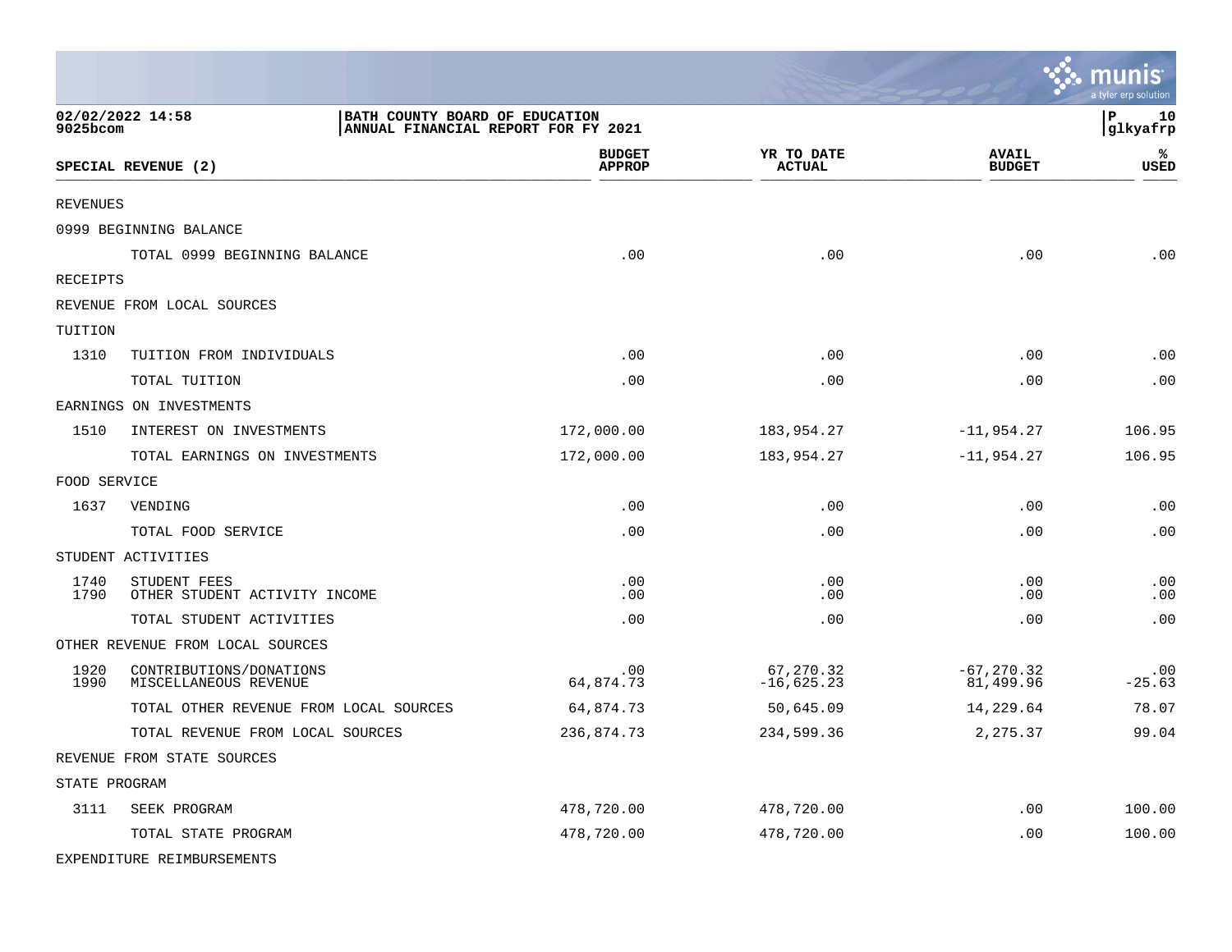BATH COUNTY BOARD OF EDUCATION
ANNUAL FINANCIAL REPORT FOR FY 2021

| SPECIAL REVENUE (2) | | BUDGET APPROP | YR TO DATE ACTUAL | AVAIL BUDGET | % USED |
|---|---|---|---|---|---|
| REVENUES | | | | | |
| 0999 BEGINNING BALANCE | | | | | |
| | TOTAL 0999 BEGINNING BALANCE | .00 | .00 | .00 | .00 |
| RECEIPTS | | | | | |
| REVENUE FROM LOCAL SOURCES | | | | | |
| TUITION | | | | | |
| 1310 | TUITION FROM INDIVIDUALS | .00 | .00 | .00 | .00 |
| | TOTAL TUITION | .00 | .00 | .00 | .00 |
| EARNINGS ON INVESTMENTS | | | | | |
| 1510 | INTEREST ON INVESTMENTS | 172,000.00 | 183,954.27 | -11,954.27 | 106.95 |
| | TOTAL EARNINGS ON INVESTMENTS | 172,000.00 | 183,954.27 | -11,954.27 | 106.95 |
| FOOD SERVICE | | | | | |
| 1637 | VENDING | .00 | .00 | .00 | .00 |
| | TOTAL FOOD SERVICE | .00 | .00 | .00 | .00 |
| STUDENT ACTIVITIES | | | | | |
| 1740 | STUDENT FEES | .00 | .00 | .00 | .00 |
| 1790 | OTHER STUDENT ACTIVITY INCOME | .00 | .00 | .00 | .00 |
| | TOTAL STUDENT ACTIVITIES | .00 | .00 | .00 | .00 |
| OTHER REVENUE FROM LOCAL SOURCES | | | | | |
| 1920 | CONTRIBUTIONS/DONATIONS | .00 | 67,270.32 | -67,270.32 | .00 |
| 1990 | MISCELLANEOUS REVENUE | 64,874.73 | -16,625.23 | 81,499.96 | -25.63 |
| | TOTAL OTHER REVENUE FROM LOCAL SOURCES | 64,874.73 | 50,645.09 | 14,229.64 | 78.07 |
| | TOTAL REVENUE FROM LOCAL SOURCES | 236,874.73 | 234,599.36 | 2,275.37 | 99.04 |
| REVENUE FROM STATE SOURCES | | | | | |
| STATE PROGRAM | | | | | |
| 3111 | SEEK PROGRAM | 478,720.00 | 478,720.00 | .00 | 100.00 |
| | TOTAL STATE PROGRAM | 478,720.00 | 478,720.00 | .00 | 100.00 |
| EXPENDITURE REIMBURSEMENTS | | | | | |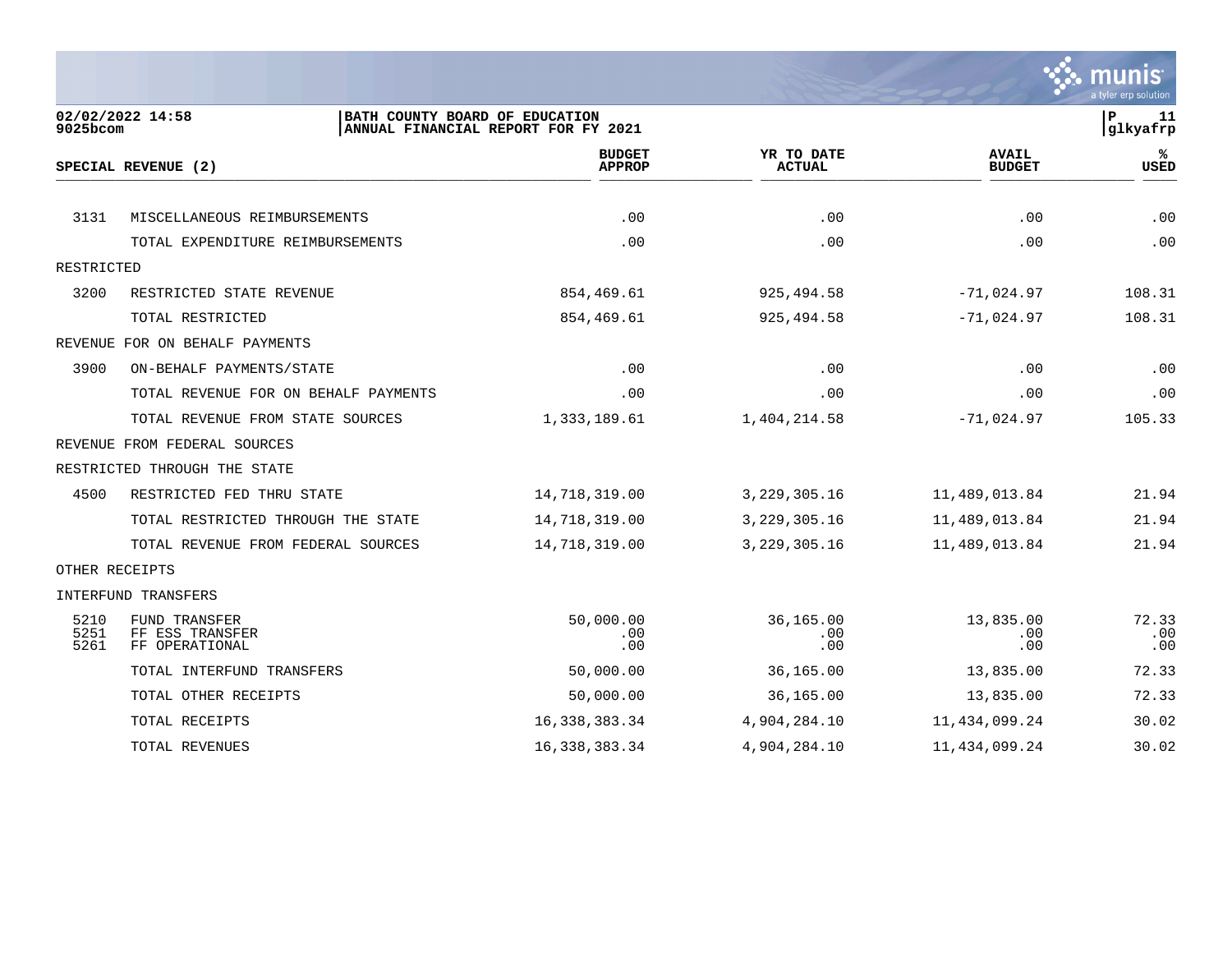02/02/2022 14:58 | BATH COUNTY BOARD OF EDUCATION
9025bcom | ANNUAL FINANCIAL REPORT FOR FY 2021
P 11 | glkyafrp

| SPECIAL REVENUE (2) | | BUDGET APPROP | YR TO DATE ACTUAL | AVAIL BUDGET | % USED |
|---|---|---|---|---|---|
| 3131 | MISCELLANEOUS REIMBURSEMENTS | .00 | .00 | .00 | .00 |
| | TOTAL EXPENDITURE REIMBURSEMENTS | .00 | .00 | .00 | .00 |
| RESTRICTED | | | | | |
| 3200 | RESTRICTED STATE REVENUE | 854,469.61 | 925,494.58 | -71,024.97 | 108.31 |
| | TOTAL RESTRICTED | 854,469.61 | 925,494.58 | -71,024.97 | 108.31 |
| REVENUE FOR ON BEHALF PAYMENTS | | | | | |
| 3900 | ON-BEHALF PAYMENTS/STATE | .00 | .00 | .00 | .00 |
| | TOTAL REVENUE FOR ON BEHALF PAYMENTS | .00 | .00 | .00 | .00 |
| | TOTAL REVENUE FROM STATE SOURCES | 1,333,189.61 | 1,404,214.58 | -71,024.97 | 105.33 |
| REVENUE FROM FEDERAL SOURCES | | | | | |
| RESTRICTED THROUGH THE STATE | | | | | |
| 4500 | RESTRICTED FED THRU STATE | 14,718,319.00 | 3,229,305.16 | 11,489,013.84 | 21.94 |
| | TOTAL RESTRICTED THROUGH THE STATE | 14,718,319.00 | 3,229,305.16 | 11,489,013.84 | 21.94 |
| | TOTAL REVENUE FROM FEDERAL SOURCES | 14,718,319.00 | 3,229,305.16 | 11,489,013.84 | 21.94 |
| OTHER RECEIPTS | | | | | |
| INTERFUND TRANSFERS | | | | | |
| 5210 | FUND TRANSFER | 50,000.00 | 36,165.00 | 13,835.00 | 72.33 |
| 5251 | FF ESS TRANSFER | .00 | .00 | .00 | .00 |
| 5261 | FF OPERATIONAL | .00 | .00 | .00 | .00 |
| | TOTAL INTERFUND TRANSFERS | 50,000.00 | 36,165.00 | 13,835.00 | 72.33 |
| | TOTAL OTHER RECEIPTS | 50,000.00 | 36,165.00 | 13,835.00 | 72.33 |
| | TOTAL RECEIPTS | 16,338,383.34 | 4,904,284.10 | 11,434,099.24 | 30.02 |
| | TOTAL REVENUES | 16,338,383.34 | 4,904,284.10 | 11,434,099.24 | 30.02 |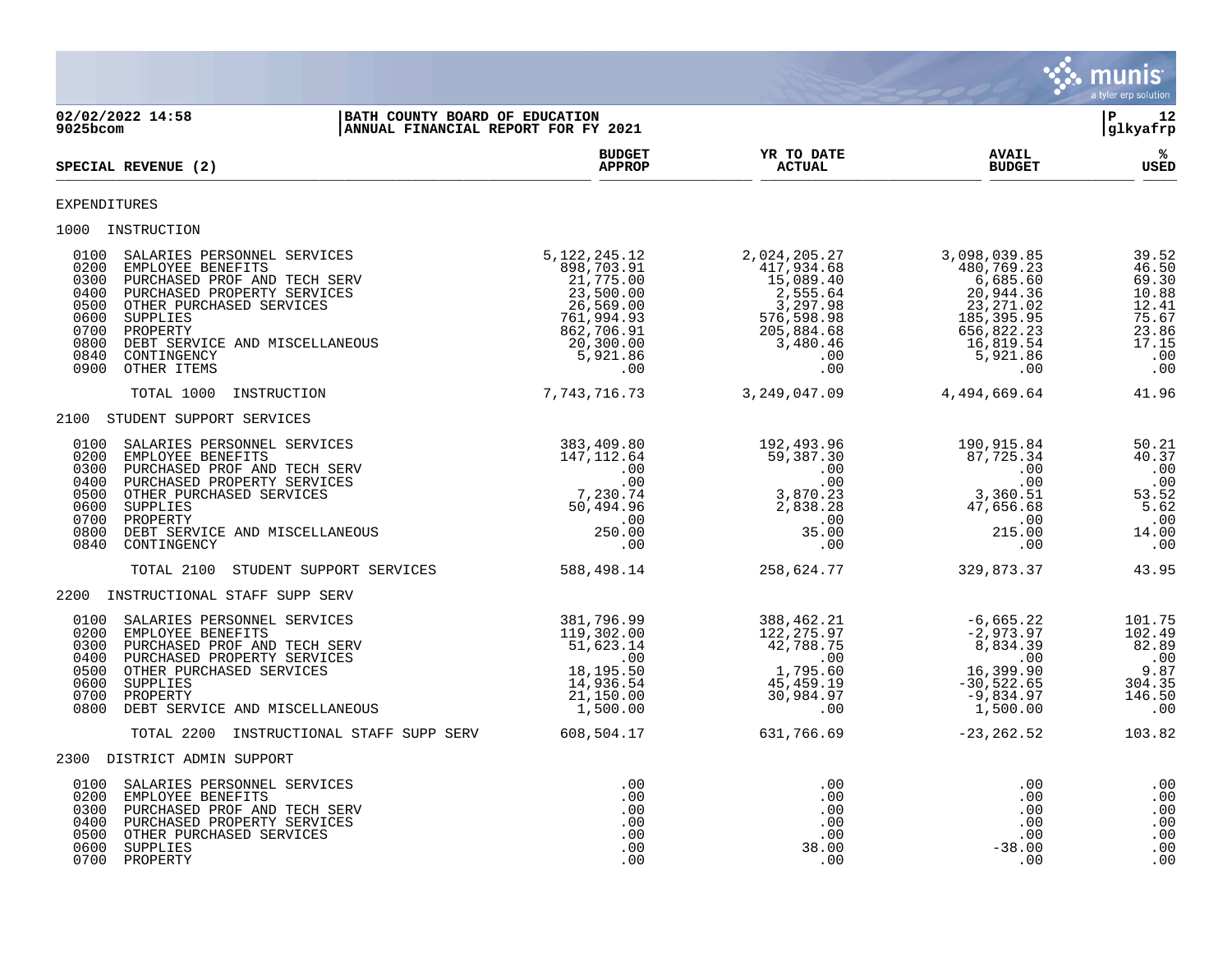BATH COUNTY BOARD OF EDUCATION
ANNUAL FINANCIAL REPORT FOR FY 2021

02/02/2022 14:58
9025bcom

## SPECIAL REVENUE (2)

| | BUDGET APPROP | YR TO DATE ACTUAL | AVAIL BUDGET | % USED |
|---|---|---|---|---|
| **EXPENDITURES** | | | | |
| **1000 INSTRUCTION** | | | | |
| 0100 SALARIES PERSONNEL SERVICES | 5,122,245.12 | 2,024,205.27 | 3,098,039.85 | 39.52 |
| 0200 EMPLOYEE BENEFITS | 898,703.91 | 417,934.68 | 480,769.23 | 46.50 |
| 0300 PURCHASED PROF AND TECH SERV | 21,775.00 | 15,089.40 | 6,685.60 | 69.30 |
| 0400 PURCHASED PROPERTY SERVICES | 23,500.00 | 2,555.64 | 20,944.36 | 10.88 |
| 0500 OTHER PURCHASED SERVICES | 26,569.00 | 3,297.98 | 23,271.02 | 12.41 |
| 0600 SUPPLIES | 761,994.93 | 576,598.98 | 185,395.95 | 75.67 |
| 0700 PROPERTY | 862,706.91 | 205,884.68 | 656,822.23 | 23.86 |
| 0800 DEBT SERVICE AND MISCELLANEOUS | 20,300.00 | 3,480.46 | 16,819.54 | 17.15 |
| 0840 CONTINGENCY | 5,921.86 | .00 | 5,921.86 | .00 |
| 0900 OTHER ITEMS | .00 | .00 | .00 | .00 |
| TOTAL 1000 INSTRUCTION | 7,743,716.73 | 3,249,047.09 | 4,494,669.64 | 41.96 |
| **2100 STUDENT SUPPORT SERVICES** | | | | |
| 0100 SALARIES PERSONNEL SERVICES | 383,409.80 | 192,493.96 | 190,915.84 | 50.21 |
| 0200 EMPLOYEE BENEFITS | 147,112.64 | 59,387.30 | 87,725.34 | 40.37 |
| 0300 PURCHASED PROF AND TECH SERV | .00 | .00 | .00 | .00 |
| 0400 PURCHASED PROPERTY SERVICES | .00 | .00 | .00 | .00 |
| 0500 OTHER PURCHASED SERVICES | 7,230.74 | 3,870.23 | 3,360.51 | 53.52 |
| 0600 SUPPLIES | 50,494.96 | 2,838.28 | 47,656.68 | 5.62 |
| 0700 PROPERTY | .00 | .00 | .00 | .00 |
| 0800 DEBT SERVICE AND MISCELLANEOUS | 250.00 | 35.00 | 215.00 | 14.00 |
| 0840 CONTINGENCY | .00 | .00 | .00 | .00 |
| TOTAL 2100 STUDENT SUPPORT SERVICES | 588,498.14 | 258,624.77 | 329,873.37 | 43.95 |
| **2200 INSTRUCTIONAL STAFF SUPP SERV** | | | | |
| 0100 SALARIES PERSONNEL SERVICES | 381,796.99 | 388,462.21 | -6,665.22 | 101.75 |
| 0200 EMPLOYEE BENEFITS | 119,302.00 | 122,275.97 | -2,973.97 | 102.49 |
| 0300 PURCHASED PROF AND TECH SERV | 51,623.14 | 42,788.75 | 8,834.39 | 82.89 |
| 0400 PURCHASED PROPERTY SERVICES | .00 | .00 | .00 | .00 |
| 0500 OTHER PURCHASED SERVICES | 18,195.50 | 1,795.60 | 16,399.90 | 9.87 |
| 0600 SUPPLIES | 14,936.54 | 45,459.19 | -30,522.65 | 304.35 |
| 0700 PROPERTY | 21,150.00 | 30,984.97 | -9,834.97 | 146.50 |
| 0800 DEBT SERVICE AND MISCELLANEOUS | 1,500.00 | .00 | 1,500.00 | .00 |
| TOTAL 2200 INSTRUCTIONAL STAFF SUPP SERV | 608,504.17 | 631,766.69 | -23,262.52 | 103.82 |
| **2300 DISTRICT ADMIN SUPPORT** | | | | |
| 0100 SALARIES PERSONNEL SERVICES | .00 | .00 | .00 | .00 |
| 0200 EMPLOYEE BENEFITS | .00 | .00 | .00 | .00 |
| 0300 PURCHASED PROF AND TECH SERV | .00 | .00 | .00 | .00 |
| 0400 PURCHASED PROPERTY SERVICES | .00 | .00 | .00 | .00 |
| 0500 OTHER PURCHASED SERVICES | .00 | .00 | .00 | .00 |
| 0600 SUPPLIES | .00 | 38.00 | -38.00 | .00 |
| 0700 PROPERTY | .00 | .00 | .00 | .00 |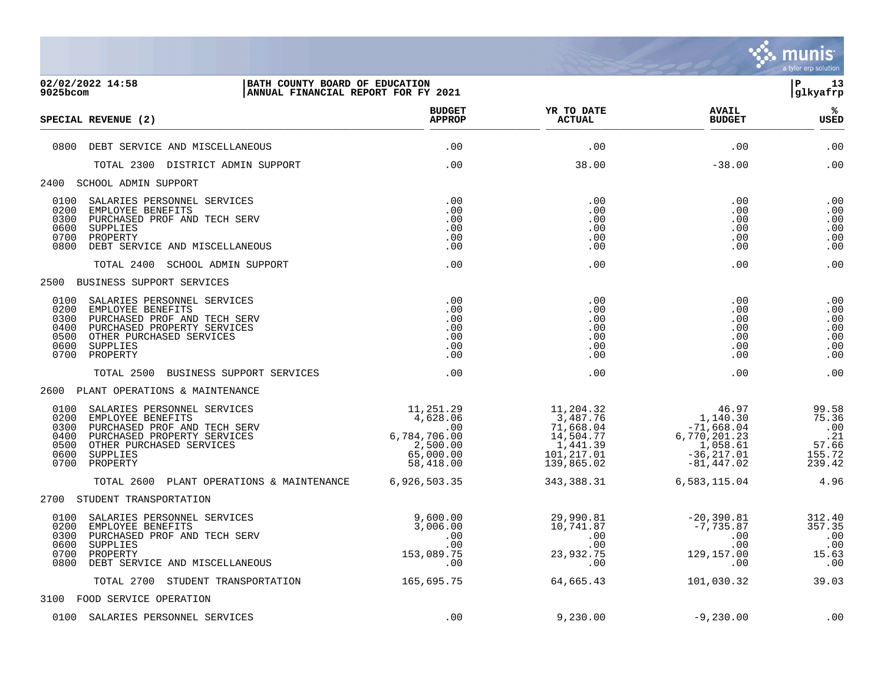BATH COUNTY BOARD OF EDUCATION
ANNUAL FINANCIAL REPORT FOR FY 2021

02/02/2022 14:58
9025bcom

glkyafrp

| SPECIAL REVENUE (2) | BUDGET APPROP | YR TO DATE ACTUAL | AVAIL BUDGET | % USED |
|---|---|---|---|---|
| 0800 DEBT SERVICE AND MISCELLANEOUS | .00 | .00 | .00 | .00 |
| TOTAL 2300 DISTRICT ADMIN SUPPORT | .00 | 38.00 | -38.00 | .00 |
| **2400 SCHOOL ADMIN SUPPORT** | | | | |
| 0100 SALARIES PERSONNEL SERVICES | .00 | .00 | .00 | .00 |
| 0200 EMPLOYEE BENEFITS | .00 | .00 | .00 | .00 |
| 0300 PURCHASED PROF AND TECH SERV | .00 | .00 | .00 | .00 |
| 0600 SUPPLIES | .00 | .00 | .00 | .00 |
| 0700 PROPERTY | .00 | .00 | .00 | .00 |
| 0800 DEBT SERVICE AND MISCELLANEOUS | .00 | .00 | .00 | .00 |
| TOTAL 2400 SCHOOL ADMIN SUPPORT | .00 | .00 | .00 | .00 |
| **2500 BUSINESS SUPPORT SERVICES** | | | | |
| 0100 SALARIES PERSONNEL SERVICES | .00 | .00 | .00 | .00 |
| 0200 EMPLOYEE BENEFITS | .00 | .00 | .00 | .00 |
| 0300 PURCHASED PROF AND TECH SERV | .00 | .00 | .00 | .00 |
| 0400 PURCHASED PROPERTY SERVICES | .00 | .00 | .00 | .00 |
| 0500 OTHER PURCHASED SERVICES | .00 | .00 | .00 | .00 |
| 0600 SUPPLIES | .00 | .00 | .00 | .00 |
| 0700 PROPERTY | .00 | .00 | .00 | .00 |
| TOTAL 2500 BUSINESS SUPPORT SERVICES | .00 | .00 | .00 | .00 |
| **2600 PLANT OPERATIONS & MAINTENANCE** | | | | |
| 0100 SALARIES PERSONNEL SERVICES | 11,251.29 | 11,204.32 | 46.97 | 99.58 |
| 0200 EMPLOYEE BENEFITS | 4,628.06 | 3,487.76 | 1,140.30 | 75.36 |
| 0300 PURCHASED PROF AND TECH SERV | .00 | 71,668.04 | -71,668.04 | .00 |
| 0400 PURCHASED PROPERTY SERVICES | 6,784,706.00 | 14,504.77 | 6,770,201.23 | .21 |
| 0500 OTHER PURCHASED SERVICES | 2,500.00 | 1,441.39 | 1,058.61 | 57.66 |
| 0600 SUPPLIES | 65,000.00 | 101,217.01 | -36,217.01 | 155.72 |
| 0700 PROPERTY | 58,418.00 | 139,865.02 | -81,447.02 | 239.42 |
| TOTAL 2600 PLANT OPERATIONS & MAINTENANCE | 6,926,503.35 | 343,388.31 | 6,583,115.04 | 4.96 |
| **2700 STUDENT TRANSPORTATION** | | | | |
| 0100 SALARIES PERSONNEL SERVICES | 9,600.00 | 29,990.81 | -20,390.81 | 312.40 |
| 0200 EMPLOYEE BENEFITS | 3,006.00 | 10,741.87 | -7,735.87 | 357.35 |
| 0300 PURCHASED PROF AND TECH SERV | .00 | .00 | .00 | .00 |
| 0600 SUPPLIES | .00 | .00 | .00 | .00 |
| 0700 PROPERTY | 153,089.75 | 23,932.75 | 129,157.00 | 15.63 |
| 0800 DEBT SERVICE AND MISCELLANEOUS | .00 | .00 | .00 | .00 |
| TOTAL 2700 STUDENT TRANSPORTATION | 165,695.75 | 64,665.43 | 101,030.32 | 39.03 |
| **3100 FOOD SERVICE OPERATION** | | | | |
| 0100 SALARIES PERSONNEL SERVICES | .00 | 9,230.00 | -9,230.00 | .00 |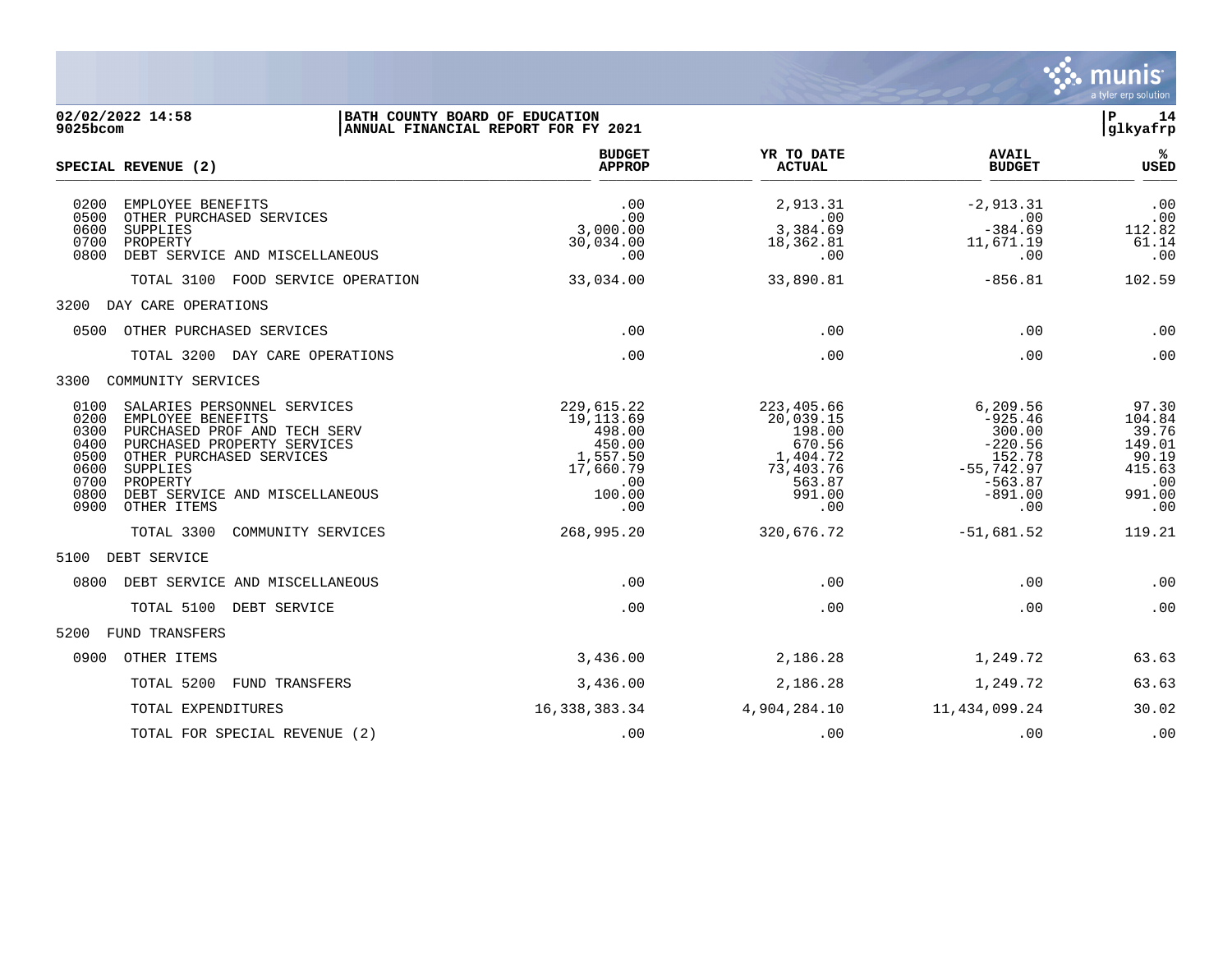**BATH COUNTY BOARD OF EDUCATION**
**ANNUAL FINANCIAL REPORT FOR FY 2021**

02/02/2022 14:58
9025bcom

| SPECIAL REVENUE (2) | BUDGET APPROP | YR TO DATE ACTUAL | AVAIL BUDGET | % USED |
|---|---|---|---|---|
| 0200 EMPLOYEE BENEFITS | .00 | 2,913.31 | -2,913.31 | .00 |
| 0500 OTHER PURCHASED SERVICES | .00 | .00 | .00 | .00 |
| 0600 SUPPLIES | 3,000.00 | 3,384.69 | -384.69 | 112.82 |
| 0700 PROPERTY | 30,034.00 | 18,362.81 | 11,671.19 | 61.14 |
| 0800 DEBT SERVICE AND MISCELLANEOUS | .00 | .00 | .00 | .00 |
| TOTAL 3100 FOOD SERVICE OPERATION | 33,034.00 | 33,890.81 | -856.81 | 102.59 |
| 3200 DAY CARE OPERATIONS | | | | |
| 0500 OTHER PURCHASED SERVICES | .00 | .00 | .00 | .00 |
| TOTAL 3200 DAY CARE OPERATIONS | .00 | .00 | .00 | .00 |
| 3300 COMMUNITY SERVICES | | | | |
| 0100 SALARIES PERSONNEL SERVICES | 229,615.22 | 223,405.66 | 6,209.56 | 97.30 |
| 0200 EMPLOYEE BENEFITS | 19,113.69 | 20,039.15 | -925.46 | 104.84 |
| 0300 PURCHASED PROF AND TECH SERV | 498.00 | 198.00 | 300.00 | 39.76 |
| 0400 PURCHASED PROPERTY SERVICES | 450.00 | 670.56 | -220.56 | 149.01 |
| 0500 OTHER PURCHASED SERVICES | 1,557.50 | 1,404.72 | 152.78 | 90.19 |
| 0600 SUPPLIES | 17,660.79 | 73,403.76 | -55,742.97 | 415.63 |
| 0700 PROPERTY | .00 | 563.87 | -563.87 | .00 |
| 0800 DEBT SERVICE AND MISCELLANEOUS | 100.00 | 991.00 | -891.00 | 991.00 |
| 0900 OTHER ITEMS | .00 | .00 | .00 | .00 |
| TOTAL 3300 COMMUNITY SERVICES | 268,995.20 | 320,676.72 | -51,681.52 | 119.21 |
| 5100 DEBT SERVICE | | | | |
| 0800 DEBT SERVICE AND MISCELLANEOUS | .00 | .00 | .00 | .00 |
| TOTAL 5100 DEBT SERVICE | .00 | .00 | .00 | .00 |
| 5200 FUND TRANSFERS | | | | |
| 0900 OTHER ITEMS | 3,436.00 | 2,186.28 | 1,249.72 | 63.63 |
| TOTAL 5200 FUND TRANSFERS | 3,436.00 | 2,186.28 | 1,249.72 | 63.63 |
| TOTAL EXPENDITURES | 16,338,383.34 | 4,904,284.10 | 11,434,099.24 | 30.02 |
| TOTAL FOR SPECIAL REVENUE (2) | .00 | .00 | .00 | .00 |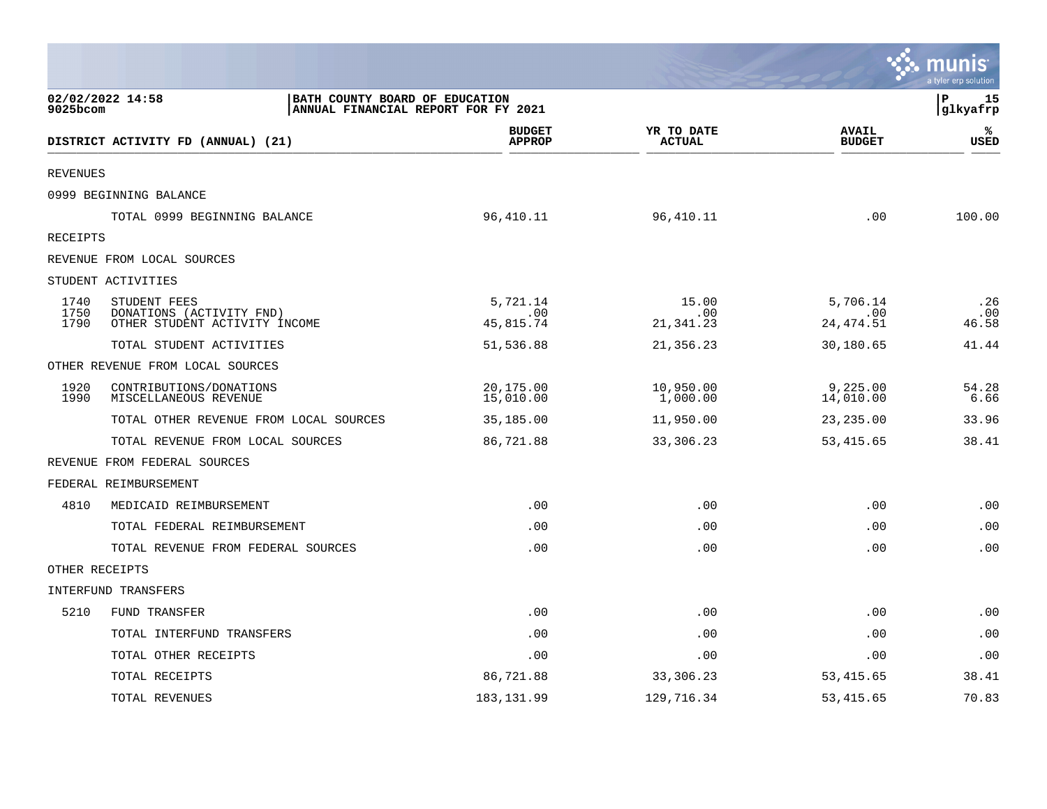02/02/2022 14:58 | BATH COUNTY BOARD OF EDUCATION
9025bcom | ANNUAL FINANCIAL REPORT FOR FY 2021

| DISTRICT ACTIVITY FD (ANNUAL) (21) | | BUDGET APPROP | YR TO DATE ACTUAL | AVAIL BUDGET | % USED |
|---|---|---|---|---|---|
| REVENUES | | | | | |
| 0999 BEGINNING BALANCE | | | | | |
| | TOTAL 0999 BEGINNING BALANCE | 96,410.11 | 96,410.11 | .00 | 100.00 |
| RECEIPTS | | | | | |
| REVENUE FROM LOCAL SOURCES | | | | | |
| STUDENT ACTIVITIES | | | | | |
| 1740 | STUDENT FEES | 5,721.14 | 15.00 | 5,706.14 | .26 |
| 1750 | DONATIONS (ACTIVITY FND) | .00 | .00 | .00 | .00 |
| 1790 | OTHER STUDENT ACTIVITY INCOME | 45,815.74 | 21,341.23 | 24,474.51 | 46.58 |
| | TOTAL STUDENT ACTIVITIES | 51,536.88 | 21,356.23 | 30,180.65 | 41.44 |
| OTHER REVENUE FROM LOCAL SOURCES | | | | | |
| 1920 | CONTRIBUTIONS/DONATIONS | 20,175.00 | 10,950.00 | 9,225.00 | 54.28 |
| 1990 | MISCELLANEOUS REVENUE | 15,010.00 | 1,000.00 | 14,010.00 | 6.66 |
| | TOTAL OTHER REVENUE FROM LOCAL SOURCES | 35,185.00 | 11,950.00 | 23,235.00 | 33.96 |
| | TOTAL REVENUE FROM LOCAL SOURCES | 86,721.88 | 33,306.23 | 53,415.65 | 38.41 |
| REVENUE FROM FEDERAL SOURCES | | | | | |
| FEDERAL REIMBURSEMENT | | | | | |
| 4810 | MEDICAID REIMBURSEMENT | .00 | .00 | .00 | .00 |
| | TOTAL FEDERAL REIMBURSEMENT | .00 | .00 | .00 | .00 |
| | TOTAL REVENUE FROM FEDERAL SOURCES | .00 | .00 | .00 | .00 |
| OTHER RECEIPTS | | | | | |
| INTERFUND TRANSFERS | | | | | |
| 5210 | FUND TRANSFER | .00 | .00 | .00 | .00 |
| | TOTAL INTERFUND TRANSFERS | .00 | .00 | .00 | .00 |
| | TOTAL OTHER RECEIPTS | .00 | .00 | .00 | .00 |
| | TOTAL RECEIPTS | 86,721.88 | 33,306.23 | 53,415.65 | 38.41 |
| | TOTAL REVENUES | 183,131.99 | 129,716.34 | 53,415.65 | 70.83 |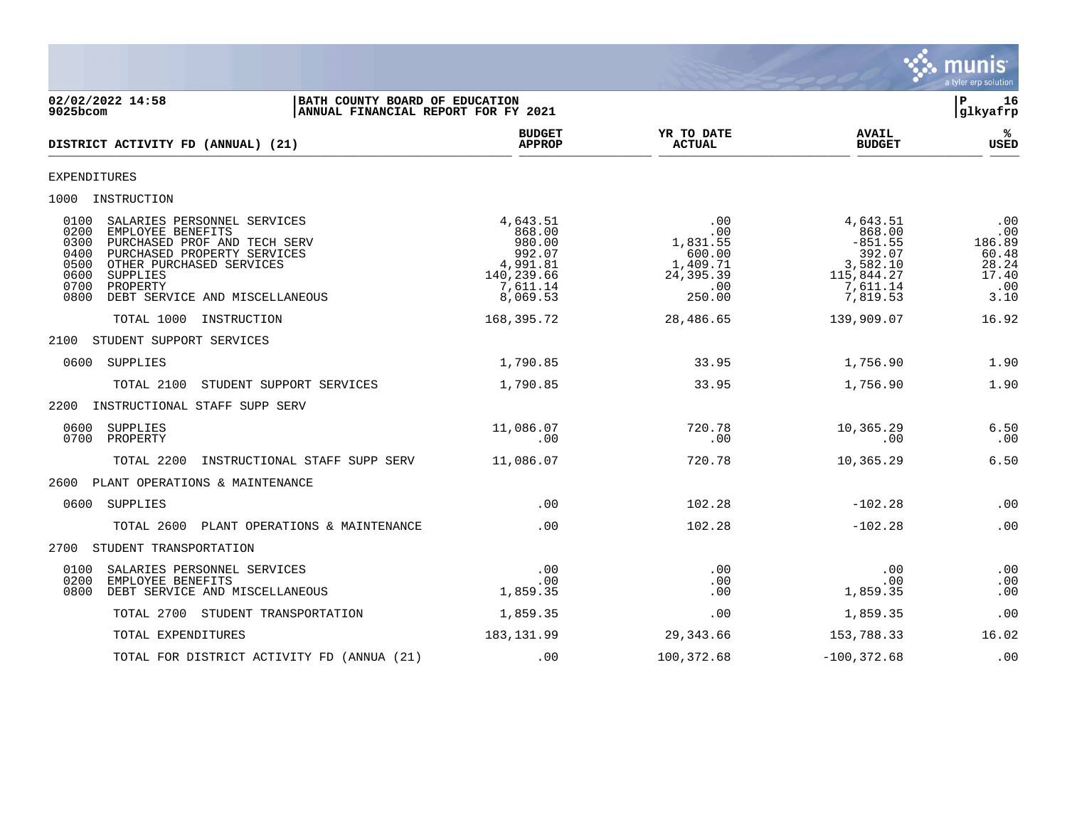02/02/2022 14:58
9025bcom

**BATH COUNTY BOARD OF EDUCATION**
**ANNUAL FINANCIAL REPORT FOR FY 2021**

P 16
glkyafrp

| DISTRICT ACTIVITY FD (ANNUAL) (21) | BUDGET APPROP | YR TO DATE ACTUAL | AVAIL BUDGET | % USED |
|---|---|---|---|---|
| EXPENDITURES | | | | |
| 1000 INSTRUCTION | | | | |
| 0100 SALARIES PERSONNEL SERVICES | 4,643.51 | .00 | 4,643.51 | .00 |
| 0200 EMPLOYEE BENEFITS | 868.00 | .00 | 868.00 | .00 |
| 0300 PURCHASED PROF AND TECH SERV | 980.00 | 1,831.55 | -851.55 | 186.89 |
| 0400 PURCHASED PROPERTY SERVICES | 992.07 | 600.00 | 392.07 | 60.48 |
| 0500 OTHER PURCHASED SERVICES | 4,991.81 | 1,409.71 | 3,582.10 | 28.24 |
| 0600 SUPPLIES | 140,239.66 | 24,395.39 | 115,844.27 | 17.40 |
| 0700 PROPERTY | 7,611.14 | .00 | 7,611.14 | .00 |
| 0800 DEBT SERVICE AND MISCELLANEOUS | 8,069.53 | 250.00 | 7,819.53 | 3.10 |
| TOTAL 1000 INSTRUCTION | 168,395.72 | 28,486.65 | 139,909.07 | 16.92 |
| 2100 STUDENT SUPPORT SERVICES | | | | |
| 0600 SUPPLIES | 1,790.85 | 33.95 | 1,756.90 | 1.90 |
| TOTAL 2100 STUDENT SUPPORT SERVICES | 1,790.85 | 33.95 | 1,756.90 | 1.90 |
| 2200 INSTRUCTIONAL STAFF SUPP SERV | | | | |
| 0600 SUPPLIES | 11,086.07 | 720.78 | 10,365.29 | 6.50 |
| 0700 PROPERTY | .00 | .00 | .00 | .00 |
| TOTAL 2200 INSTRUCTIONAL STAFF SUPP SERV | 11,086.07 | 720.78 | 10,365.29 | 6.50 |
| 2600 PLANT OPERATIONS & MAINTENANCE | | | | |
| 0600 SUPPLIES | .00 | 102.28 | -102.28 | .00 |
| TOTAL 2600 PLANT OPERATIONS & MAINTENANCE | .00 | 102.28 | -102.28 | .00 |
| 2700 STUDENT TRANSPORTATION | | | | |
| 0100 SALARIES PERSONNEL SERVICES | .00 | .00 | .00 | .00 |
| 0200 EMPLOYEE BENEFITS | .00 | .00 | .00 | .00 |
| 0800 DEBT SERVICE AND MISCELLANEOUS | 1,859.35 | .00 | 1,859.35 | .00 |
| TOTAL 2700 STUDENT TRANSPORTATION | 1,859.35 | .00 | 1,859.35 | .00 |
| TOTAL EXPENDITURES | 183,131.99 | 29,343.66 | 153,788.33 | 16.02 |
| TOTAL FOR DISTRICT ACTIVITY FD (ANNUA (21) | .00 | 100,372.68 | -100,372.68 | .00 |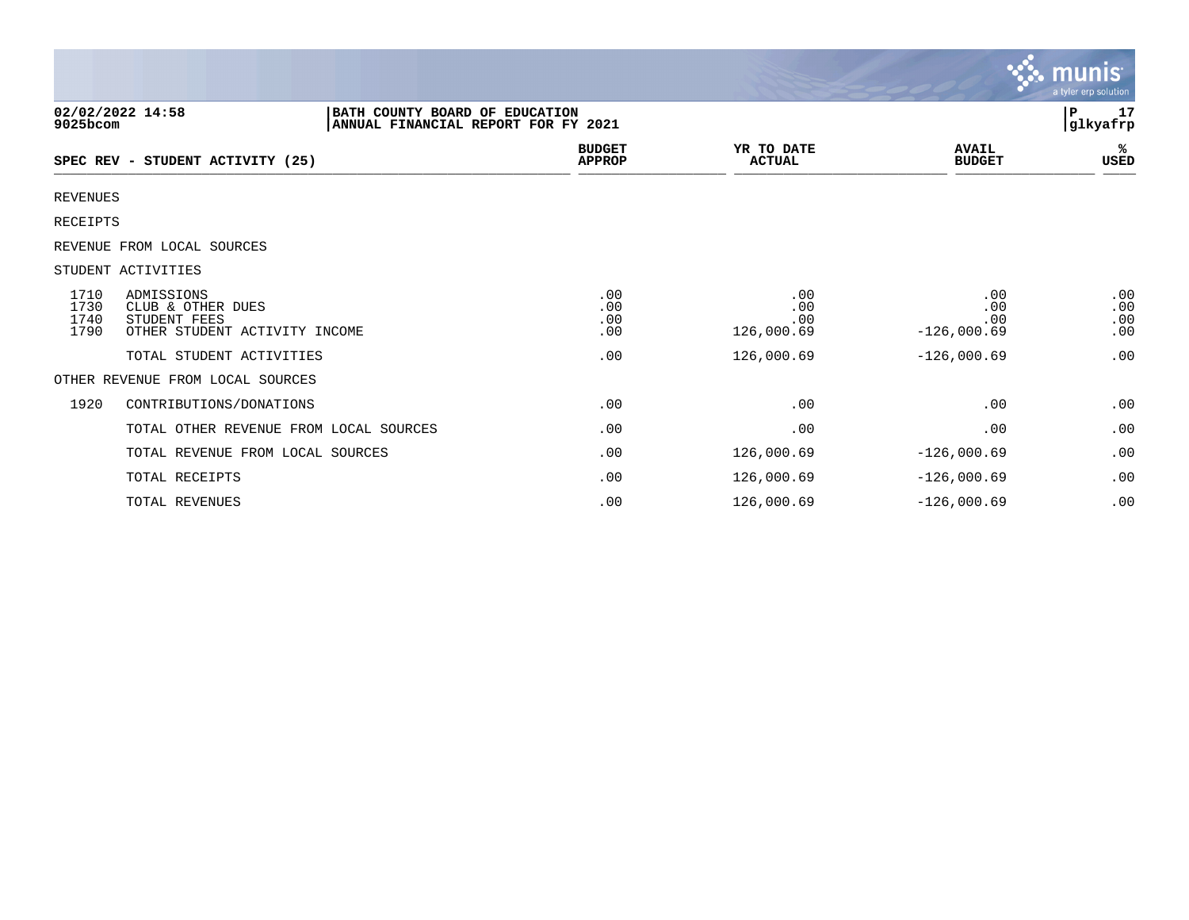BATH COUNTY BOARD OF EDUCATION
ANNUAL FINANCIAL REPORT FOR FY 2021

02/02/2022 14:58
9025bcom

glkyafrp

| SPEC REV - STUDENT ACTIVITY (25) | | BUDGET APPROP | YR TO DATE ACTUAL | AVAIL BUDGET | % USED |
|---|---|---|---|---|---|
| REVENUES | | | | | |
| RECEIPTS | | | | | |
| REVENUE FROM LOCAL SOURCES | | | | | |
| STUDENT ACTIVITIES | | | | | |
| 1710 | ADMISSIONS | .00 | .00 | .00 | .00 |
| 1730 | CLUB & OTHER DUES | .00 | .00 | .00 | .00 |
| 1740 | STUDENT FEES | .00 | .00 | .00 | .00 |
| 1790 | OTHER STUDENT ACTIVITY INCOME | .00 | 126,000.69 | -126,000.69 | .00 |
| | TOTAL STUDENT ACTIVITIES | .00 | 126,000.69 | -126,000.69 | .00 |
| OTHER REVENUE FROM LOCAL SOURCES | | | | | |
| 1920 | CONTRIBUTIONS/DONATIONS | .00 | .00 | .00 | .00 |
| | TOTAL OTHER REVENUE FROM LOCAL SOURCES | .00 | .00 | .00 | .00 |
| | TOTAL REVENUE FROM LOCAL SOURCES | .00 | 126,000.69 | -126,000.69 | .00 |
| | TOTAL RECEIPTS | .00 | 126,000.69 | -126,000.69 | .00 |
| | TOTAL REVENUES | .00 | 126,000.69 | -126,000.69 | .00 |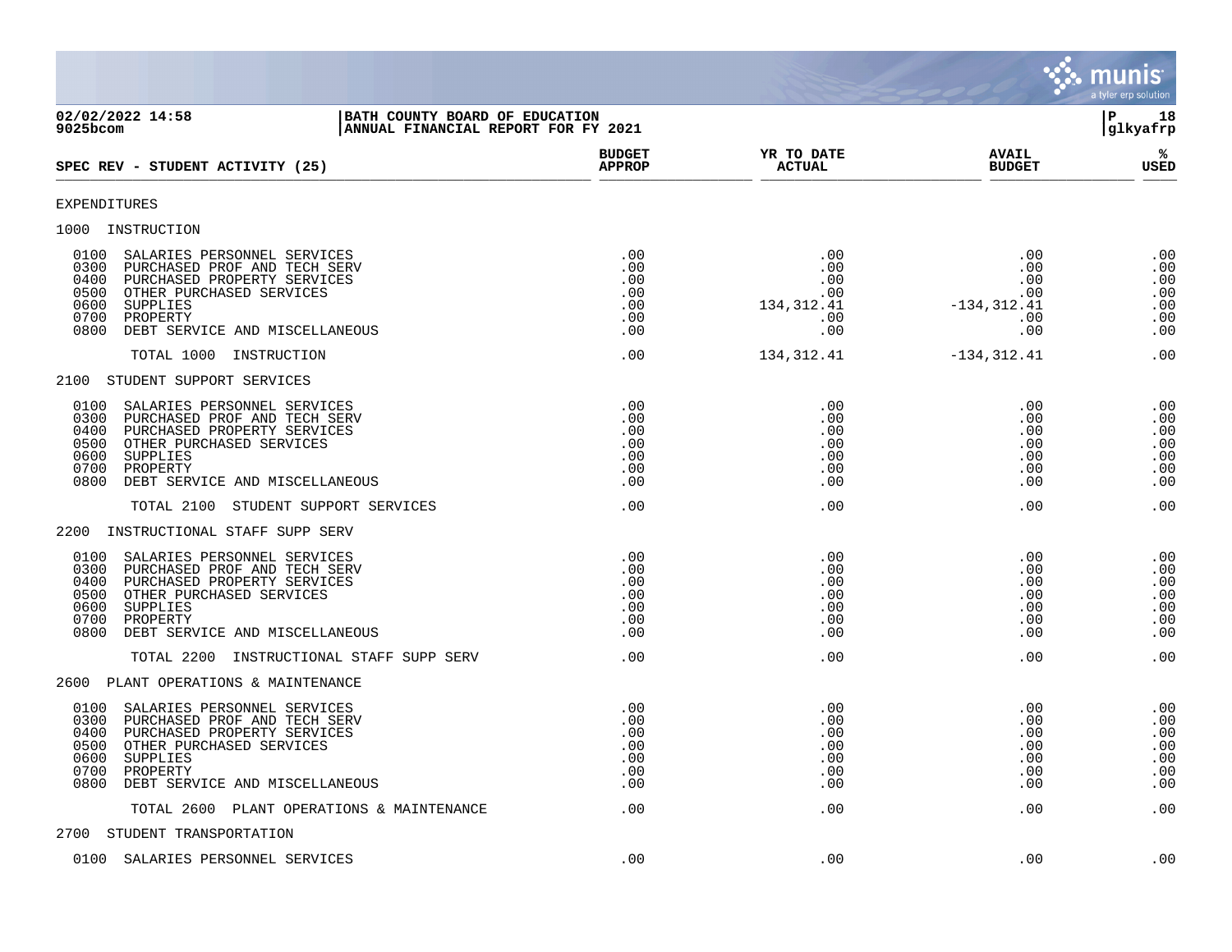BATH COUNTY BOARD OF EDUCATION
ANNUAL FINANCIAL REPORT FOR FY 2021

| SPEC REV - STUDENT ACTIVITY (25) | BUDGET APPROP | YR TO DATE ACTUAL | AVAIL BUDGET | % USED |
|---|---|---|---|---|
| **EXPENDITURES** | | | | |
| **1000 INSTRUCTION** | | | | |
| 0100 SALARIES PERSONNEL SERVICES | .00 | .00 | .00 | .00 |
| 0300 PURCHASED PROF AND TECH SERV | .00 | .00 | .00 | .00 |
| 0400 PURCHASED PROPERTY SERVICES | .00 | .00 | .00 | .00 |
| 0500 OTHER PURCHASED SERVICES | .00 | .00 | .00 | .00 |
| 0600 SUPPLIES | .00 | 134,312.41 | -134,312.41 | .00 |
| 0700 PROPERTY | .00 | .00 | .00 | .00 |
| 0800 DEBT SERVICE AND MISCELLANEOUS | .00 | .00 | .00 | .00 |
| TOTAL 1000 INSTRUCTION | .00 | 134,312.41 | -134,312.41 | .00 |
| **2100 STUDENT SUPPORT SERVICES** | | | | |
| 0100 SALARIES PERSONNEL SERVICES | .00 | .00 | .00 | .00 |
| 0300 PURCHASED PROF AND TECH SERV | .00 | .00 | .00 | .00 |
| 0400 PURCHASED PROPERTY SERVICES | .00 | .00 | .00 | .00 |
| 0500 OTHER PURCHASED SERVICES | .00 | .00 | .00 | .00 |
| 0600 SUPPLIES | .00 | .00 | .00 | .00 |
| 0700 PROPERTY | .00 | .00 | .00 | .00 |
| 0800 DEBT SERVICE AND MISCELLANEOUS | .00 | .00 | .00 | .00 |
| TOTAL 2100 STUDENT SUPPORT SERVICES | .00 | .00 | .00 | .00 |
| **2200 INSTRUCTIONAL STAFF SUPP SERV** | | | | |
| 0100 SALARIES PERSONNEL SERVICES | .00 | .00 | .00 | .00 |
| 0300 PURCHASED PROF AND TECH SERV | .00 | .00 | .00 | .00 |
| 0400 PURCHASED PROPERTY SERVICES | .00 | .00 | .00 | .00 |
| 0500 OTHER PURCHASED SERVICES | .00 | .00 | .00 | .00 |
| 0600 SUPPLIES | .00 | .00 | .00 | .00 |
| 0700 PROPERTY | .00 | .00 | .00 | .00 |
| 0800 DEBT SERVICE AND MISCELLANEOUS | .00 | .00 | .00 | .00 |
| TOTAL 2200 INSTRUCTIONAL STAFF SUPP SERV | .00 | .00 | .00 | .00 |
| **2600 PLANT OPERATIONS & MAINTENANCE** | | | | |
| 0100 SALARIES PERSONNEL SERVICES | .00 | .00 | .00 | .00 |
| 0300 PURCHASED PROF AND TECH SERV | .00 | .00 | .00 | .00 |
| 0400 PURCHASED PROPERTY SERVICES | .00 | .00 | .00 | .00 |
| 0500 OTHER PURCHASED SERVICES | .00 | .00 | .00 | .00 |
| 0600 SUPPLIES | .00 | .00 | .00 | .00 |
| 0700 PROPERTY | .00 | .00 | .00 | .00 |
| 0800 DEBT SERVICE AND MISCELLANEOUS | .00 | .00 | .00 | .00 |
| TOTAL 2600 PLANT OPERATIONS & MAINTENANCE | .00 | .00 | .00 | .00 |
| **2700 STUDENT TRANSPORTATION** | | | | |
| 0100 SALARIES PERSONNEL SERVICES | .00 | .00 | .00 | .00 |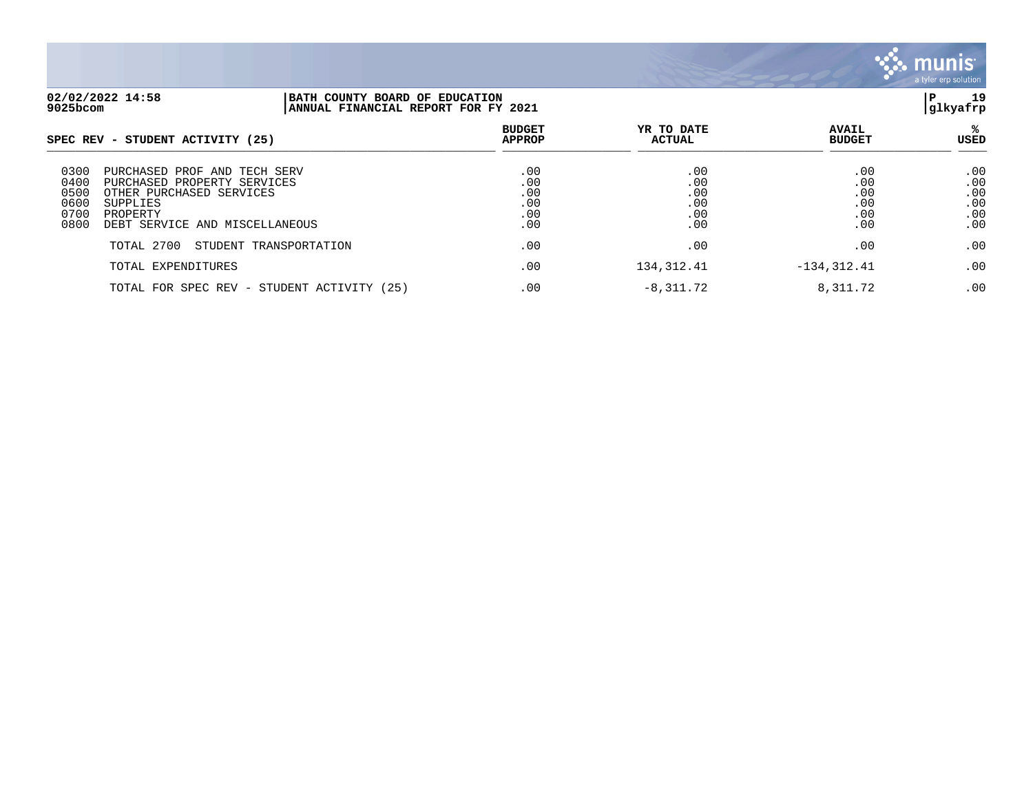| SPEC REV - STUDENT ACTIVITY (25) | | BUDGET APPROP | YR TO DATE ACTUAL | AVAIL BUDGET | % USED |
|---|---|---|---|---|---|
| 0300 | PURCHASED PROF AND TECH SERV | .00 | .00 | .00 | .00 |
| 0400 | PURCHASED PROPERTY SERVICES | .00 | .00 | .00 | .00 |
| 0500 | OTHER PURCHASED SERVICES | .00 | .00 | .00 | .00 |
| 0600 | SUPPLIES | .00 | .00 | .00 | .00 |
| 0700 | PROPERTY | .00 | .00 | .00 | .00 |
| 0800 | DEBT SERVICE AND MISCELLANEOUS | .00 | .00 | .00 | .00 |
| | TOTAL 2700 STUDENT TRANSPORTATION | .00 | .00 | .00 | .00 |
| | TOTAL EXPENDITURES | .00 | 134,312.41 | -134,312.41 | .00 |
| | TOTAL FOR SPEC REV - STUDENT ACTIVITY (25) | .00 | -8,311.72 | 8,311.72 | .00 |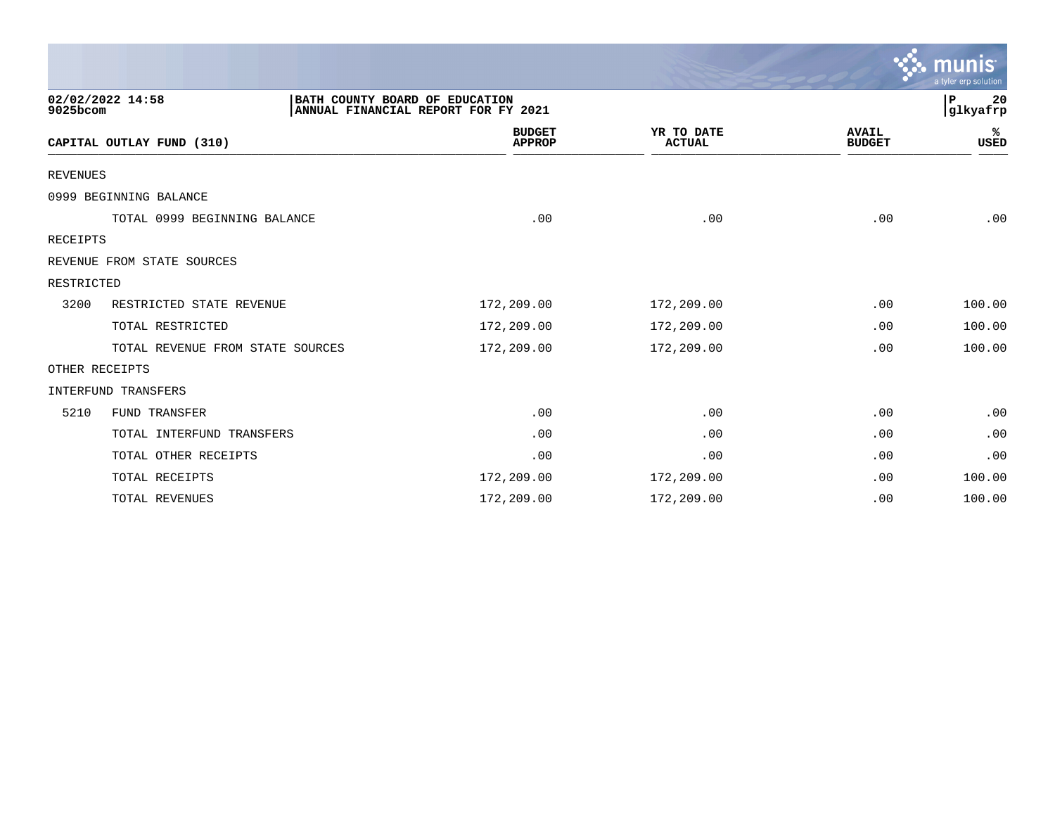02/02/2022 14:58 | BATH COUNTY BOARD OF EDUCATION
9025bcom | ANNUAL FINANCIAL REPORT FOR FY 2021

glkyafrp

| CAPITAL OUTLAY FUND (310) | | BUDGET APPROP | YR TO DATE ACTUAL | AVAIL BUDGET | % USED |
|---|---|---|---|---|---|
| REVENUES | | | | | |
| 0999 BEGINNING BALANCE | | | | | |
| | TOTAL 0999 BEGINNING BALANCE | .00 | .00 | .00 | .00 |
| RECEIPTS | | | | | |
| REVENUE FROM STATE SOURCES | | | | | |
| RESTRICTED | | | | | |
| 3200 | RESTRICTED STATE REVENUE | 172,209.00 | 172,209.00 | .00 | 100.00 |
| | TOTAL RESTRICTED | 172,209.00 | 172,209.00 | .00 | 100.00 |
| | TOTAL REVENUE FROM STATE SOURCES | 172,209.00 | 172,209.00 | .00 | 100.00 |
| OTHER RECEIPTS | | | | | |
| INTERFUND TRANSFERS | | | | | |
| 5210 | FUND TRANSFER | .00 | .00 | .00 | .00 |
| | TOTAL INTERFUND TRANSFERS | .00 | .00 | .00 | .00 |
| | TOTAL OTHER RECEIPTS | .00 | .00 | .00 | .00 |
| | TOTAL RECEIPTS | 172,209.00 | 172,209.00 | .00 | 100.00 |
| | TOTAL REVENUES | 172,209.00 | 172,209.00 | .00 | 100.00 |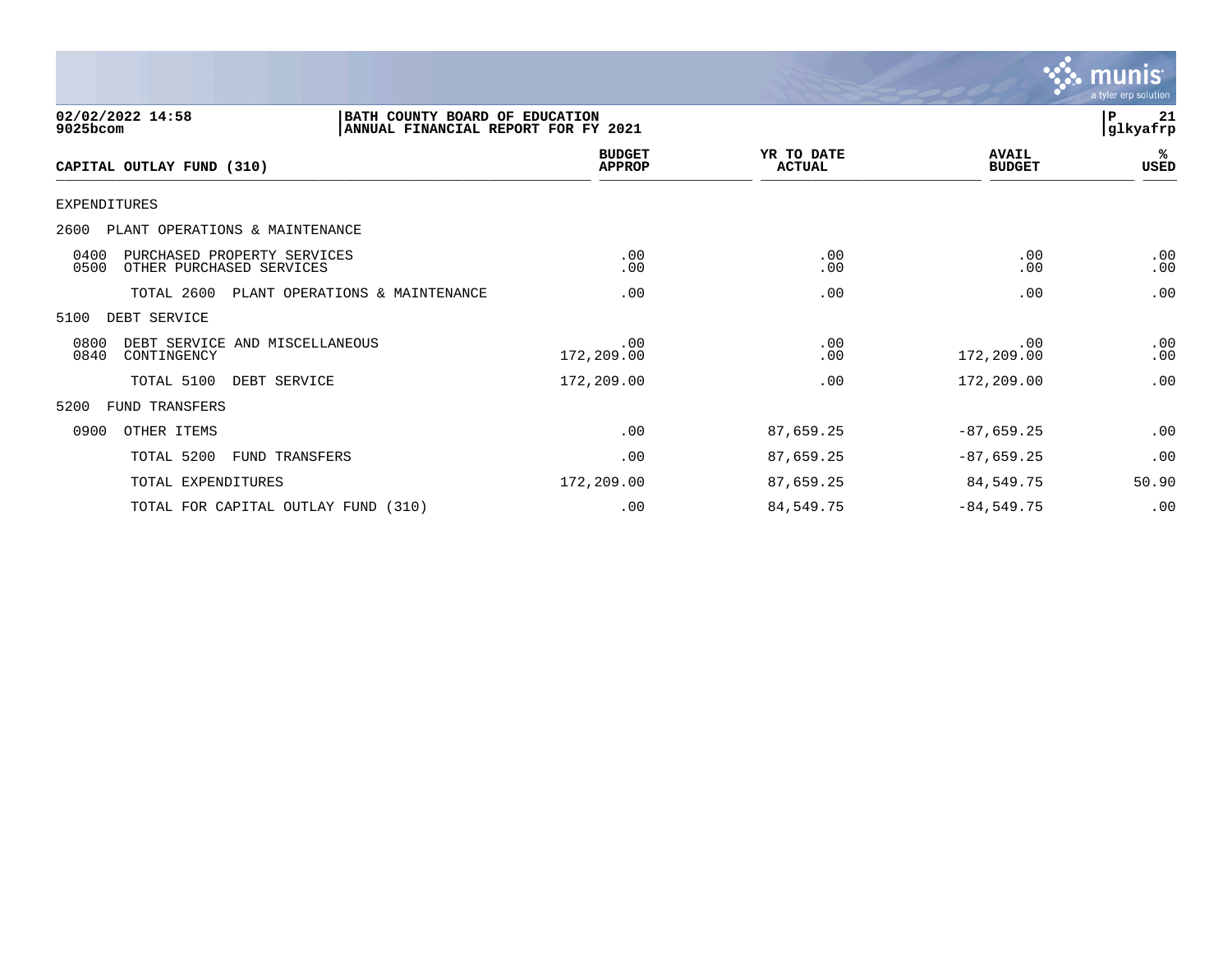02/02/2022 14:58
9025bcom

**BATH COUNTY BOARD OF EDUCATION**
**ANNUAL FINANCIAL REPORT FOR FY 2021**

P 21
glkyafrp

| CAPITAL OUTLAY FUND (310) | BUDGET APPROP | YR TO DATE ACTUAL | AVAIL BUDGET | % USED |
|---|---|---|---|---|
| EXPENDITURES | | | | |
| 2600 PLANT OPERATIONS & MAINTENANCE | | | | |
| 0400 PURCHASED PROPERTY SERVICES | .00 | .00 | .00 | .00 |
| 0500 OTHER PURCHASED SERVICES | .00 | .00 | .00 | .00 |
| TOTAL 2600 PLANT OPERATIONS & MAINTENANCE | .00 | .00 | .00 | .00 |
| 5100 DEBT SERVICE | | | | |
| 0800 DEBT SERVICE AND MISCELLANEOUS | .00 | .00 | .00 | .00 |
| 0840 CONTINGENCY | 172,209.00 | .00 | 172,209.00 | .00 |
| TOTAL 5100 DEBT SERVICE | 172,209.00 | .00 | 172,209.00 | .00 |
| 5200 FUND TRANSFERS | | | | |
| 0900 OTHER ITEMS | .00 | 87,659.25 | -87,659.25 | .00 |
| TOTAL 5200 FUND TRANSFERS | .00 | 87,659.25 | -87,659.25 | .00 |
| TOTAL EXPENDITURES | 172,209.00 | 87,659.25 | 84,549.75 | 50.90 |
| TOTAL FOR CAPITAL OUTLAY FUND (310) | .00 | 84,549.75 | -84,549.75 | .00 |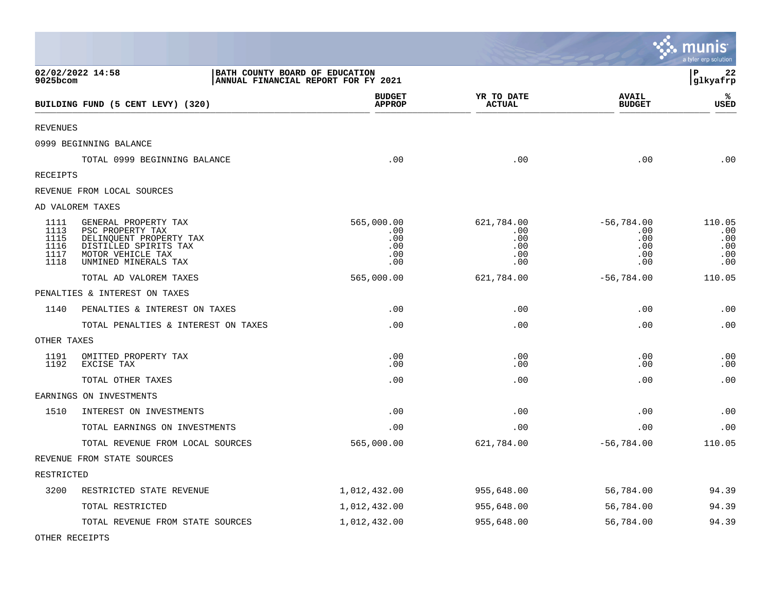02/02/2022 14:58
9025bcom

BATH COUNTY BOARD OF EDUCATION
ANNUAL FINANCIAL REPORT FOR FY 2021

P 22
glkyafrp

| BUILDING FUND (5 CENT LEVY) (320) | | BUDGET APPROP | YR TO DATE ACTUAL | AVAIL BUDGET | % USED |
|---|---|---|---|---|---|
| REVENUES | | | | | |
| 0999 BEGINNING BALANCE | | | | | |
| | TOTAL 0999 BEGINNING BALANCE | .00 | .00 | .00 | .00 |
| RECEIPTS | | | | | |
| REVENUE FROM LOCAL SOURCES | | | | | |
| AD VALOREM TAXES | | | | | |
| 1111 | GENERAL PROPERTY TAX | 565,000.00 | 621,784.00 | -56,784.00 | 110.05 |
| 1113 | PSC PROPERTY TAX | .00 | .00 | .00 | .00 |
| 1115 | DELINQUENT PROPERTY TAX | .00 | .00 | .00 | .00 |
| 1116 | DISTILLED SPIRITS TAX | .00 | .00 | .00 | .00 |
| 1117 | MOTOR VEHICLE TAX | .00 | .00 | .00 | .00 |
| 1118 | UNMINED MINERALS TAX | .00 | .00 | .00 | .00 |
| | TOTAL AD VALOREM TAXES | 565,000.00 | 621,784.00 | -56,784.00 | 110.05 |
| PENALTIES & INTEREST ON TAXES | | | | | |
| 1140 | PENALTIES & INTEREST ON TAXES | .00 | .00 | .00 | .00 |
| | TOTAL PENALTIES & INTEREST ON TAXES | .00 | .00 | .00 | .00 |
| OTHER TAXES | | | | | |
| 1191 | OMITTED PROPERTY TAX | .00 | .00 | .00 | .00 |
| 1192 | EXCISE TAX | .00 | .00 | .00 | .00 |
| | TOTAL OTHER TAXES | .00 | .00 | .00 | .00 |
| EARNINGS ON INVESTMENTS | | | | | |
| 1510 | INTEREST ON INVESTMENTS | .00 | .00 | .00 | .00 |
| | TOTAL EARNINGS ON INVESTMENTS | .00 | .00 | .00 | .00 |
| | TOTAL REVENUE FROM LOCAL SOURCES | 565,000.00 | 621,784.00 | -56,784.00 | 110.05 |
| REVENUE FROM STATE SOURCES | | | | | |
| RESTRICTED | | | | | |
| 3200 | RESTRICTED STATE REVENUE | 1,012,432.00 | 955,648.00 | 56,784.00 | 94.39 |
| | TOTAL RESTRICTED | 1,012,432.00 | 955,648.00 | 56,784.00 | 94.39 |
| | TOTAL REVENUE FROM STATE SOURCES | 1,012,432.00 | 955,648.00 | 56,784.00 | 94.39 |
| OTHER RECEIPTS | | | | | |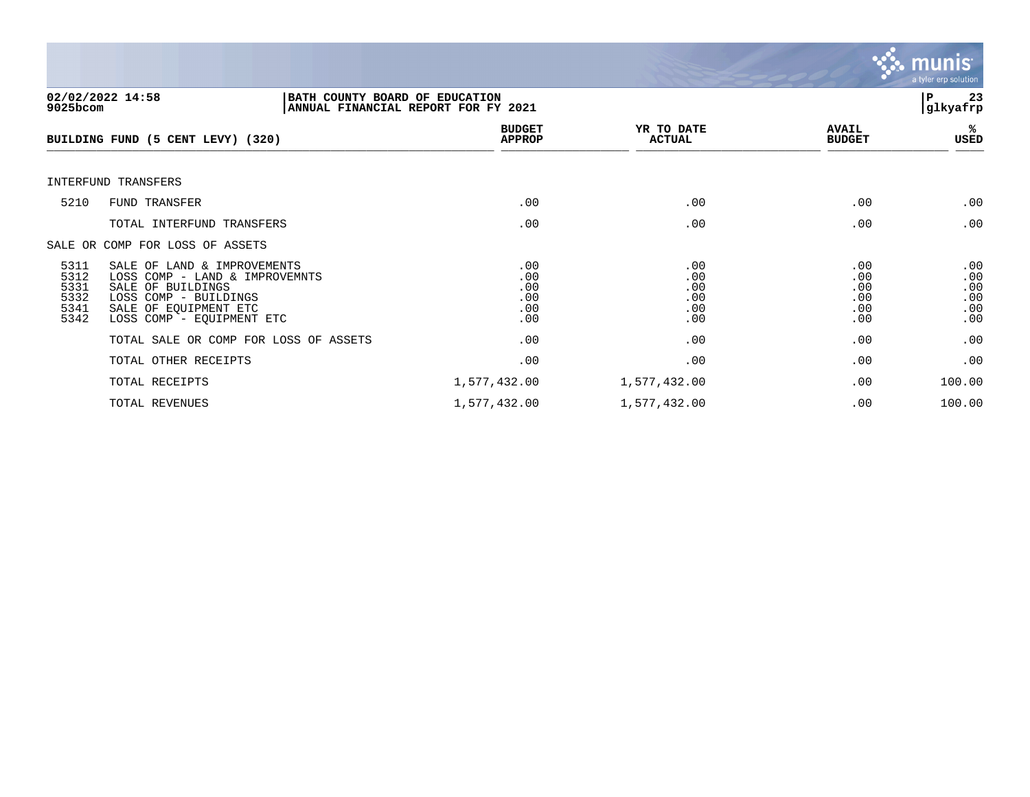02/02/2022 14:58
9025bcom

BATH COUNTY BOARD OF EDUCATION
ANNUAL FINANCIAL REPORT FOR FY 2021

P 23
glkyafrp

| BUILDING FUND (5 CENT LEVY) (320) | | BUDGET APPROP | YR TO DATE ACTUAL | AVAIL BUDGET | % USED |
|---|---|---|---|---|---|
| INTERFUND TRANSFERS | | | | | |
| 5210 | FUND TRANSFER | .00 | .00 | .00 | .00 |
| | TOTAL INTERFUND TRANSFERS | .00 | .00 | .00 | .00 |
| SALE OR COMP FOR LOSS OF ASSETS | | | | | |
| 5311 | SALE OF LAND & IMPROVEMENTS | .00 | .00 | .00 | .00 |
| 5312 | LOSS COMP - LAND & IMPROVEMNTS | .00 | .00 | .00 | .00 |
| 5331 | SALE OF BUILDINGS | .00 | .00 | .00 | .00 |
| 5332 | LOSS COMP - BUILDINGS | .00 | .00 | .00 | .00 |
| 5341 | SALE OF EQUIPMENT ETC | .00 | .00 | .00 | .00 |
| 5342 | LOSS COMP - EQUIPMENT ETC | .00 | .00 | .00 | .00 |
| | TOTAL SALE OR COMP FOR LOSS OF ASSETS | .00 | .00 | .00 | .00 |
| | TOTAL OTHER RECEIPTS | .00 | .00 | .00 | .00 |
| | TOTAL RECEIPTS | 1,577,432.00 | 1,577,432.00 | .00 | 100.00 |
| | TOTAL REVENUES | 1,577,432.00 | 1,577,432.00 | .00 | 100.00 |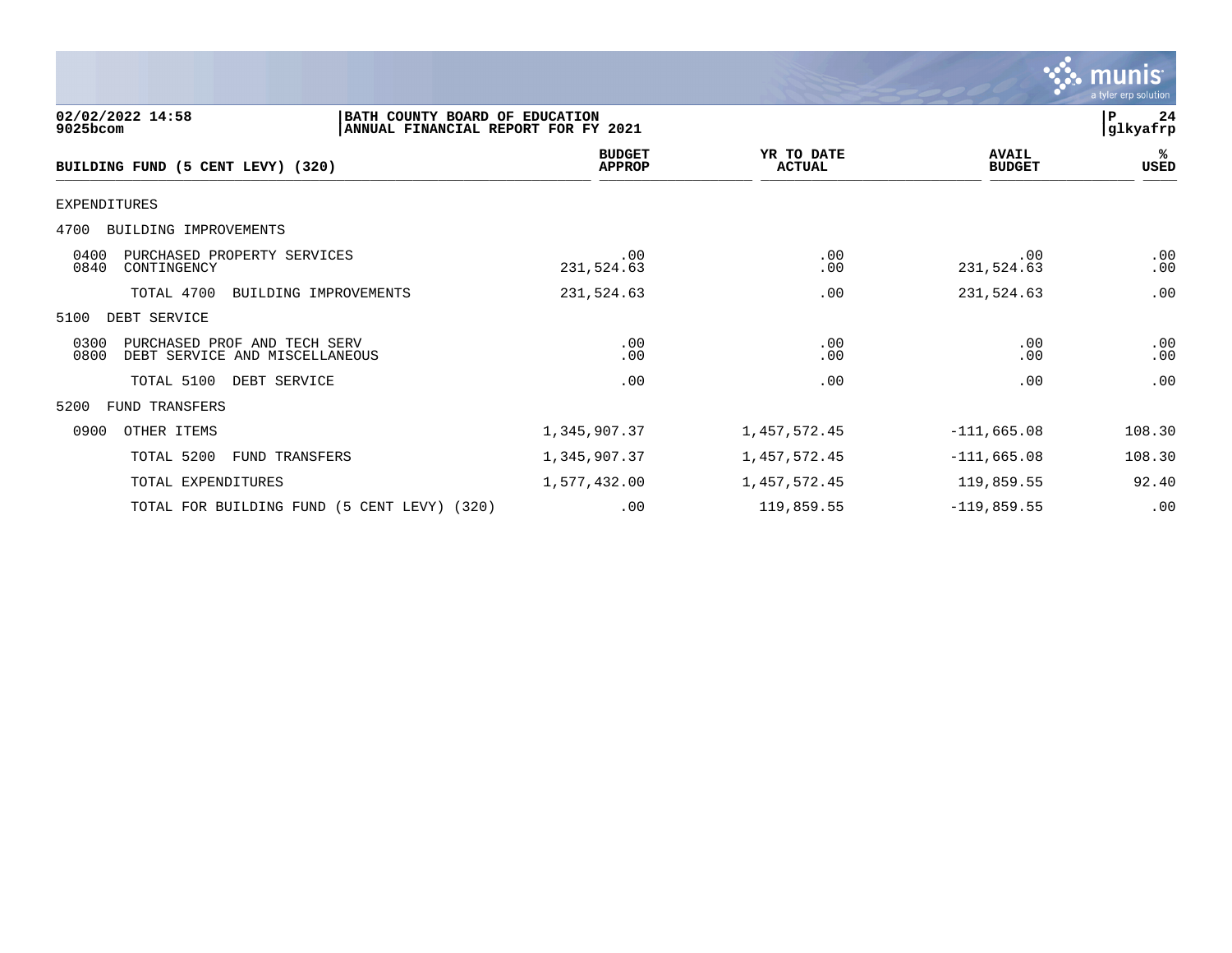BATH COUNTY BOARD OF EDUCATION
ANNUAL FINANCIAL REPORT FOR FY 2021

02/02/2022 14:58
9025bcom

| BUILDING FUND (5 CENT LEVY) (320) | BUDGET APPROP | YR TO DATE ACTUAL | AVAIL BUDGET | % USED |
|---|---|---|---|---|
| EXPENDITURES | | | | |
| 4700 BUILDING IMPROVEMENTS | | | | |
| 0400 PURCHASED PROPERTY SERVICES | .00 | .00 | .00 | .00 |
| 0840 CONTINGENCY | 231,524.63 | .00 | 231,524.63 | .00 |
| TOTAL 4700 BUILDING IMPROVEMENTS | 231,524.63 | .00 | 231,524.63 | .00 |
| 5100 DEBT SERVICE | | | | |
| 0300 PURCHASED PROF AND TECH SERV | .00 | .00 | .00 | .00 |
| 0800 DEBT SERVICE AND MISCELLANEOUS | .00 | .00 | .00 | .00 |
| TOTAL 5100 DEBT SERVICE | .00 | .00 | .00 | .00 |
| 5200 FUND TRANSFERS | | | | |
| 0900 OTHER ITEMS | 1,345,907.37 | 1,457,572.45 | -111,665.08 | 108.30 |
| TOTAL 5200 FUND TRANSFERS | 1,345,907.37 | 1,457,572.45 | -111,665.08 | 108.30 |
| TOTAL EXPENDITURES | 1,577,432.00 | 1,457,572.45 | 119,859.55 | 92.40 |
| TOTAL FOR BUILDING FUND (5 CENT LEVY) (320) | .00 | 119,859.55 | -119,859.55 | .00 |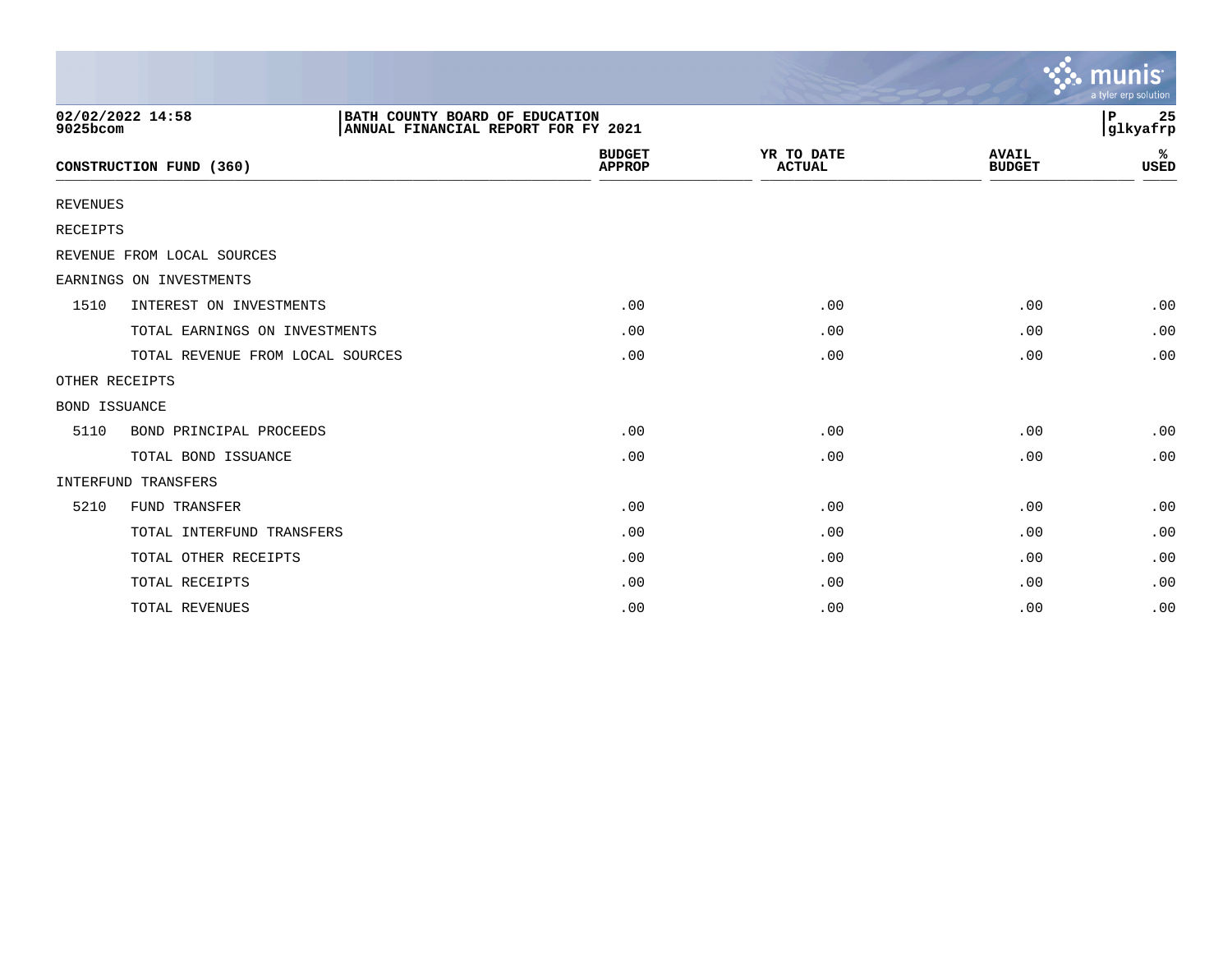**02/02/2022 14:58**
**9025bcom**

**BATH COUNTY BOARD OF EDUCATION**
**ANNUAL FINANCIAL REPORT FOR FY 2021**

**P 25**
**glkyafrp**

| CONSTRUCTION FUND (360) | | BUDGET APPROP | YR TO DATE ACTUAL | AVAIL BUDGET | % USED |
|---|---|---|---|---|---|
| REVENUES | | | | | |
| RECEIPTS | | | | | |
| REVENUE FROM LOCAL SOURCES | | | | | |
| EARNINGS ON INVESTMENTS | | | | | |
| 1510 | INTEREST ON INVESTMENTS | .00 | .00 | .00 | .00 |
| | TOTAL EARNINGS ON INVESTMENTS | .00 | .00 | .00 | .00 |
| | TOTAL REVENUE FROM LOCAL SOURCES | .00 | .00 | .00 | .00 |
| OTHER RECEIPTS | | | | | |
| BOND ISSUANCE | | | | | |
| 5110 | BOND PRINCIPAL PROCEEDS | .00 | .00 | .00 | .00 |
| | TOTAL BOND ISSUANCE | .00 | .00 | .00 | .00 |
| INTERFUND TRANSFERS | | | | | |
| 5210 | FUND TRANSFER | .00 | .00 | .00 | .00 |
| | TOTAL INTERFUND TRANSFERS | .00 | .00 | .00 | .00 |
| | TOTAL OTHER RECEIPTS | .00 | .00 | .00 | .00 |
| | TOTAL RECEIPTS | .00 | .00 | .00 | .00 |
| | TOTAL REVENUES | .00 | .00 | .00 | .00 |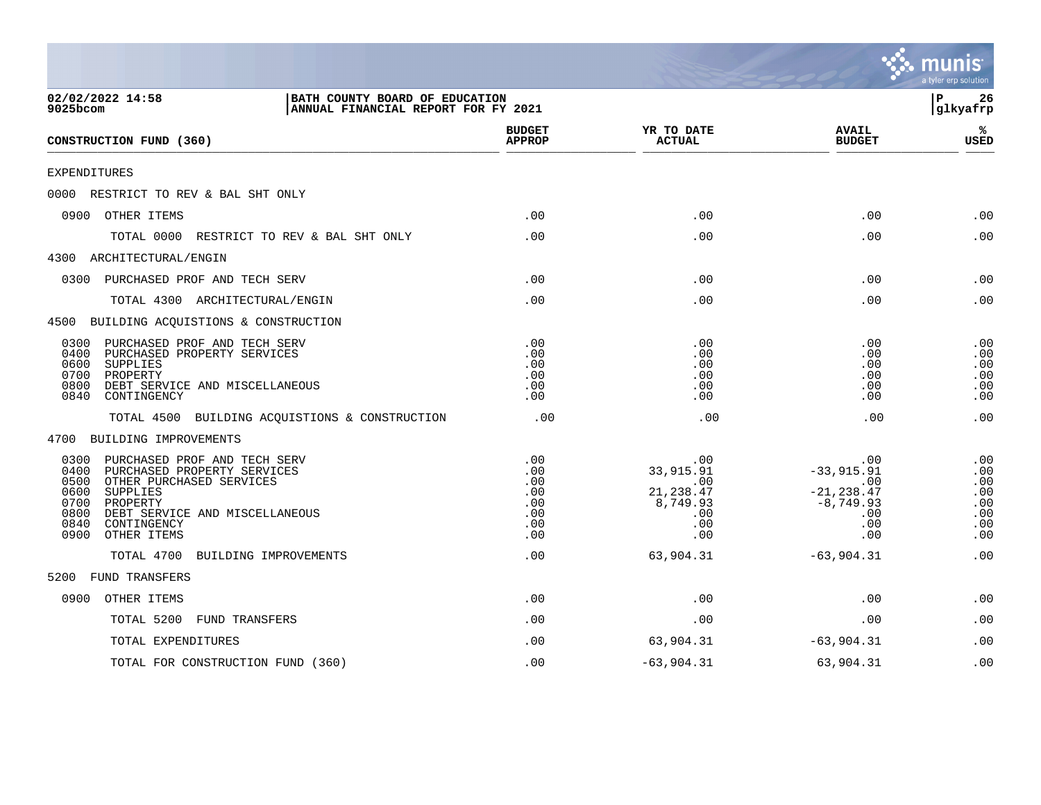02/02/2022 14:58
9025bcom

**BATH COUNTY BOARD OF EDUCATION**
**ANNUAL FINANCIAL REPORT FOR FY 2021**

P 26
glkyafrp

| CONSTRUCTION FUND (360) | BUDGET APPROP | YR TO DATE ACTUAL | AVAIL BUDGET | % USED |
|---|---|---|---|---|
| EXPENDITURES | | | | |
| 0000 RESTRICT TO REV & BAL SHT ONLY | | | | |
| 0900 OTHER ITEMS | .00 | .00 | .00 | .00 |
| TOTAL 0000 RESTRICT TO REV & BAL SHT ONLY | .00 | .00 | .00 | .00 |
| 4300 ARCHITECTURAL/ENGIN | | | | |
| 0300 PURCHASED PROF AND TECH SERV | .00 | .00 | .00 | .00 |
| TOTAL 4300 ARCHITECTURAL/ENGIN | .00 | .00 | .00 | .00 |
| 4500 BUILDING ACQUISTIONS & CONSTRUCTION | | | | |
| 0300 PURCHASED PROF AND TECH SERV | .00 | .00 | .00 | .00 |
| 0400 PURCHASED PROPERTY SERVICES | .00 | .00 | .00 | .00 |
| 0600 SUPPLIES | .00 | .00 | .00 | .00 |
| 0700 PROPERTY | .00 | .00 | .00 | .00 |
| 0800 DEBT SERVICE AND MISCELLANEOUS | .00 | .00 | .00 | .00 |
| 0840 CONTINGENCY | .00 | .00 | .00 | .00 |
| TOTAL 4500 BUILDING ACQUISTIONS & CONSTRUCTION | .00 | .00 | .00 | .00 |
| 4700 BUILDING IMPROVEMENTS | | | | |
| 0300 PURCHASED PROF AND TECH SERV | .00 | .00 | .00 | .00 |
| 0400 PURCHASED PROPERTY SERVICES | .00 | 33,915.91 | -33,915.91 | .00 |
| 0500 OTHER PURCHASED SERVICES | .00 | .00 | .00 | .00 |
| 0600 SUPPLIES | .00 | 21,238.47 | -21,238.47 | .00 |
| 0700 PROPERTY | .00 | 8,749.93 | -8,749.93 | .00 |
| 0800 DEBT SERVICE AND MISCELLANEOUS | .00 | .00 | .00 | .00 |
| 0840 CONTINGENCY | .00 | .00 | .00 | .00 |
| 0900 OTHER ITEMS | .00 | .00 | .00 | .00 |
| TOTAL 4700 BUILDING IMPROVEMENTS | .00 | 63,904.31 | -63,904.31 | .00 |
| 5200 FUND TRANSFERS | | | | |
| 0900 OTHER ITEMS | .00 | .00 | .00 | .00 |
| TOTAL 5200 FUND TRANSFERS | .00 | .00 | .00 | .00 |
| TOTAL EXPENDITURES | .00 | 63,904.31 | -63,904.31 | .00 |
| TOTAL FOR CONSTRUCTION FUND (360) | .00 | -63,904.31 | 63,904.31 | .00 |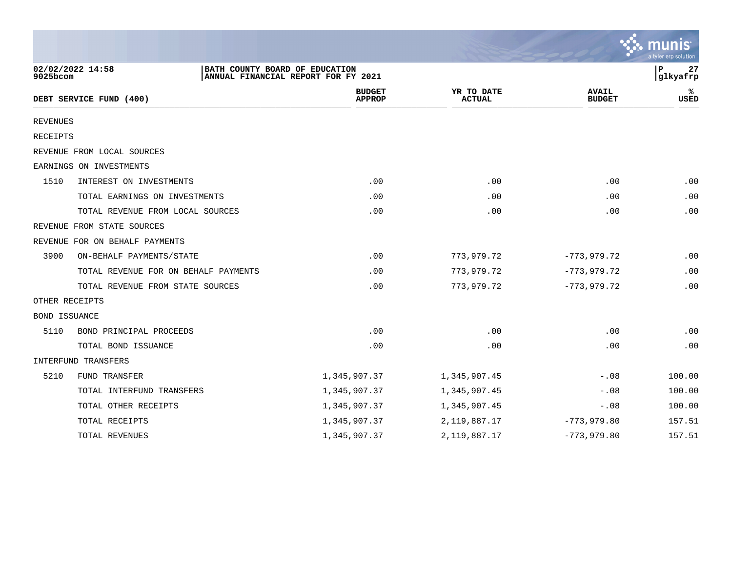BATH COUNTY BOARD OF EDUCATION
ANNUAL FINANCIAL REPORT FOR FY 2021

02/02/2022 14:58
9025bcom

| DEBT SERVICE FUND (400) | | BUDGET APPROP | YR TO DATE ACTUAL | AVAIL BUDGET | % USED |
|---|---|---|---|---|---|
| REVENUES | | | | | |
| RECEIPTS | | | | | |
| REVENUE FROM LOCAL SOURCES | | | | | |
| EARNINGS ON INVESTMENTS | | | | | |
| 1510 | INTEREST ON INVESTMENTS | .00 | .00 | .00 | .00 |
| | TOTAL EARNINGS ON INVESTMENTS | .00 | .00 | .00 | .00 |
| | TOTAL REVENUE FROM LOCAL SOURCES | .00 | .00 | .00 | .00 |
| REVENUE FROM STATE SOURCES | | | | | |
| REVENUE FOR ON BEHALF PAYMENTS | | | | | |
| 3900 | ON-BEHALF PAYMENTS/STATE | .00 | 773,979.72 | -773,979.72 | .00 |
| | TOTAL REVENUE FOR ON BEHALF PAYMENTS | .00 | 773,979.72 | -773,979.72 | .00 |
| | TOTAL REVENUE FROM STATE SOURCES | .00 | 773,979.72 | -773,979.72 | .00 |
| OTHER RECEIPTS | | | | | |
| BOND ISSUANCE | | | | | |
| 5110 | BOND PRINCIPAL PROCEEDS | .00 | .00 | .00 | .00 |
| | TOTAL BOND ISSUANCE | .00 | .00 | .00 | .00 |
| INTERFUND TRANSFERS | | | | | |
| 5210 | FUND TRANSFER | 1,345,907.37 | 1,345,907.45 | -.08 | 100.00 |
| | TOTAL INTERFUND TRANSFERS | 1,345,907.37 | 1,345,907.45 | -.08 | 100.00 |
| | TOTAL OTHER RECEIPTS | 1,345,907.37 | 1,345,907.45 | -.08 | 100.00 |
| | TOTAL RECEIPTS | 1,345,907.37 | 2,119,887.17 | -773,979.80 | 157.51 |
| | TOTAL REVENUES | 1,345,907.37 | 2,119,887.17 | -773,979.80 | 157.51 |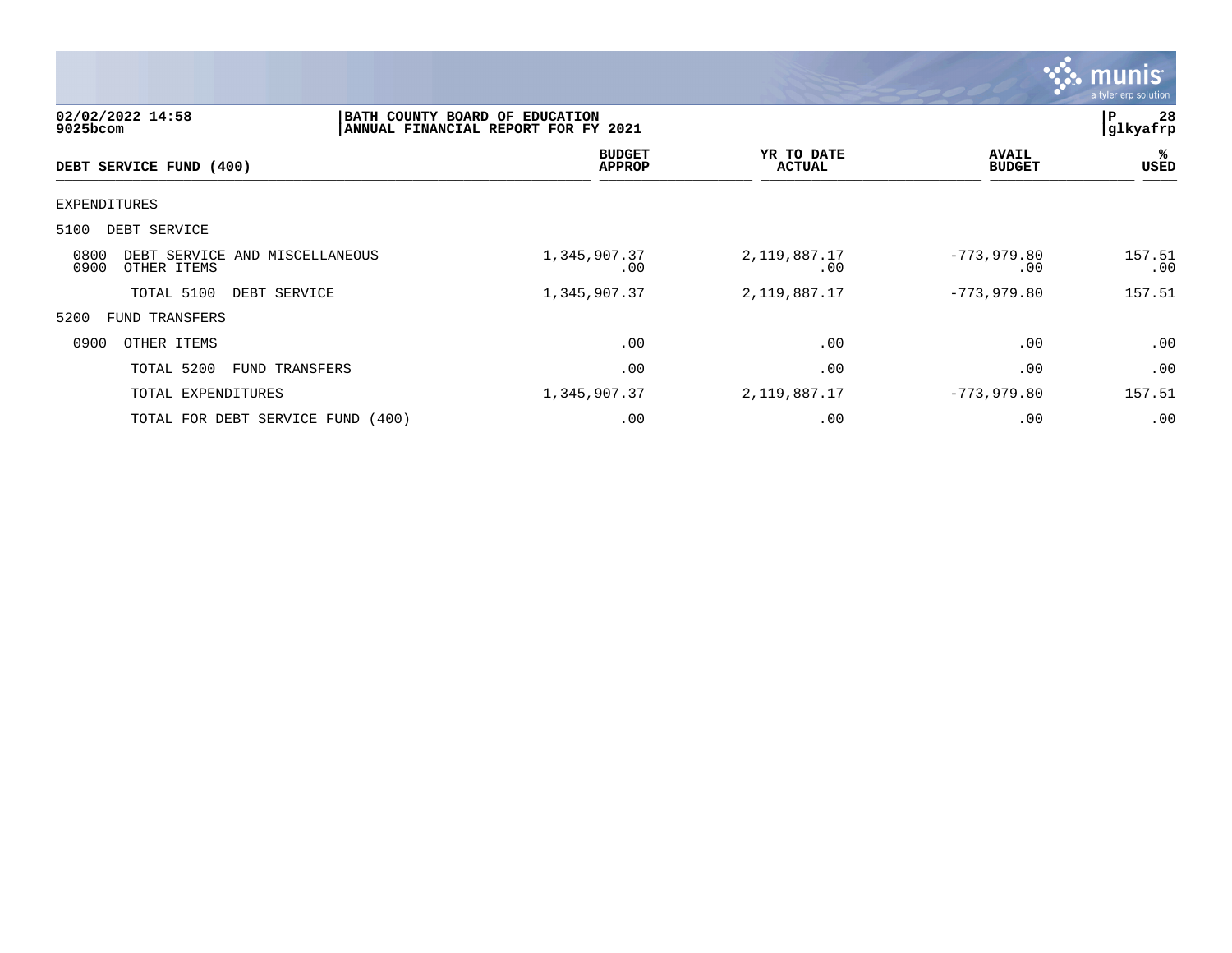02/02/2022 14:58 | BATH COUNTY BOARD OF EDUCATION
9025bcom | ANNUAL FINANCIAL REPORT FOR FY 2021

| DEBT SERVICE FUND (400) | BUDGET APPROP | YR TO DATE ACTUAL | AVAIL BUDGET | % USED |
|---|---|---|---|---|
| EXPENDITURES | | | | |
| 5100 DEBT SERVICE | | | | |
| 0800 DEBT SERVICE AND MISCELLANEOUS | 1,345,907.37 | 2,119,887.17 | -773,979.80 | 157.51 |
| 0900 OTHER ITEMS | .00 | .00 | .00 | .00 |
| TOTAL 5100 DEBT SERVICE | 1,345,907.37 | 2,119,887.17 | -773,979.80 | 157.51 |
| 5200 FUND TRANSFERS | | | | |
| 0900 OTHER ITEMS | .00 | .00 | .00 | .00 |
| TOTAL 5200 FUND TRANSFERS | .00 | .00 | .00 | .00 |
| TOTAL EXPENDITURES | 1,345,907.37 | 2,119,887.17 | -773,979.80 | 157.51 |
| TOTAL FOR DEBT SERVICE FUND (400) | .00 | .00 | .00 | .00 |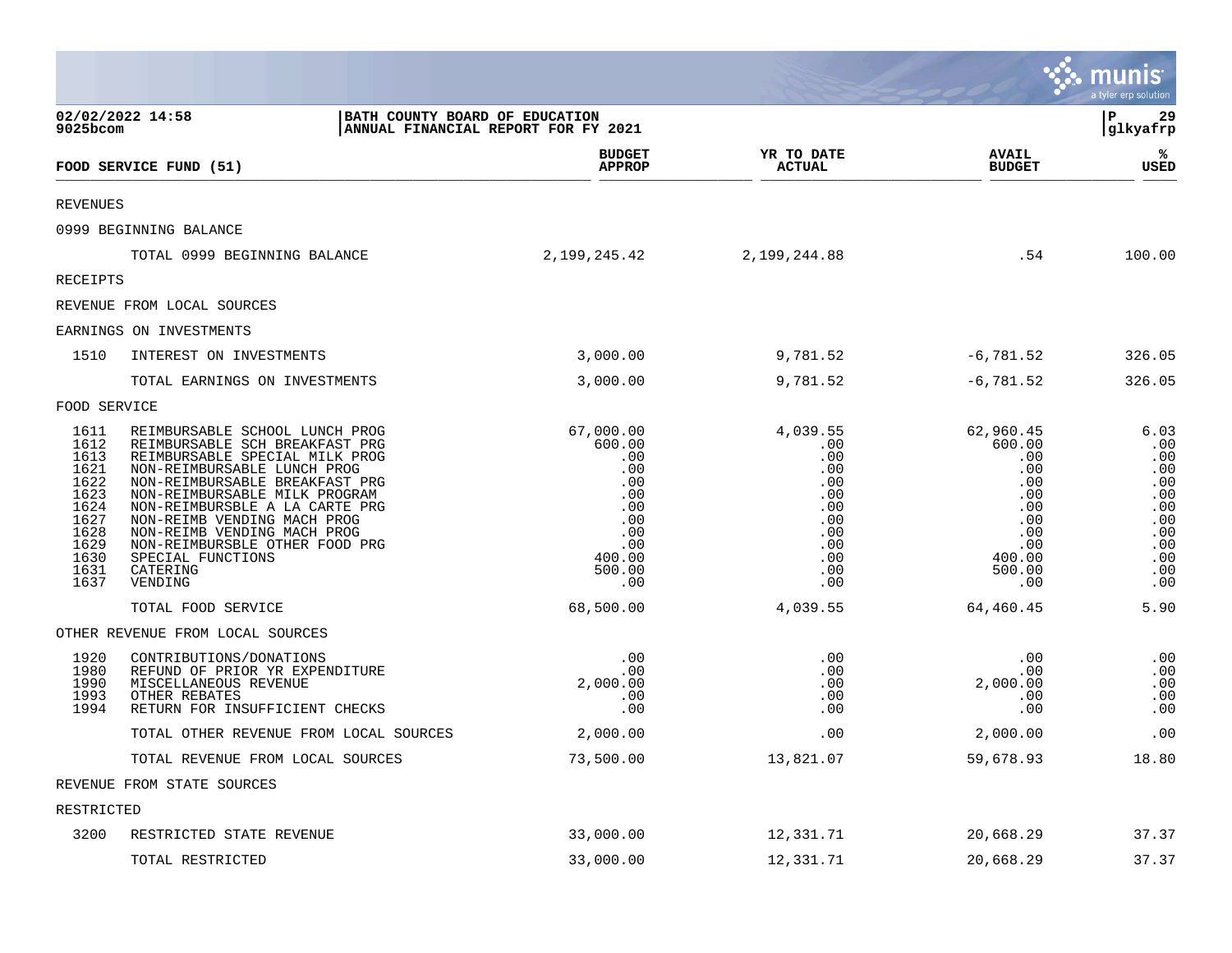BATH COUNTY BOARD OF EDUCATION
ANNUAL FINANCIAL REPORT FOR FY 2021

02/02/2022 14:58
9025bcom

| FOOD SERVICE FUND (51) | | BUDGET APPROP | YR TO DATE ACTUAL | AVAIL BUDGET | % USED |
|---|---|---|---|---|---|
| REVENUES | | | | | |
| 0999 BEGINNING BALANCE | | | | | |
| | TOTAL 0999 BEGINNING BALANCE | 2,199,245.42 | 2,199,244.88 | .54 | 100.00 |
| RECEIPTS | | | | | |
| REVENUE FROM LOCAL SOURCES | | | | | |
| EARNINGS ON INVESTMENTS | | | | | |
| 1510 | INTEREST ON INVESTMENTS | 3,000.00 | 9,781.52 | -6,781.52 | 326.05 |
| | TOTAL EARNINGS ON INVESTMENTS | 3,000.00 | 9,781.52 | -6,781.52 | 326.05 |
| FOOD SERVICE | | | | | |
| 1611 | REIMBURSABLE SCHOOL LUNCH PROG | 67,000.00 | 4,039.55 | 62,960.45 | 6.03 |
| 1612 | REIMBURSABLE SCH BREAKFAST PRG | 600.00 | .00 | 600.00 | .00 |
| 1613 | REIMBURSABLE SPECIAL MILK PROG | .00 | .00 | .00 | .00 |
| 1621 | NON-REIMBURSABLE LUNCH PROG | .00 | .00 | .00 | .00 |
| 1622 | NON-REIMBURSABLE BREAKFAST PRG | .00 | .00 | .00 | .00 |
| 1623 | NON-REIMBURSABLE MILK PROGRAM | .00 | .00 | .00 | .00 |
| 1624 | NON-REIMBURSBLE A LA CARTE PRG | .00 | .00 | .00 | .00 |
| 1627 | NON-REIMB VENDING MACH PROG | .00 | .00 | .00 | .00 |
| 1628 | NON-REIMB VENDING MACH PROG | .00 | .00 | .00 | .00 |
| 1629 | NON-REIMBURSBLE OTHER FOOD PRG | .00 | .00 | .00 | .00 |
| 1630 | SPECIAL FUNCTIONS | 400.00 | .00 | 400.00 | .00 |
| 1631 | CATERING | 500.00 | .00 | 500.00 | .00 |
| 1637 | VENDING | .00 | .00 | .00 | .00 |
| | TOTAL FOOD SERVICE | 68,500.00 | 4,039.55 | 64,460.45 | 5.90 |
| OTHER REVENUE FROM LOCAL SOURCES | | | | | |
| 1920 | CONTRIBUTIONS/DONATIONS | .00 | .00 | .00 | .00 |
| 1980 | REFUND OF PRIOR YR EXPENDITURE | .00 | .00 | .00 | .00 |
| 1990 | MISCELLANEOUS REVENUE | 2,000.00 | .00 | 2,000.00 | .00 |
| 1993 | OTHER REBATES | .00 | .00 | .00 | .00 |
| 1994 | RETURN FOR INSUFFICIENT CHECKS | .00 | .00 | .00 | .00 |
| | TOTAL OTHER REVENUE FROM LOCAL SOURCES | 2,000.00 | .00 | 2,000.00 | .00 |
| | TOTAL REVENUE FROM LOCAL SOURCES | 73,500.00 | 13,821.07 | 59,678.93 | 18.80 |
| REVENUE FROM STATE SOURCES | | | | | |
| RESTRICTED | | | | | |
| 3200 | RESTRICTED STATE REVENUE | 33,000.00 | 12,331.71 | 20,668.29 | 37.37 |
| | TOTAL RESTRICTED | 33,000.00 | 12,331.71 | 20,668.29 | 37.37 |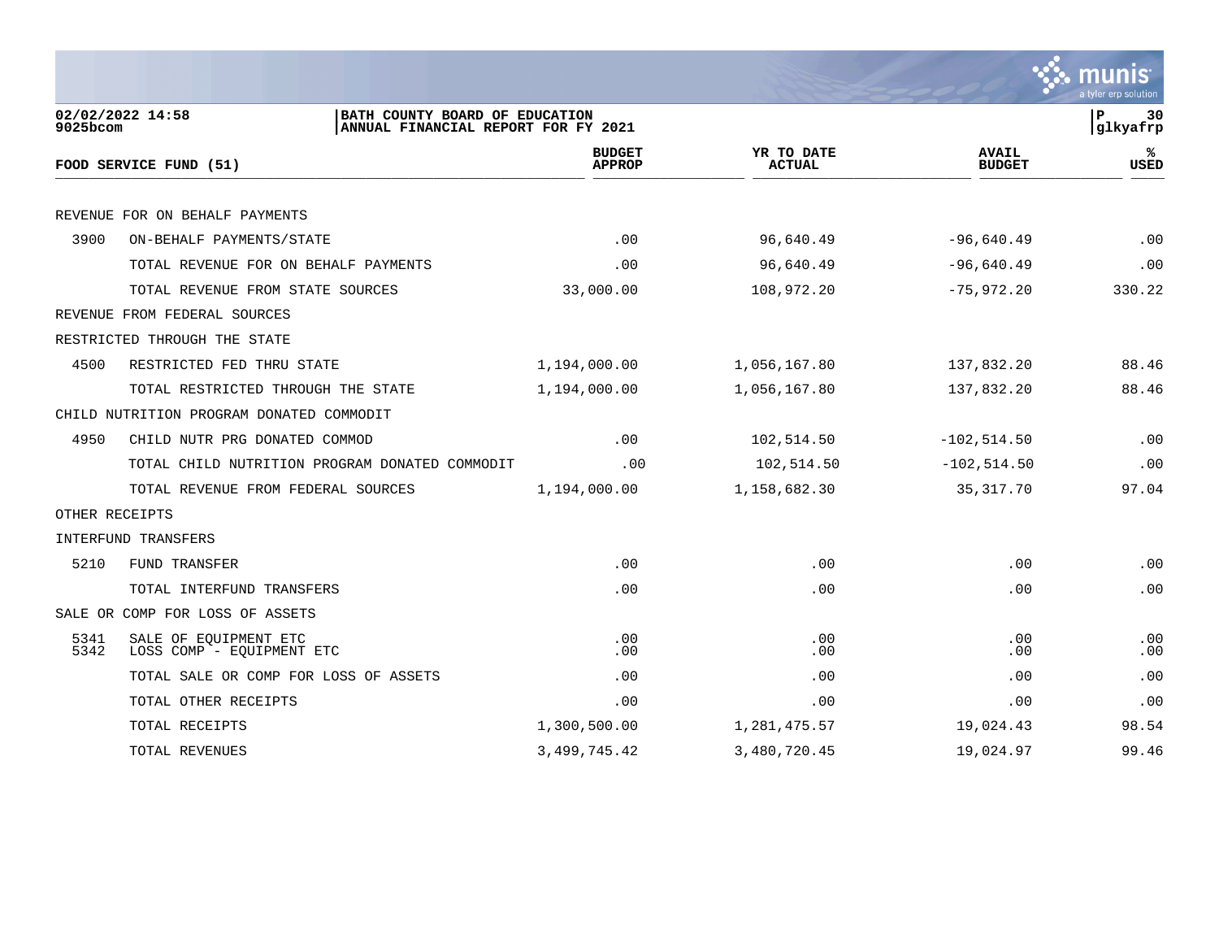BATH COUNTY BOARD OF EDUCATION
ANNUAL FINANCIAL REPORT FOR FY 2021

02/02/2022 14:58
9025bcom

glkyafrp

| FOOD SERVICE FUND (51) | | BUDGET APPROP | YR TO DATE ACTUAL | AVAIL BUDGET | % USED |
|---|---|---|---|---|---|
| REVENUE FOR ON BEHALF PAYMENTS | | | | | |
| 3900 | ON-BEHALF PAYMENTS/STATE | .00 | 96,640.49 | -96,640.49 | .00 |
| | TOTAL REVENUE FOR ON BEHALF PAYMENTS | .00 | 96,640.49 | -96,640.49 | .00 |
| | TOTAL REVENUE FROM STATE SOURCES | 33,000.00 | 108,972.20 | -75,972.20 | 330.22 |
| REVENUE FROM FEDERAL SOURCES | | | | | |
| RESTRICTED THROUGH THE STATE | | | | | |
| 4500 | RESTRICTED FED THRU STATE | 1,194,000.00 | 1,056,167.80 | 137,832.20 | 88.46 |
| | TOTAL RESTRICTED THROUGH THE STATE | 1,194,000.00 | 1,056,167.80 | 137,832.20 | 88.46 |
| CHILD NUTRITION PROGRAM DONATED COMMODIT | | | | | |
| 4950 | CHILD NUTR PRG DONATED COMMOD | .00 | 102,514.50 | -102,514.50 | .00 |
| | TOTAL CHILD NUTRITION PROGRAM DONATED COMMODIT | .00 | 102,514.50 | -102,514.50 | .00 |
| | TOTAL REVENUE FROM FEDERAL SOURCES | 1,194,000.00 | 1,158,682.30 | 35,317.70 | 97.04 |
| OTHER RECEIPTS | | | | | |
| INTERFUND TRANSFERS | | | | | |
| 5210 | FUND TRANSFER | .00 | .00 | .00 | .00 |
| | TOTAL INTERFUND TRANSFERS | .00 | .00 | .00 | .00 |
| SALE OR COMP FOR LOSS OF ASSETS | | | | | |
| 5341 | SALE OF EQUIPMENT ETC | .00 | .00 | .00 | .00 |
| 5342 | LOSS COMP - EQUIPMENT ETC | .00 | .00 | .00 | .00 |
| | TOTAL SALE OR COMP FOR LOSS OF ASSETS | .00 | .00 | .00 | .00 |
| | TOTAL OTHER RECEIPTS | .00 | .00 | .00 | .00 |
| | TOTAL RECEIPTS | 1,300,500.00 | 1,281,475.57 | 19,024.43 | 98.54 |
| | TOTAL REVENUES | 3,499,745.42 | 3,480,720.45 | 19,024.97 | 99.46 |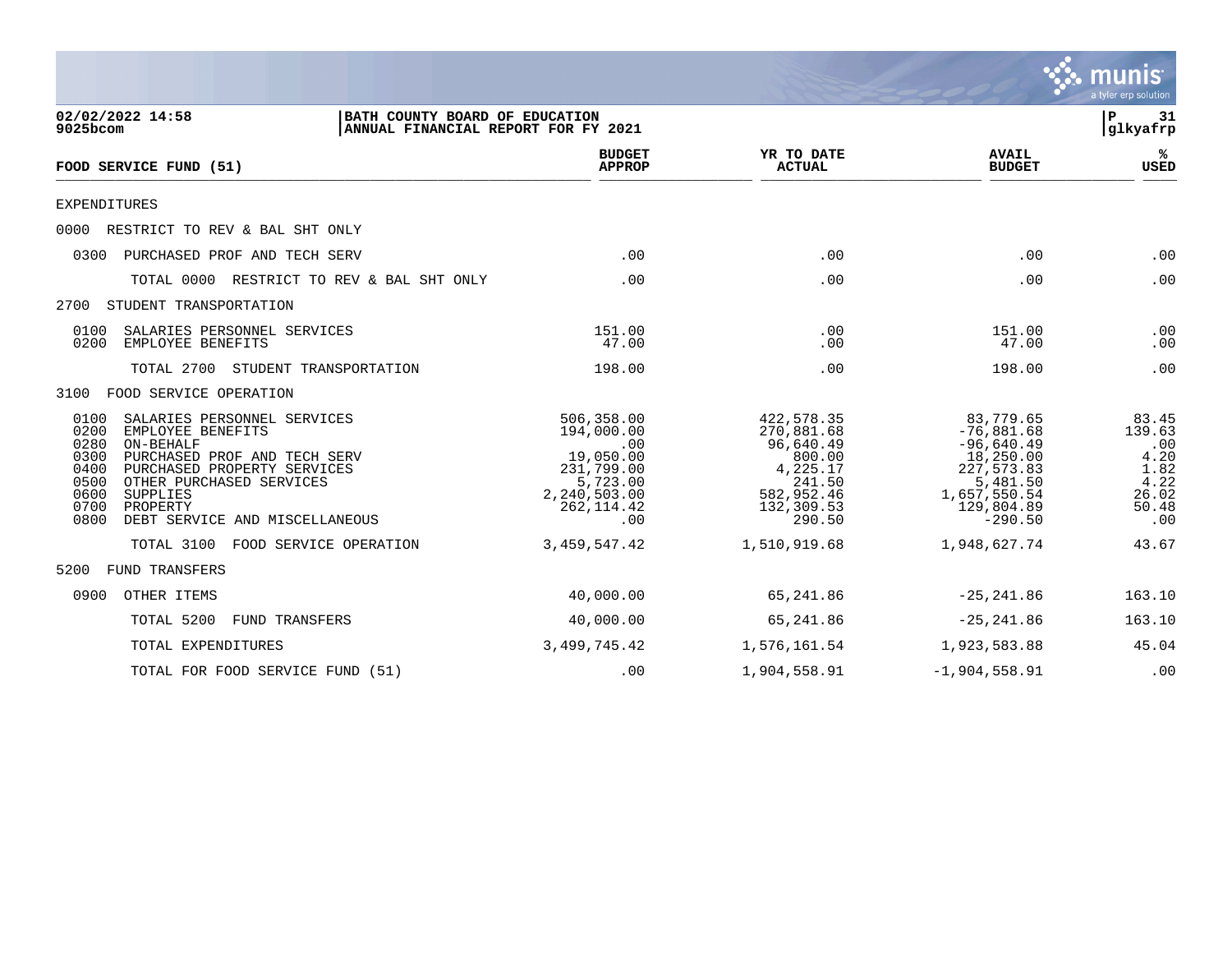02/02/2022 14:58
9025bcom

BATH COUNTY BOARD OF EDUCATION
ANNUAL FINANCIAL REPORT FOR FY 2021

glkyafrp

| FOOD SERVICE FUND (51) | BUDGET APPROP | YR TO DATE ACTUAL | AVAIL BUDGET | % USED |
|---|---|---|---|---|
| EXPENDITURES | | | | |
| 0000 RESTRICT TO REV & BAL SHT ONLY | | | | |
| 0300 PURCHASED PROF AND TECH SERV | .00 | .00 | .00 | .00 |
| TOTAL 0000 RESTRICT TO REV & BAL SHT ONLY | .00 | .00 | .00 | .00 |
| 2700 STUDENT TRANSPORTATION | | | | |
| 0100 SALARIES PERSONNEL SERVICES | 151.00 | .00 | 151.00 | .00 |
| 0200 EMPLOYEE BENEFITS | 47.00 | .00 | 47.00 | .00 |
| TOTAL 2700 STUDENT TRANSPORTATION | 198.00 | .00 | 198.00 | .00 |
| 3100 FOOD SERVICE OPERATION | | | | |
| 0100 SALARIES PERSONNEL SERVICES | 506,358.00 | 422,578.35 | 83,779.65 | 83.45 |
| 0200 EMPLOYEE BENEFITS | 194,000.00 | 270,881.68 | -76,881.68 | 139.63 |
| 0280 ON-BEHALF | .00 | 96,640.49 | -96,640.49 | .00 |
| 0300 PURCHASED PROF AND TECH SERV | 19,050.00 | 800.00 | 18,250.00 | 4.20 |
| 0400 PURCHASED PROPERTY SERVICES | 231,799.00 | 4,225.17 | 227,573.83 | 1.82 |
| 0500 OTHER PURCHASED SERVICES | 5,723.00 | 241.50 | 5,481.50 | 4.22 |
| 0600 SUPPLIES | 2,240,503.00 | 582,952.46 | 1,657,550.54 | 26.02 |
| 0700 PROPERTY | 262,114.42 | 132,309.53 | 129,804.89 | 50.48 |
| 0800 DEBT SERVICE AND MISCELLANEOUS | .00 | 290.50 | -290.50 | .00 |
| TOTAL 3100 FOOD SERVICE OPERATION | 3,459,547.42 | 1,510,919.68 | 1,948,627.74 | 43.67 |
| 5200 FUND TRANSFERS | | | | |
| 0900 OTHER ITEMS | 40,000.00 | 65,241.86 | -25,241.86 | 163.10 |
| TOTAL 5200 FUND TRANSFERS | 40,000.00 | 65,241.86 | -25,241.86 | 163.10 |
| TOTAL EXPENDITURES | 3,499,745.42 | 1,576,161.54 | 1,923,583.88 | 45.04 |
| TOTAL FOR FOOD SERVICE FUND (51) | .00 | 1,904,558.91 | -1,904,558.91 | .00 |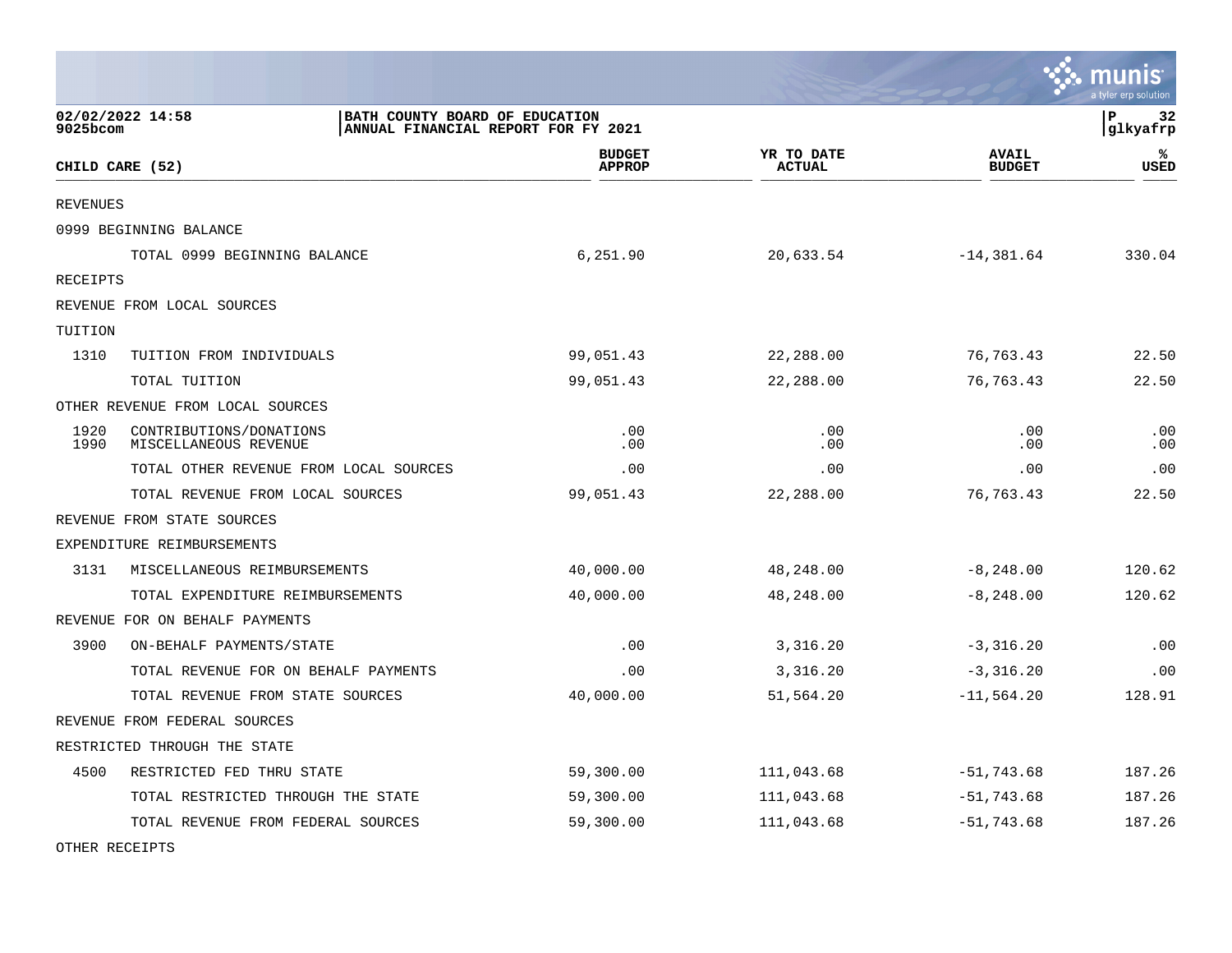02/02/2022 14:58 | BATH COUNTY BOARD OF EDUCATION
9025bcom | ANNUAL FINANCIAL REPORT FOR FY 2021 | glkyafrp

| CHILD CARE (52) | | BUDGET APPROP | YR TO DATE ACTUAL | AVAIL BUDGET | % USED |
|---|---|---|---|---|---|
| REVENUES | | | | | |
| 0999 BEGINNING BALANCE | | | | | |
| | TOTAL 0999 BEGINNING BALANCE | 6,251.90 | 20,633.54 | -14,381.64 | 330.04 |
| RECEIPTS | | | | | |
| REVENUE FROM LOCAL SOURCES | | | | | |
| TUITION | | | | | |
| 1310 | TUITION FROM INDIVIDUALS | 99,051.43 | 22,288.00 | 76,763.43 | 22.50 |
| | TOTAL TUITION | 99,051.43 | 22,288.00 | 76,763.43 | 22.50 |
| OTHER REVENUE FROM LOCAL SOURCES | | | | | |
| 1920 | CONTRIBUTIONS/DONATIONS | .00 | .00 | .00 | .00 |
| 1990 | MISCELLANEOUS REVENUE | .00 | .00 | .00 | .00 |
| | TOTAL OTHER REVENUE FROM LOCAL SOURCES | .00 | .00 | .00 | .00 |
| | TOTAL REVENUE FROM LOCAL SOURCES | 99,051.43 | 22,288.00 | 76,763.43 | 22.50 |
| REVENUE FROM STATE SOURCES | | | | | |
| EXPENDITURE REIMBURSEMENTS | | | | | |
| 3131 | MISCELLANEOUS REIMBURSEMENTS | 40,000.00 | 48,248.00 | -8,248.00 | 120.62 |
| | TOTAL EXPENDITURE REIMBURSEMENTS | 40,000.00 | 48,248.00 | -8,248.00 | 120.62 |
| REVENUE FOR ON BEHALF PAYMENTS | | | | | |
| 3900 | ON-BEHALF PAYMENTS/STATE | .00 | 3,316.20 | -3,316.20 | .00 |
| | TOTAL REVENUE FOR ON BEHALF PAYMENTS | .00 | 3,316.20 | -3,316.20 | .00 |
| | TOTAL REVENUE FROM STATE SOURCES | 40,000.00 | 51,564.20 | -11,564.20 | 128.91 |
| REVENUE FROM FEDERAL SOURCES | | | | | |
| RESTRICTED THROUGH THE STATE | | | | | |
| 4500 | RESTRICTED FED THRU STATE | 59,300.00 | 111,043.68 | -51,743.68 | 187.26 |
| | TOTAL RESTRICTED THROUGH THE STATE | 59,300.00 | 111,043.68 | -51,743.68 | 187.26 |
| | TOTAL REVENUE FROM FEDERAL SOURCES | 59,300.00 | 111,043.68 | -51,743.68 | 187.26 |
| OTHER RECEIPTS | | | | | |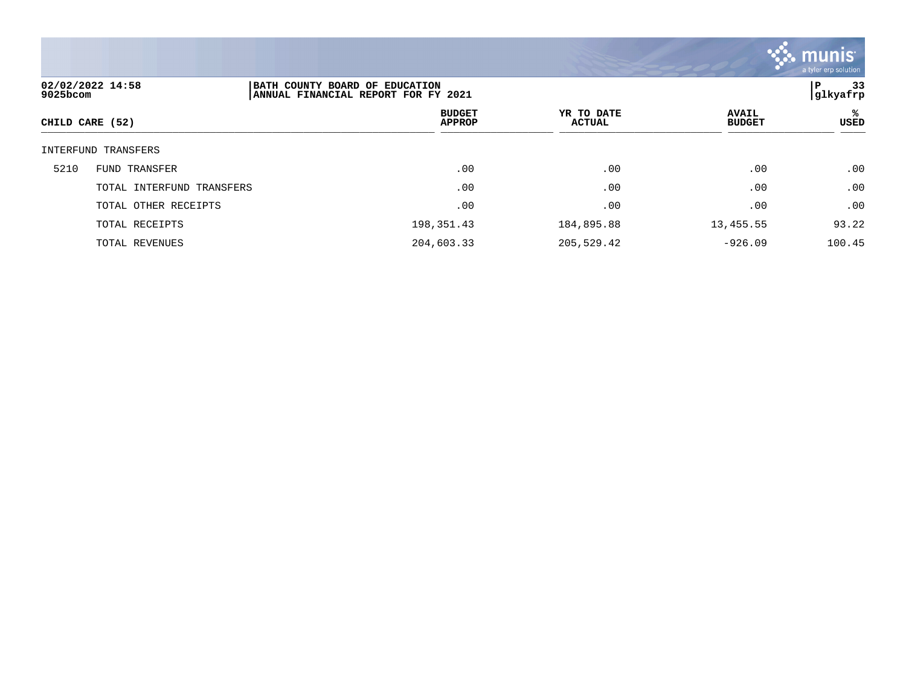02/02/2022 14:58
9025bcom

BATH COUNTY BOARD OF EDUCATION
ANNUAL FINANCIAL REPORT FOR FY 2021

glkyafrp

| CHILD CARE (52) | | BUDGET APPROP | YR TO DATE ACTUAL | AVAIL BUDGET | % USED |
|---|---|---|---|---|---|
| INTERFUND TRANSFERS | | | | | |
| 5210 | FUND TRANSFER | .00 | .00 | .00 | .00 |
| | TOTAL INTERFUND TRANSFERS | .00 | .00 | .00 | .00 |
| | TOTAL OTHER RECEIPTS | .00 | .00 | .00 | .00 |
| | TOTAL RECEIPTS | 198,351.43 | 184,895.88 | 13,455.55 | 93.22 |
| | TOTAL REVENUES | 204,603.33 | 205,529.42 | -926.09 | 100.45 |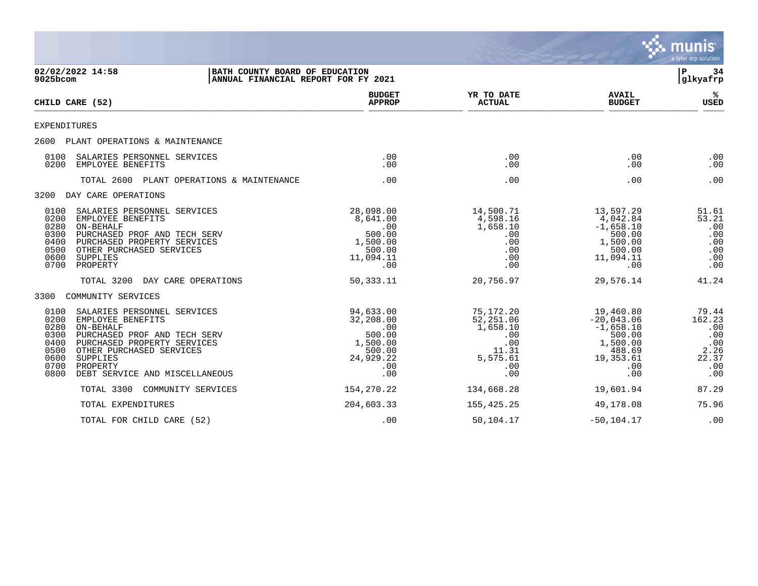**02/02/2022 14:58**
**9025bcom**

**BATH COUNTY BOARD OF EDUCATION**
**ANNUAL FINANCIAL REPORT FOR FY 2021**

**P 34**
**glkyafrp**

| CHILD CARE (52) | BUDGET APPROP | YR TO DATE ACTUAL | AVAIL BUDGET | % USED |
|---|---|---|---|---|
| EXPENDITURES | | | | |
| 2600 PLANT OPERATIONS & MAINTENANCE | | | | |
| 0100 SALARIES PERSONNEL SERVICES | .00 | .00 | .00 | .00 |
| 0200 EMPLOYEE BENEFITS | .00 | .00 | .00 | .00 |
| TOTAL 2600 PLANT OPERATIONS & MAINTENANCE | .00 | .00 | .00 | .00 |
| 3200 DAY CARE OPERATIONS | | | | |
| 0100 SALARIES PERSONNEL SERVICES | 28,098.00 | 14,500.71 | 13,597.29 | 51.61 |
| 0200 EMPLOYEE BENEFITS | 8,641.00 | 4,598.16 | 4,042.84 | 53.21 |
| 0280 ON-BEHALF | .00 | 1,658.10 | -1,658.10 | .00 |
| 0300 PURCHASED PROF AND TECH SERV | 500.00 | .00 | 500.00 | .00 |
| 0400 PURCHASED PROPERTY SERVICES | 1,500.00 | .00 | 1,500.00 | .00 |
| 0500 OTHER PURCHASED SERVICES | 500.00 | .00 | 500.00 | .00 |
| 0600 SUPPLIES | 11,094.11 | .00 | 11,094.11 | .00 |
| 0700 PROPERTY | .00 | .00 | .00 | .00 |
| TOTAL 3200 DAY CARE OPERATIONS | 50,333.11 | 20,756.97 | 29,576.14 | 41.24 |
| 3300 COMMUNITY SERVICES | | | | |
| 0100 SALARIES PERSONNEL SERVICES | 94,633.00 | 75,172.20 | 19,460.80 | 79.44 |
| 0200 EMPLOYEE BENEFITS | 32,208.00 | 52,251.06 | -20,043.06 | 162.23 |
| 0280 ON-BEHALF | .00 | 1,658.10 | -1,658.10 | .00 |
| 0300 PURCHASED PROF AND TECH SERV | 500.00 | .00 | 500.00 | .00 |
| 0400 PURCHASED PROPERTY SERVICES | 1,500.00 | .00 | 1,500.00 | .00 |
| 0500 OTHER PURCHASED SERVICES | 500.00 | 11.31 | 488.69 | 2.26 |
| 0600 SUPPLIES | 24,929.22 | 5,575.61 | 19,353.61 | 22.37 |
| 0700 PROPERTY | .00 | .00 | .00 | .00 |
| 0800 DEBT SERVICE AND MISCELLANEOUS | .00 | .00 | .00 | .00 |
| TOTAL 3300 COMMUNITY SERVICES | 154,270.22 | 134,668.28 | 19,601.94 | 87.29 |
| TOTAL EXPENDITURES | 204,603.33 | 155,425.25 | 49,178.08 | 75.96 |
| TOTAL FOR CHILD CARE (52) | .00 | 50,104.17 | -50,104.17 | .00 |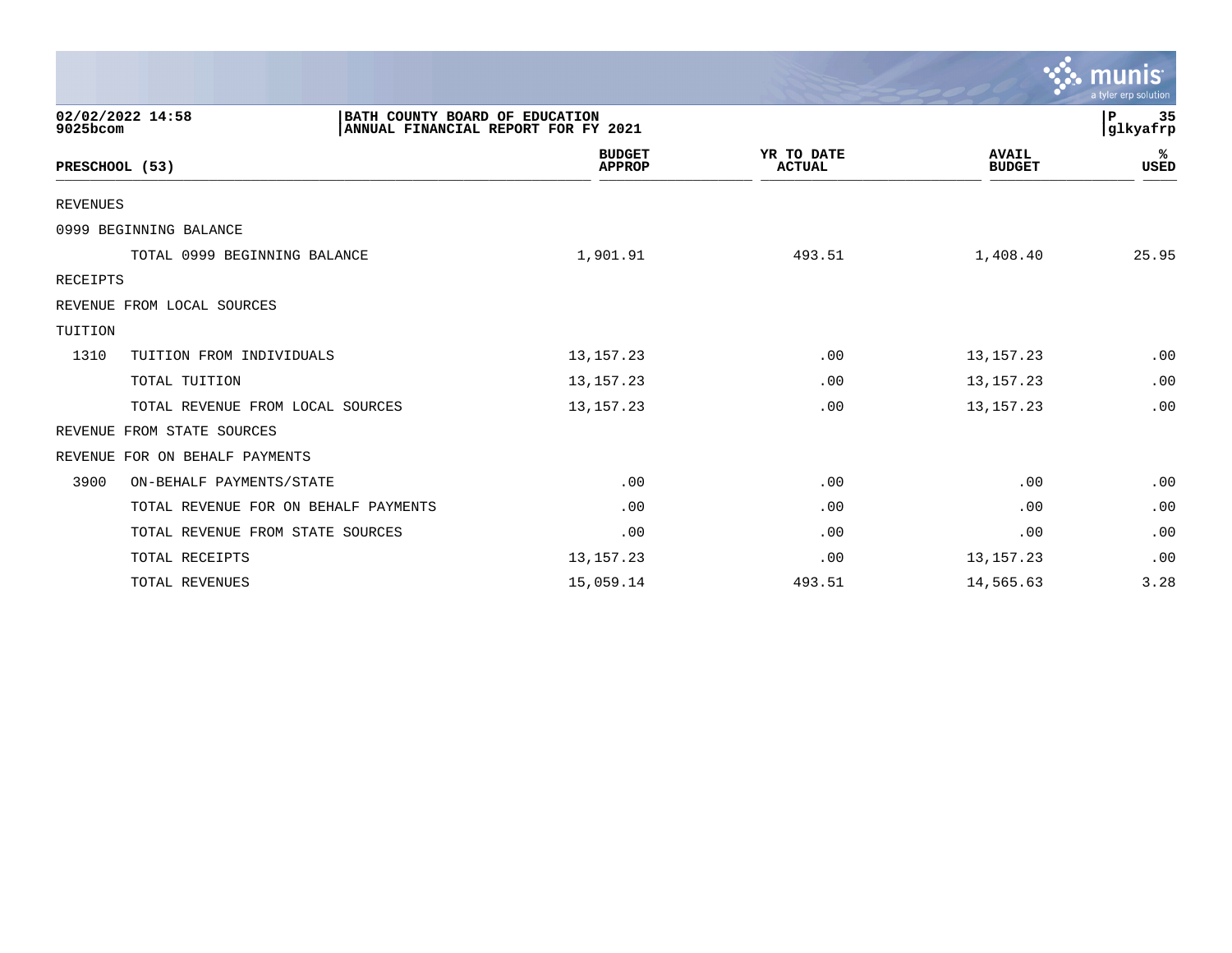BATH COUNTY BOARD OF EDUCATION
ANNUAL FINANCIAL REPORT FOR FY 2021

02/02/2022 14:58
9025bcom

| PRESCHOOL (53) | | BUDGET APPROP | YR TO DATE ACTUAL | AVAIL BUDGET | % USED |
|---|---|---|---|---|---|
| REVENUES | | | | | |
| 0999 BEGINNING BALANCE | | | | | |
| | TOTAL 0999 BEGINNING BALANCE | 1,901.91 | 493.51 | 1,408.40 | 25.95 |
| RECEIPTS | | | | | |
| REVENUE FROM LOCAL SOURCES | | | | | |
| TUITION | | | | | |
| 1310 | TUITION FROM INDIVIDUALS | 13,157.23 | .00 | 13,157.23 | .00 |
| | TOTAL TUITION | 13,157.23 | .00 | 13,157.23 | .00 |
| | TOTAL REVENUE FROM LOCAL SOURCES | 13,157.23 | .00 | 13,157.23 | .00 |
| REVENUE FROM STATE SOURCES | | | | | |
| REVENUE FOR ON BEHALF PAYMENTS | | | | | |
| 3900 | ON-BEHALF PAYMENTS/STATE | .00 | .00 | .00 | .00 |
| | TOTAL REVENUE FOR ON BEHALF PAYMENTS | .00 | .00 | .00 | .00 |
| | TOTAL REVENUE FROM STATE SOURCES | .00 | .00 | .00 | .00 |
| | TOTAL RECEIPTS | 13,157.23 | .00 | 13,157.23 | .00 |
| | TOTAL REVENUES | 15,059.14 | 493.51 | 14,565.63 | 3.28 |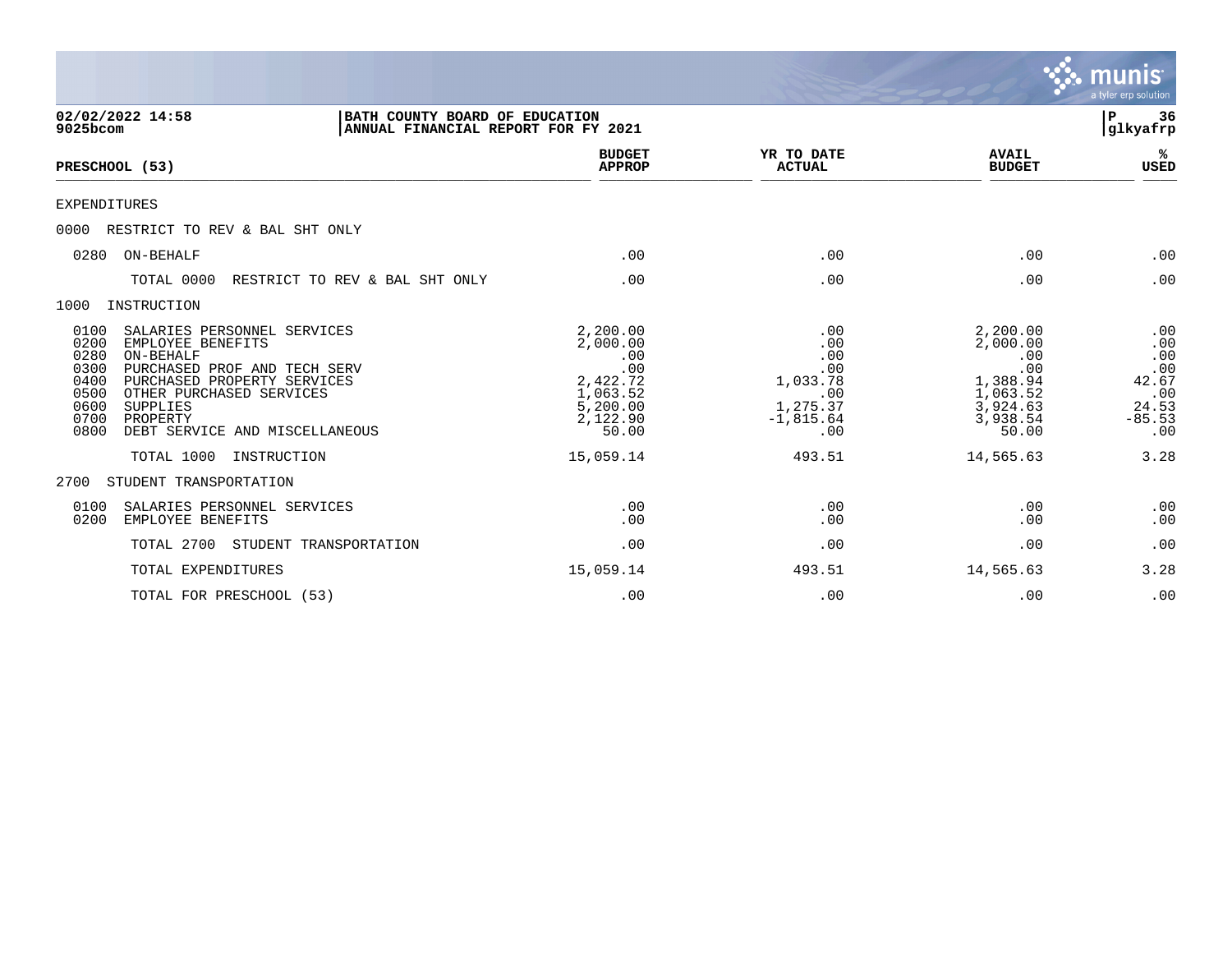02/02/2022 14:58
9025bcom

**BATH COUNTY BOARD OF EDUCATION**
**ANNUAL FINANCIAL REPORT FOR FY 2021**

P 36
glkyafrp

| PRESCHOOL (53) | BUDGET APPROP | YR TO DATE ACTUAL | AVAIL BUDGET | % USED |
|---|---|---|---|---|
| EXPENDITURES | | | | |
| 0000 RESTRICT TO REV & BAL SHT ONLY | | | | |
| 0280 ON-BEHALF | .00 | .00 | .00 | .00 |
| TOTAL 0000 RESTRICT TO REV & BAL SHT ONLY | .00 | .00 | .00 | .00 |
| 1000 INSTRUCTION | | | | |
| 0100 SALARIES PERSONNEL SERVICES | 2,200.00 | .00 | 2,200.00 | .00 |
| 0200 EMPLOYEE BENEFITS | 2,000.00 | .00 | 2,000.00 | .00 |
| 0280 ON-BEHALF | .00 | .00 | .00 | .00 |
| 0300 PURCHASED PROF AND TECH SERV | .00 | .00 | .00 | .00 |
| 0400 PURCHASED PROPERTY SERVICES | 2,422.72 | 1,033.78 | 1,388.94 | 42.67 |
| 0500 OTHER PURCHASED SERVICES | 1,063.52 | .00 | 1,063.52 | .00 |
| 0600 SUPPLIES | 5,200.00 | 1,275.37 | 3,924.63 | 24.53 |
| 0700 PROPERTY | 2,122.90 | -1,815.64 | 3,938.54 | -85.53 |
| 0800 DEBT SERVICE AND MISCELLANEOUS | 50.00 | .00 | 50.00 | .00 |
| TOTAL 1000 INSTRUCTION | 15,059.14 | 493.51 | 14,565.63 | 3.28 |
| 2700 STUDENT TRANSPORTATION | | | | |
| 0100 SALARIES PERSONNEL SERVICES | .00 | .00 | .00 | .00 |
| 0200 EMPLOYEE BENEFITS | .00 | .00 | .00 | .00 |
| TOTAL 2700 STUDENT TRANSPORTATION | .00 | .00 | .00 | .00 |
| TOTAL EXPENDITURES | 15,059.14 | 493.51 | 14,565.63 | 3.28 |
| TOTAL FOR PRESCHOOL (53) | .00 | .00 | .00 | .00 |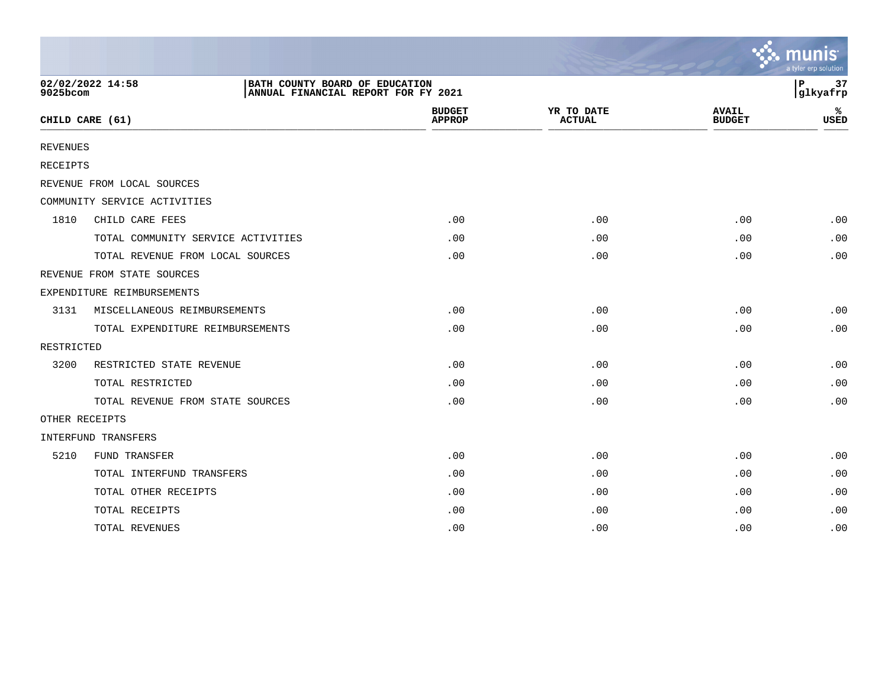BATH COUNTY BOARD OF EDUCATION
ANNUAL FINANCIAL REPORT FOR FY 2021

| CHILD CARE (61) | | BUDGET APPROP | YR TO DATE ACTUAL | AVAIL BUDGET | % USED |
|---|---|---|---|---|---|
| REVENUES | | | | | |
| RECEIPTS | | | | | |
| REVENUE FROM LOCAL SOURCES | | | | | |
| COMMUNITY SERVICE ACTIVITIES | | | | | |
| 1810 | CHILD CARE FEES | .00 | .00 | .00 | .00 |
| | TOTAL COMMUNITY SERVICE ACTIVITIES | .00 | .00 | .00 | .00 |
| | TOTAL REVENUE FROM LOCAL SOURCES | .00 | .00 | .00 | .00 |
| REVENUE FROM STATE SOURCES | | | | | |
| EXPENDITURE REIMBURSEMENTS | | | | | |
| 3131 | MISCELLANEOUS REIMBURSEMENTS | .00 | .00 | .00 | .00 |
| | TOTAL EXPENDITURE REIMBURSEMENTS | .00 | .00 | .00 | .00 |
| RESTRICTED | | | | | |
| 3200 | RESTRICTED STATE REVENUE | .00 | .00 | .00 | .00 |
| | TOTAL RESTRICTED | .00 | .00 | .00 | .00 |
| | TOTAL REVENUE FROM STATE SOURCES | .00 | .00 | .00 | .00 |
| OTHER RECEIPTS | | | | | |
| INTERFUND TRANSFERS | | | | | |
| 5210 | FUND TRANSFER | .00 | .00 | .00 | .00 |
| | TOTAL INTERFUND TRANSFERS | .00 | .00 | .00 | .00 |
| | TOTAL OTHER RECEIPTS | .00 | .00 | .00 | .00 |
| | TOTAL RECEIPTS | .00 | .00 | .00 | .00 |
| | TOTAL REVENUES | .00 | .00 | .00 | .00 |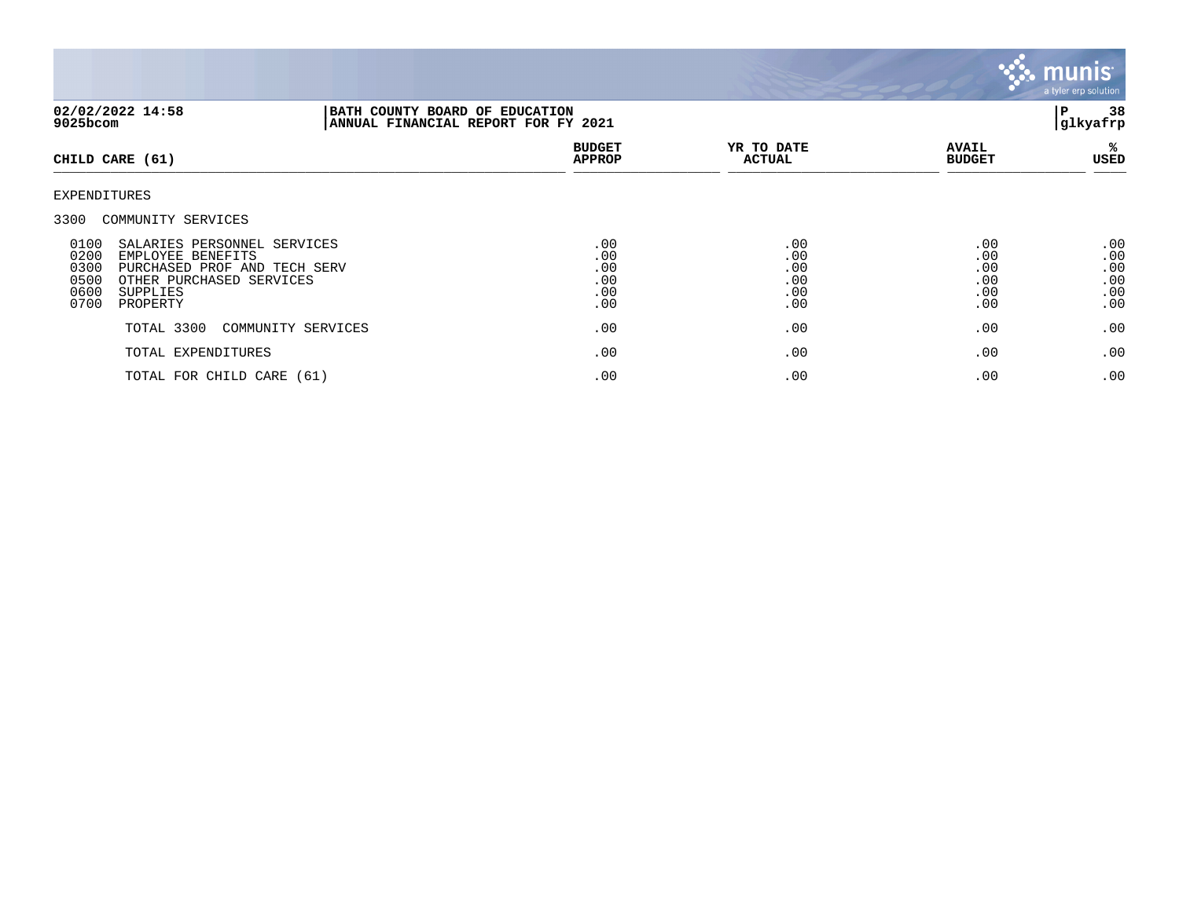**02/02/2022 14:58** | **BATH COUNTY BOARD OF EDUCATION**
**9025bcom** | **ANNUAL FINANCIAL REPORT FOR FY 2021**
**glkyafrp**

| CHILD CARE (61) | BUDGET APPROP | YR TO DATE ACTUAL | AVAIL BUDGET | % USED |
|---|---|---|---|---|
| EXPENDITURES | | | | |
| 3300 COMMUNITY SERVICES | | | | |
| 0100 SALARIES PERSONNEL SERVICES | .00 | .00 | .00 | .00 |
| 0200 EMPLOYEE BENEFITS | .00 | .00 | .00 | .00 |
| 0300 PURCHASED PROF AND TECH SERV | .00 | .00 | .00 | .00 |
| 0500 OTHER PURCHASED SERVICES | .00 | .00 | .00 | .00 |
| 0600 SUPPLIES | .00 | .00 | .00 | .00 |
| 0700 PROPERTY | .00 | .00 | .00 | .00 |
| TOTAL 3300 COMMUNITY SERVICES | .00 | .00 | .00 | .00 |
| TOTAL EXPENDITURES | .00 | .00 | .00 | .00 |
| TOTAL FOR CHILD CARE (61) | .00 | .00 | .00 | .00 |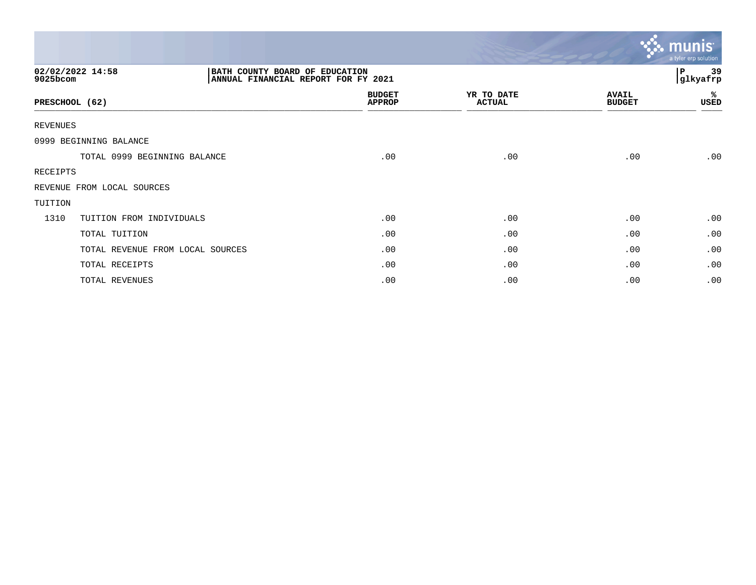02/02/2022 14:58
9025bcom

BATH COUNTY BOARD OF EDUCATION
ANNUAL FINANCIAL REPORT FOR FY 2021

P 39
glkyafrp

| PRESCHOOL (62) | | BUDGET APPROP | YR TO DATE ACTUAL | AVAIL BUDGET | % USED |
|---|---|---|---|---|---|
| REVENUES | | | | | |
| 0999 BEGINNING BALANCE | | | | | |
| | TOTAL 0999 BEGINNING BALANCE | .00 | .00 | .00 | .00 |
| RECEIPTS | | | | | |
| REVENUE FROM LOCAL SOURCES | | | | | |
| TUITION | | | | | |
| 1310 | TUITION FROM INDIVIDUALS | .00 | .00 | .00 | .00 |
| | TOTAL TUITION | .00 | .00 | .00 | .00 |
| | TOTAL REVENUE FROM LOCAL SOURCES | .00 | .00 | .00 | .00 |
| | TOTAL RECEIPTS | .00 | .00 | .00 | .00 |
| | TOTAL REVENUES | .00 | .00 | .00 | .00 |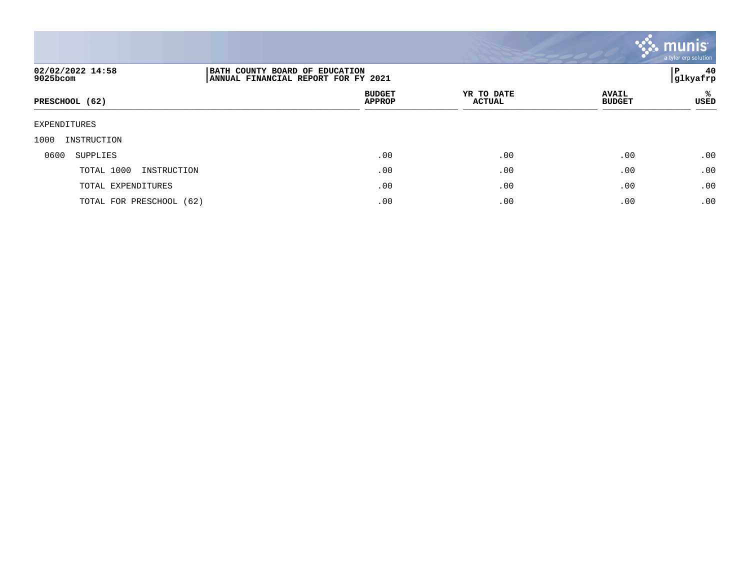**BATH COUNTY BOARD OF EDUCATION**
**ANNUAL FINANCIAL REPORT FOR FY 2021**

02/02/2022 14:58
9025bcom

| PRESCHOOL (62) | BUDGET APPROP | YR TO DATE ACTUAL | AVAIL BUDGET | % USED |
|---|---|---|---|---|
| EXPENDITURES | | | | |
| 1000 INSTRUCTION | | | | |
| 0600 SUPPLIES | .00 | .00 | .00 | .00 |
| TOTAL 1000 INSTRUCTION | .00 | .00 | .00 | .00 |
| TOTAL EXPENDITURES | .00 | .00 | .00 | .00 |
| TOTAL FOR PRESCHOOL (62) | .00 | .00 | .00 | .00 |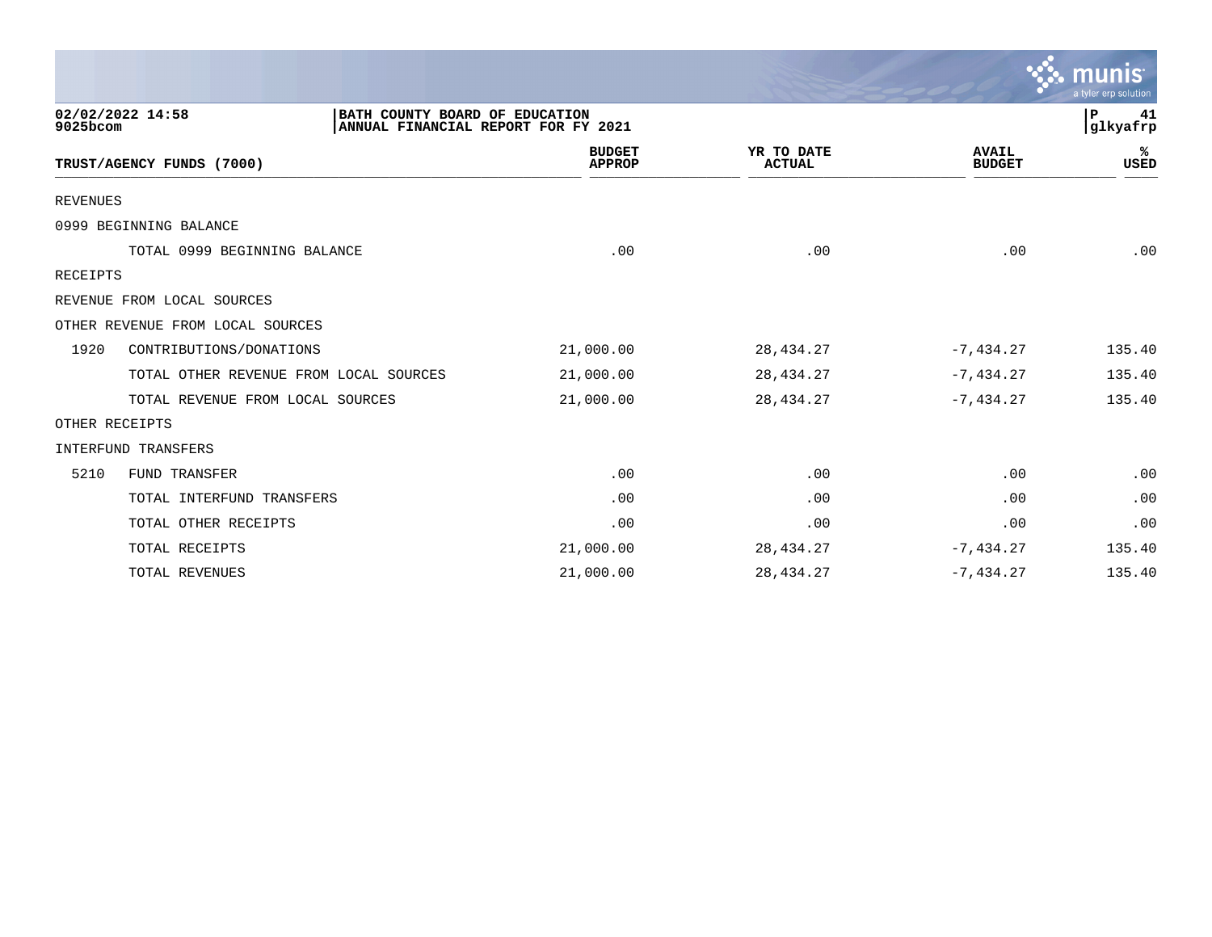02/02/2022 14:58 | BATH COUNTY BOARD OF EDUCATION
9025bcom | ANNUAL FINANCIAL REPORT FOR FY 2021

| TRUST/AGENCY FUNDS (7000) | | BUDGET APPROP | YR TO DATE ACTUAL | AVAIL BUDGET | % USED |
|---|---|---|---|---|---|
| REVENUES | | | | | |
| 0999 BEGINNING BALANCE | | | | | |
| | TOTAL 0999 BEGINNING BALANCE | .00 | .00 | .00 | .00 |
| RECEIPTS | | | | | |
| REVENUE FROM LOCAL SOURCES | | | | | |
| OTHER REVENUE FROM LOCAL SOURCES | | | | | |
| 1920 | CONTRIBUTIONS/DONATIONS | 21,000.00 | 28,434.27 | -7,434.27 | 135.40 |
| | TOTAL OTHER REVENUE FROM LOCAL SOURCES | 21,000.00 | 28,434.27 | -7,434.27 | 135.40 |
| | TOTAL REVENUE FROM LOCAL SOURCES | 21,000.00 | 28,434.27 | -7,434.27 | 135.40 |
| OTHER RECEIPTS | | | | | |
| INTERFUND TRANSFERS | | | | | |
| 5210 | FUND TRANSFER | .00 | .00 | .00 | .00 |
| | TOTAL INTERFUND TRANSFERS | .00 | .00 | .00 | .00 |
| | TOTAL OTHER RECEIPTS | .00 | .00 | .00 | .00 |
| | TOTAL RECEIPTS | 21,000.00 | 28,434.27 | -7,434.27 | 135.40 |
| | TOTAL REVENUES | 21,000.00 | 28,434.27 | -7,434.27 | 135.40 |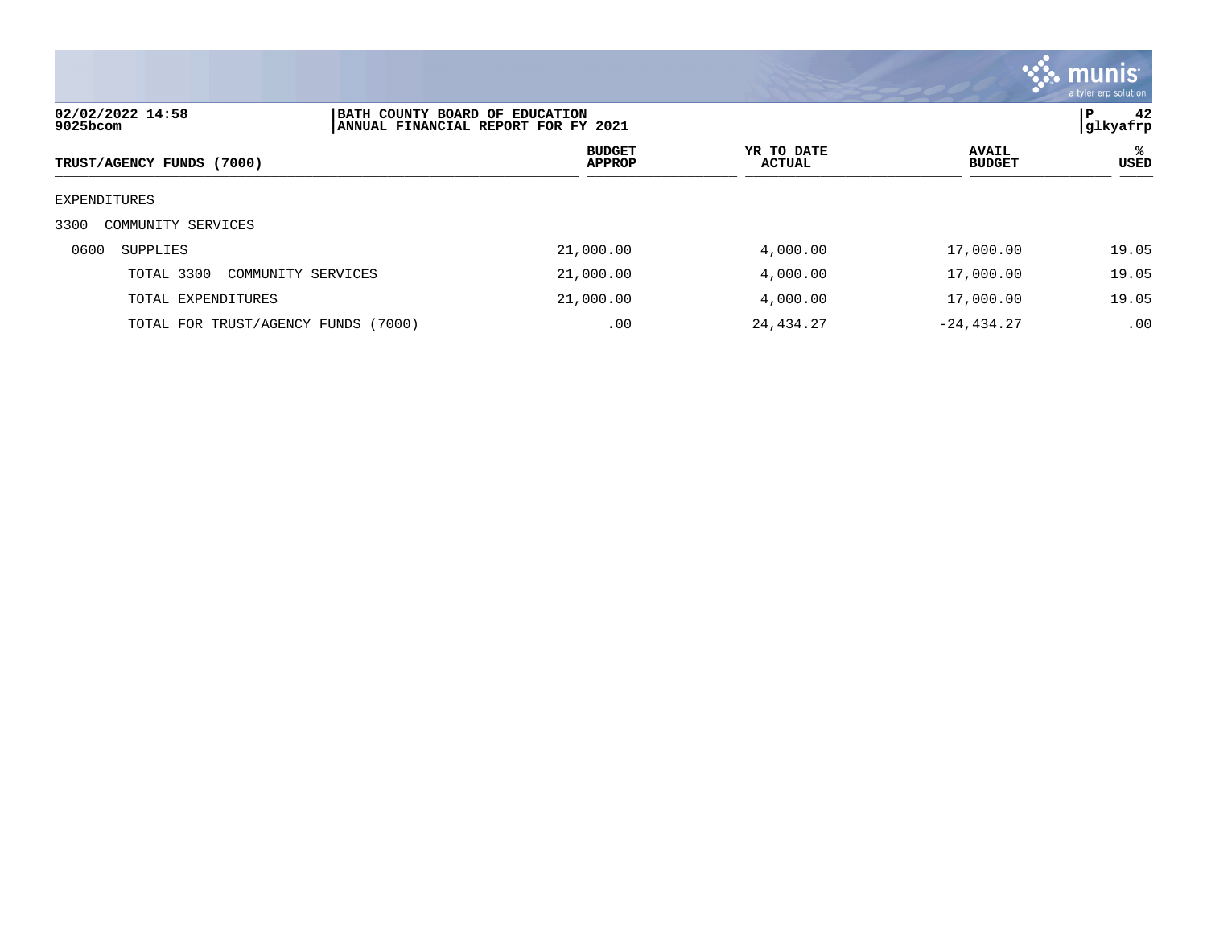**BATH COUNTY BOARD OF EDUCATION**
**ANNUAL FINANCIAL REPORT FOR FY 2021**

02/02/2022 14:58
9025bcom

| TRUST/AGENCY FUNDS (7000) | BUDGET APPROP | YR TO DATE ACTUAL | AVAIL BUDGET | % USED |
|---|---|---|---|---|
| EXPENDITURES | | | | |
| 3300 COMMUNITY SERVICES | | | | |
| 0600 SUPPLIES | 21,000.00 | 4,000.00 | 17,000.00 | 19.05 |
| TOTAL 3300 COMMUNITY SERVICES | 21,000.00 | 4,000.00 | 17,000.00 | 19.05 |
| TOTAL EXPENDITURES | 21,000.00 | 4,000.00 | 17,000.00 | 19.05 |
| TOTAL FOR TRUST/AGENCY FUNDS (7000) | .00 | 24,434.27 | -24,434.27 | .00 |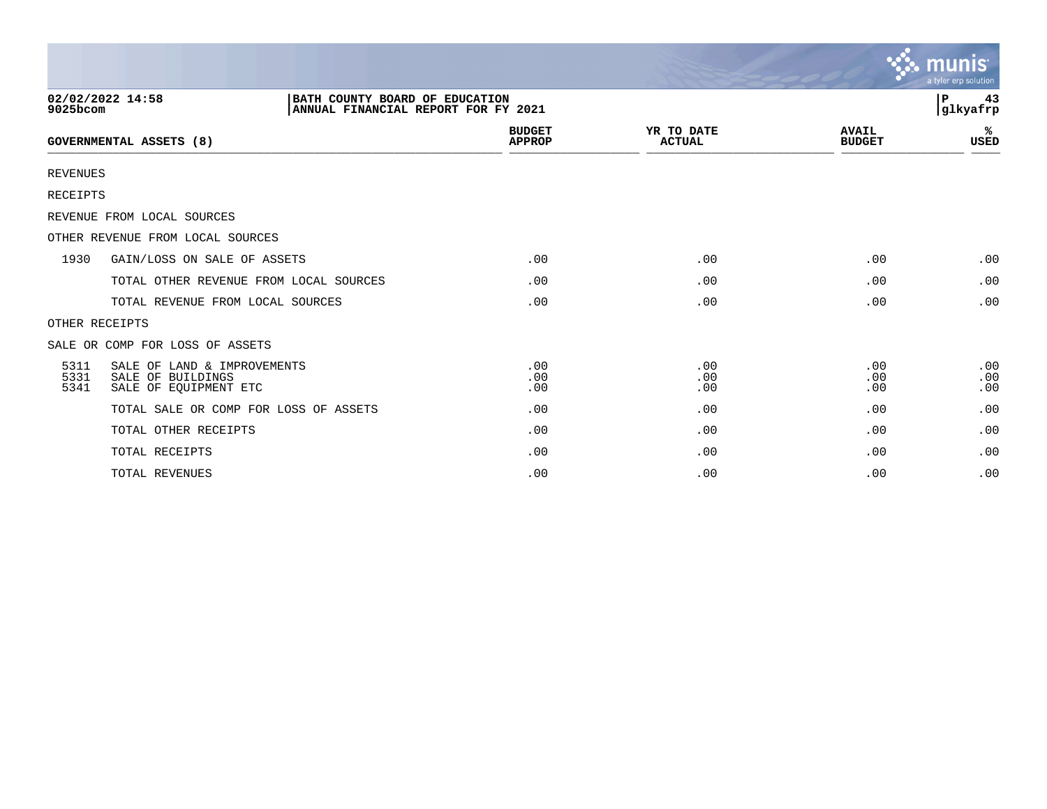BATH COUNTY BOARD OF EDUCATION
ANNUAL FINANCIAL REPORT FOR FY 2021

02/02/2022 14:58
9025bcom

| GOVERNMENTAL ASSETS (8) | | BUDGET APPROP | YR TO DATE ACTUAL | AVAIL BUDGET | % USED |
|---|---|---|---|---|---|
| REVENUES | | | | | |
| RECEIPTS | | | | | |
| REVENUE FROM LOCAL SOURCES | | | | | |
| OTHER REVENUE FROM LOCAL SOURCES | | | | | |
| 1930 | GAIN/LOSS ON SALE OF ASSETS | .00 | .00 | .00 | .00 |
| | TOTAL OTHER REVENUE FROM LOCAL SOURCES | .00 | .00 | .00 | .00 |
| | TOTAL REVENUE FROM LOCAL SOURCES | .00 | .00 | .00 | .00 |
| OTHER RECEIPTS | | | | | |
| SALE OR COMP FOR LOSS OF ASSETS | | | | | |
| 5311 | SALE OF LAND & IMPROVEMENTS | .00 | .00 | .00 | .00 |
| 5331 | SALE OF BUILDINGS | .00 | .00 | .00 | .00 |
| 5341 | SALE OF EQUIPMENT ETC | .00 | .00 | .00 | .00 |
| | TOTAL SALE OR COMP FOR LOSS OF ASSETS | .00 | .00 | .00 | .00 |
| | TOTAL OTHER RECEIPTS | .00 | .00 | .00 | .00 |
| | TOTAL RECEIPTS | .00 | .00 | .00 | .00 |
| | TOTAL REVENUES | .00 | .00 | .00 | .00 |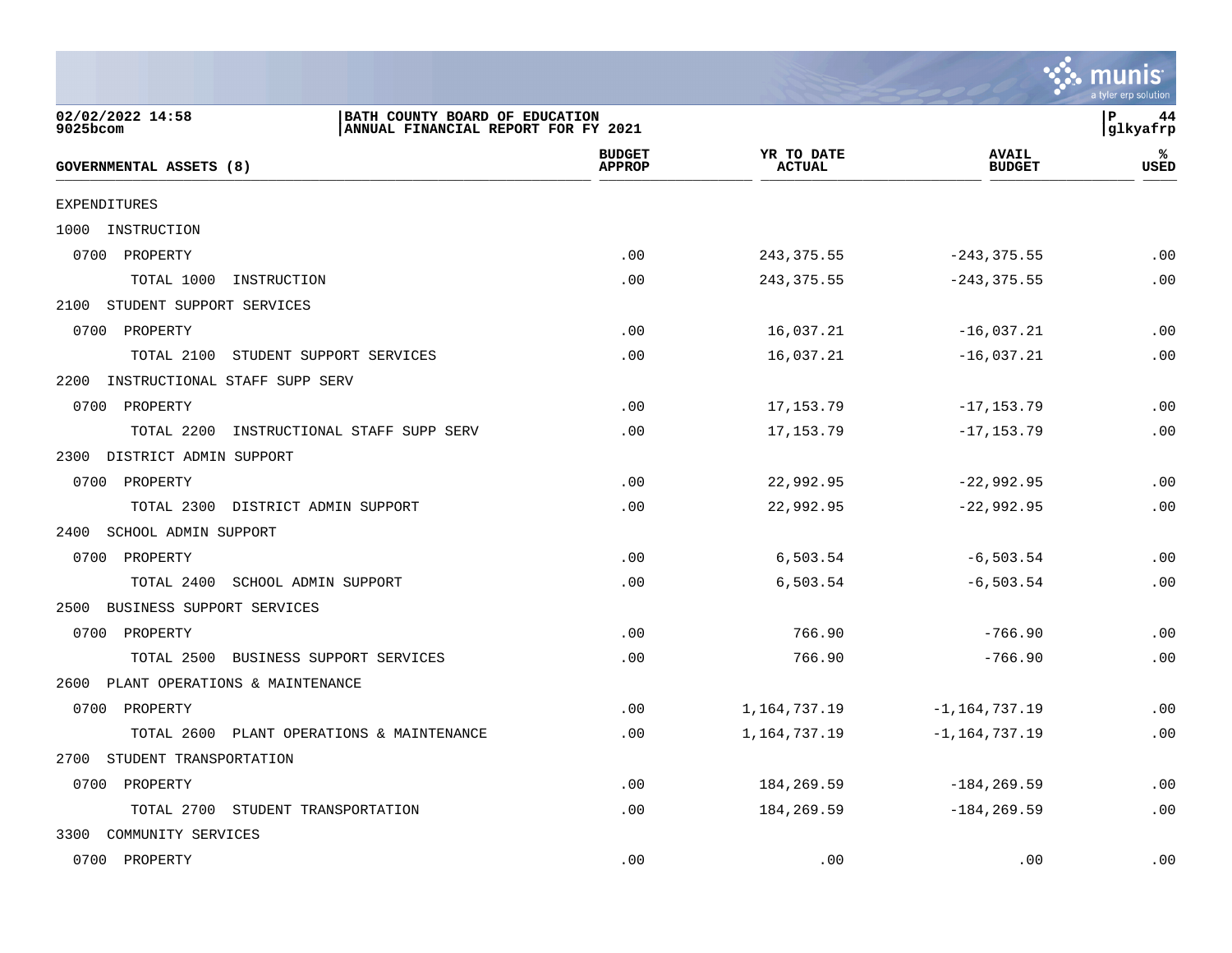BATH COUNTY BOARD OF EDUCATION
ANNUAL FINANCIAL REPORT FOR FY 2021

| GOVERNMENTAL ASSETS (8) | BUDGET APPROP | YR TO DATE ACTUAL | AVAIL BUDGET | % USED |
|---|---|---|---|---|
| EXPENDITURES | | | | |
| 1000 INSTRUCTION | | | | |
| 0700 PROPERTY | .00 | 243,375.55 | -243,375.55 | .00 |
| TOTAL 1000 INSTRUCTION | .00 | 243,375.55 | -243,375.55 | .00 |
| 2100 STUDENT SUPPORT SERVICES | | | | |
| 0700 PROPERTY | .00 | 16,037.21 | -16,037.21 | .00 |
| TOTAL 2100 STUDENT SUPPORT SERVICES | .00 | 16,037.21 | -16,037.21 | .00 |
| 2200 INSTRUCTIONAL STAFF SUPP SERV | | | | |
| 0700 PROPERTY | .00 | 17,153.79 | -17,153.79 | .00 |
| TOTAL 2200 INSTRUCTIONAL STAFF SUPP SERV | .00 | 17,153.79 | -17,153.79 | .00 |
| 2300 DISTRICT ADMIN SUPPORT | | | | |
| 0700 PROPERTY | .00 | 22,992.95 | -22,992.95 | .00 |
| TOTAL 2300 DISTRICT ADMIN SUPPORT | .00 | 22,992.95 | -22,992.95 | .00 |
| 2400 SCHOOL ADMIN SUPPORT | | | | |
| 0700 PROPERTY | .00 | 6,503.54 | -6,503.54 | .00 |
| TOTAL 2400 SCHOOL ADMIN SUPPORT | .00 | 6,503.54 | -6,503.54 | .00 |
| 2500 BUSINESS SUPPORT SERVICES | | | | |
| 0700 PROPERTY | .00 | 766.90 | -766.90 | .00 |
| TOTAL 2500 BUSINESS SUPPORT SERVICES | .00 | 766.90 | -766.90 | .00 |
| 2600 PLANT OPERATIONS & MAINTENANCE | | | | |
| 0700 PROPERTY | .00 | 1,164,737.19 | -1,164,737.19 | .00 |
| TOTAL 2600 PLANT OPERATIONS & MAINTENANCE | .00 | 1,164,737.19 | -1,164,737.19 | .00 |
| 2700 STUDENT TRANSPORTATION | | | | |
| 0700 PROPERTY | .00 | 184,269.59 | -184,269.59 | .00 |
| TOTAL 2700 STUDENT TRANSPORTATION | .00 | 184,269.59 | -184,269.59 | .00 |
| 3300 COMMUNITY SERVICES | | | | |
| 0700 PROPERTY | .00 | .00 | .00 | .00 |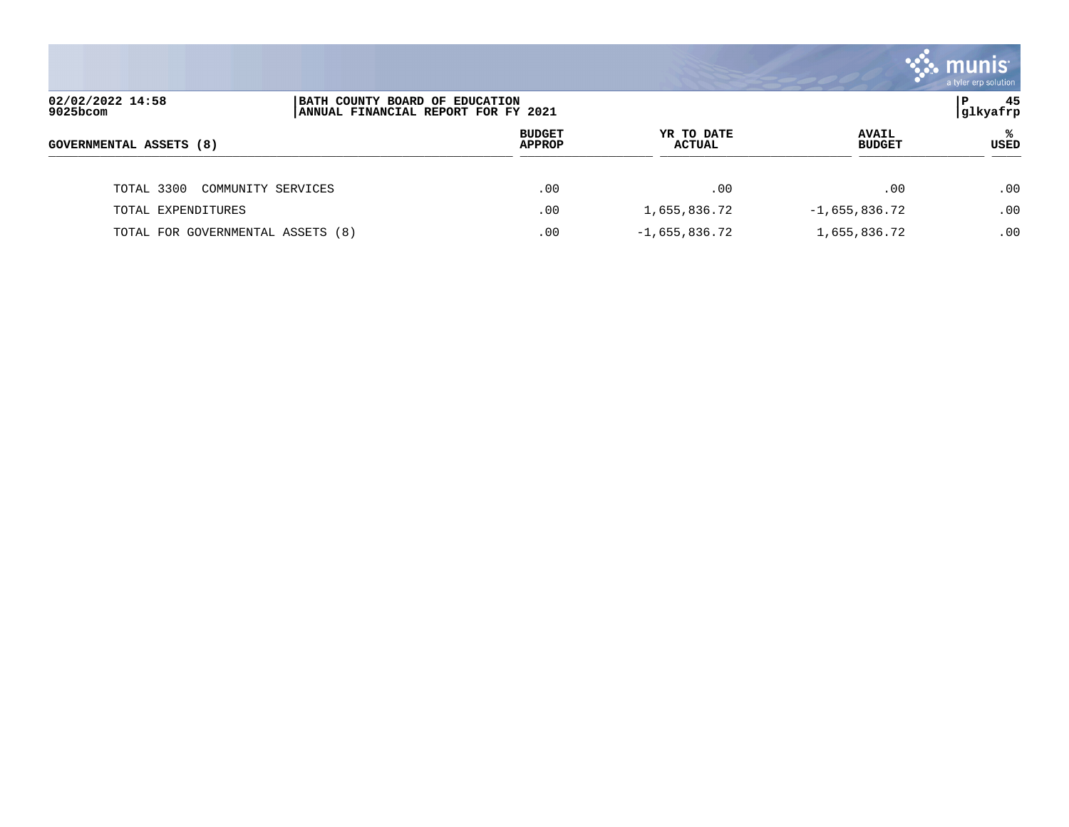| GOVERNMENTAL ASSETS (8) | BUDGET APPROP | YR TO DATE ACTUAL | AVAIL BUDGET | % USED |
|---|---|---|---|---|
| TOTAL 3300 COMMUNITY SERVICES | .00 | .00 | .00 | .00 |
| TOTAL EXPENDITURES | .00 | 1,655,836.72 | -1,655,836.72 | .00 |
| TOTAL FOR GOVERNMENTAL ASSETS (8) | .00 | -1,655,836.72 | 1,655,836.72 | .00 |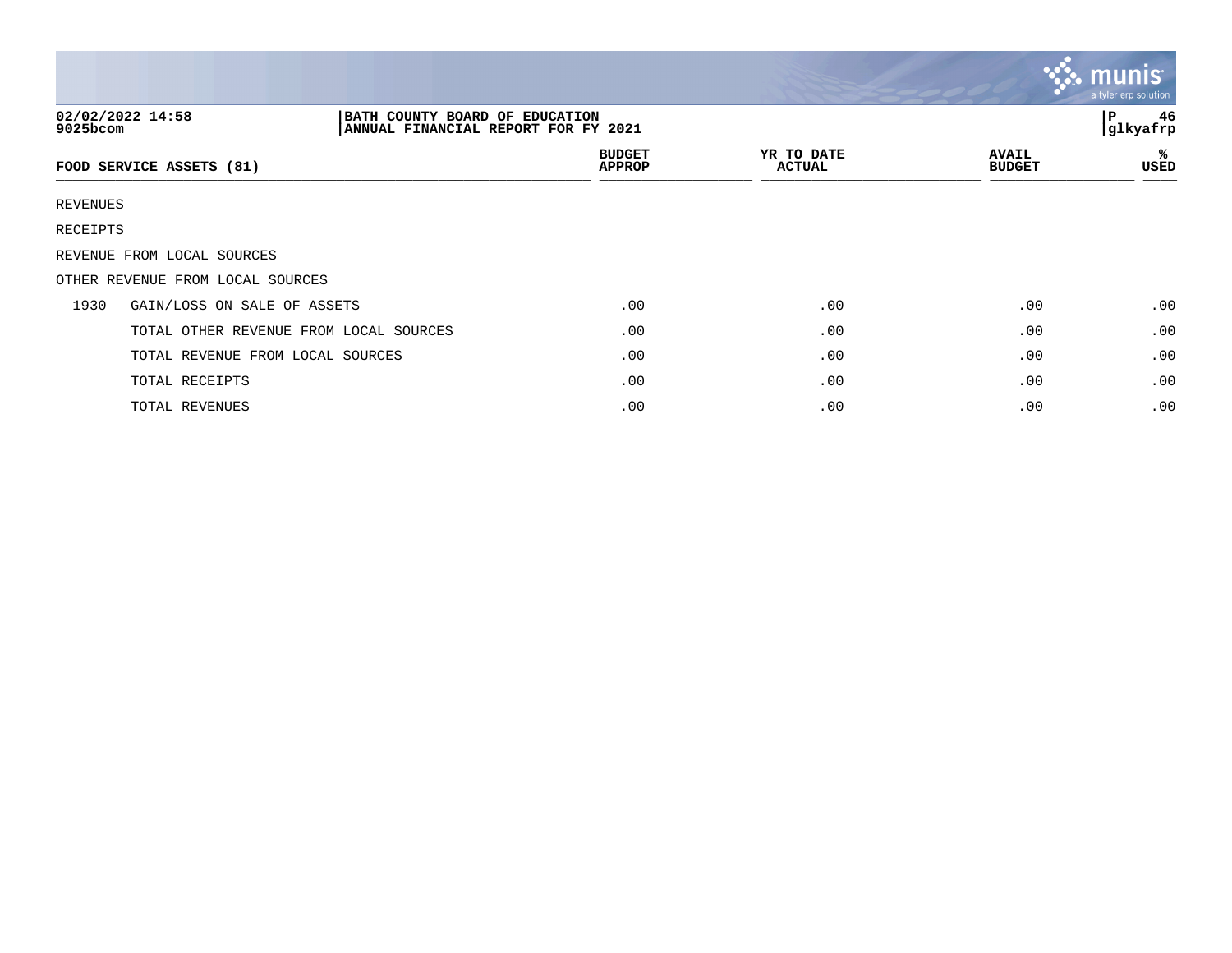02/02/2022 14:58 | BATH COUNTY BOARD OF EDUCATION
9025bcom | ANNUAL FINANCIAL REPORT FOR FY 2021

| FOOD SERVICE ASSETS (81) | | BUDGET APPROP | YR TO DATE ACTUAL | AVAIL BUDGET | % USED |
|---|---|---|---|---|---|
| REVENUES | | | | | |
| RECEIPTS | | | | | |
| REVENUE FROM LOCAL SOURCES | | | | | |
| OTHER REVENUE FROM LOCAL SOURCES | | | | | |
| 1930 | GAIN/LOSS ON SALE OF ASSETS | .00 | .00 | .00 | .00 |
| | TOTAL OTHER REVENUE FROM LOCAL SOURCES | .00 | .00 | .00 | .00 |
| | TOTAL REVENUE FROM LOCAL SOURCES | .00 | .00 | .00 | .00 |
| | TOTAL RECEIPTS | .00 | .00 | .00 | .00 |
| | TOTAL REVENUES | .00 | .00 | .00 | .00 |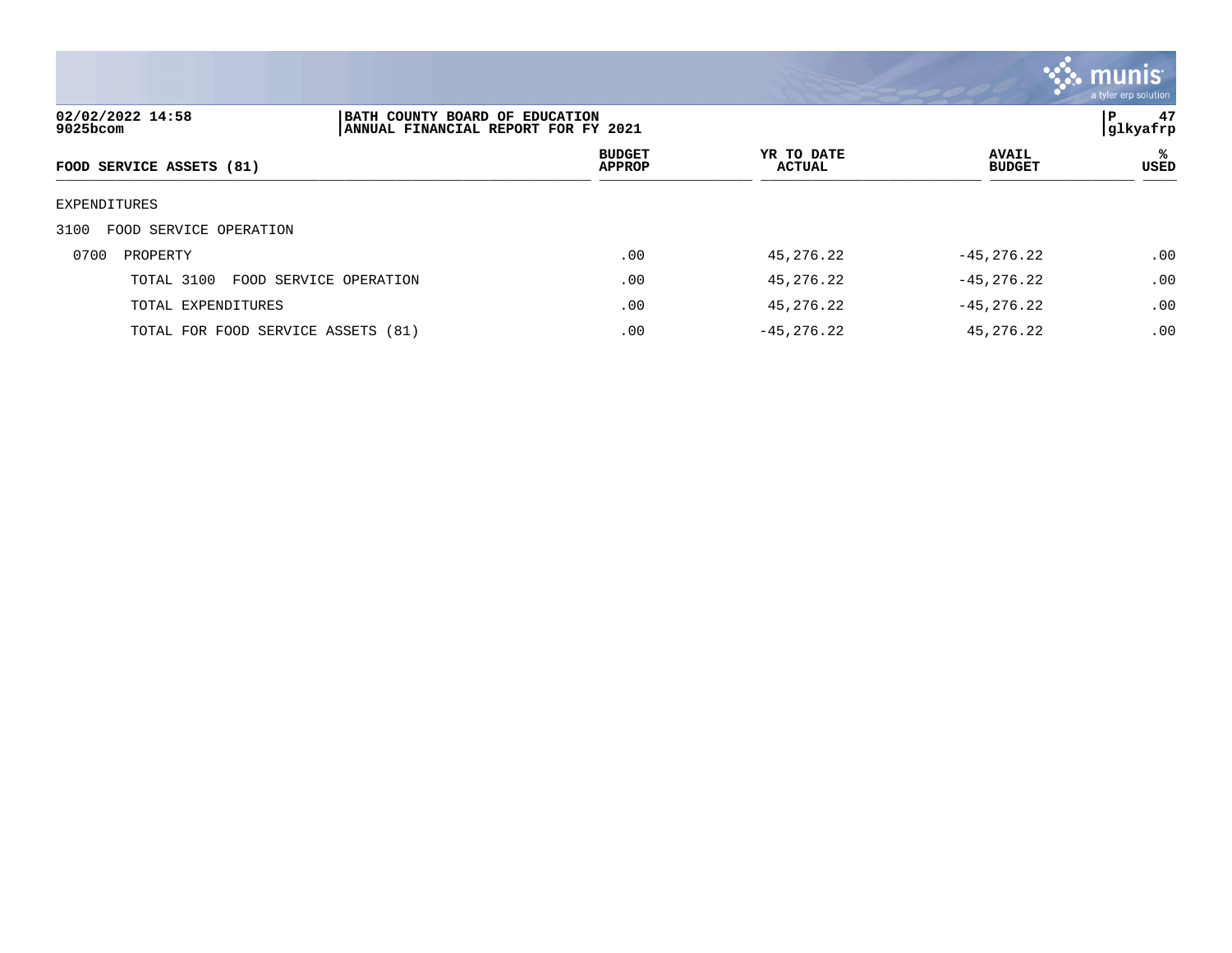02/02/2022 14:58 | BATH COUNTY BOARD OF EDUCATION
9025bcom | ANNUAL FINANCIAL REPORT FOR FY 2021

| FOOD SERVICE ASSETS (81) | BUDGET APPROP | YR TO DATE ACTUAL | AVAIL BUDGET | % USED |
|---|---|---|---|---|
| EXPENDITURES | | | | |
| 3100 FOOD SERVICE OPERATION | | | | |
| 0700 PROPERTY | .00 | 45,276.22 | -45,276.22 | .00 |
| TOTAL 3100 FOOD SERVICE OPERATION | .00 | 45,276.22 | -45,276.22 | .00 |
| TOTAL EXPENDITURES | .00 | 45,276.22 | -45,276.22 | .00 |
| TOTAL FOR FOOD SERVICE ASSETS (81) | .00 | -45,276.22 | 45,276.22 | .00 |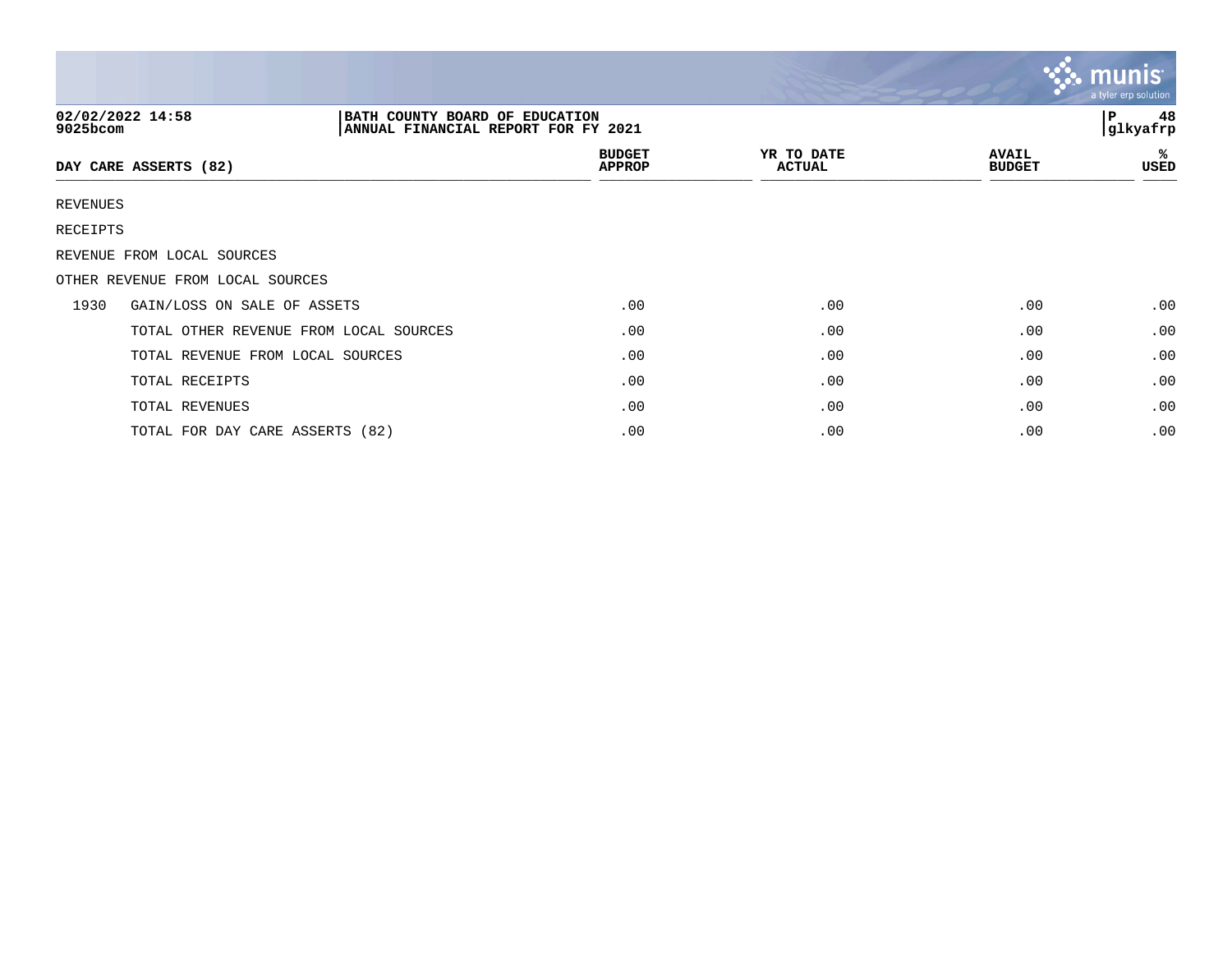BATH COUNTY BOARD OF EDUCATION
ANNUAL FINANCIAL REPORT FOR FY 2021

| DAY CARE ASSERTS (82) | | BUDGET APPROP | YR TO DATE ACTUAL | AVAIL BUDGET | % USED |
|---|---|---|---|---|---|
| REVENUES | | | | | |
| RECEIPTS | | | | | |
| REVENUE FROM LOCAL SOURCES | | | | | |
| OTHER REVENUE FROM LOCAL SOURCES | | | | | |
| 1930 | GAIN/LOSS ON SALE OF ASSETS | .00 | .00 | .00 | .00 |
| | TOTAL OTHER REVENUE FROM LOCAL SOURCES | .00 | .00 | .00 | .00 |
| | TOTAL REVENUE FROM LOCAL SOURCES | .00 | .00 | .00 | .00 |
| | TOTAL RECEIPTS | .00 | .00 | .00 | .00 |
| | TOTAL REVENUES | .00 | .00 | .00 | .00 |
| | TOTAL FOR DAY CARE ASSERTS (82) | .00 | .00 | .00 | .00 |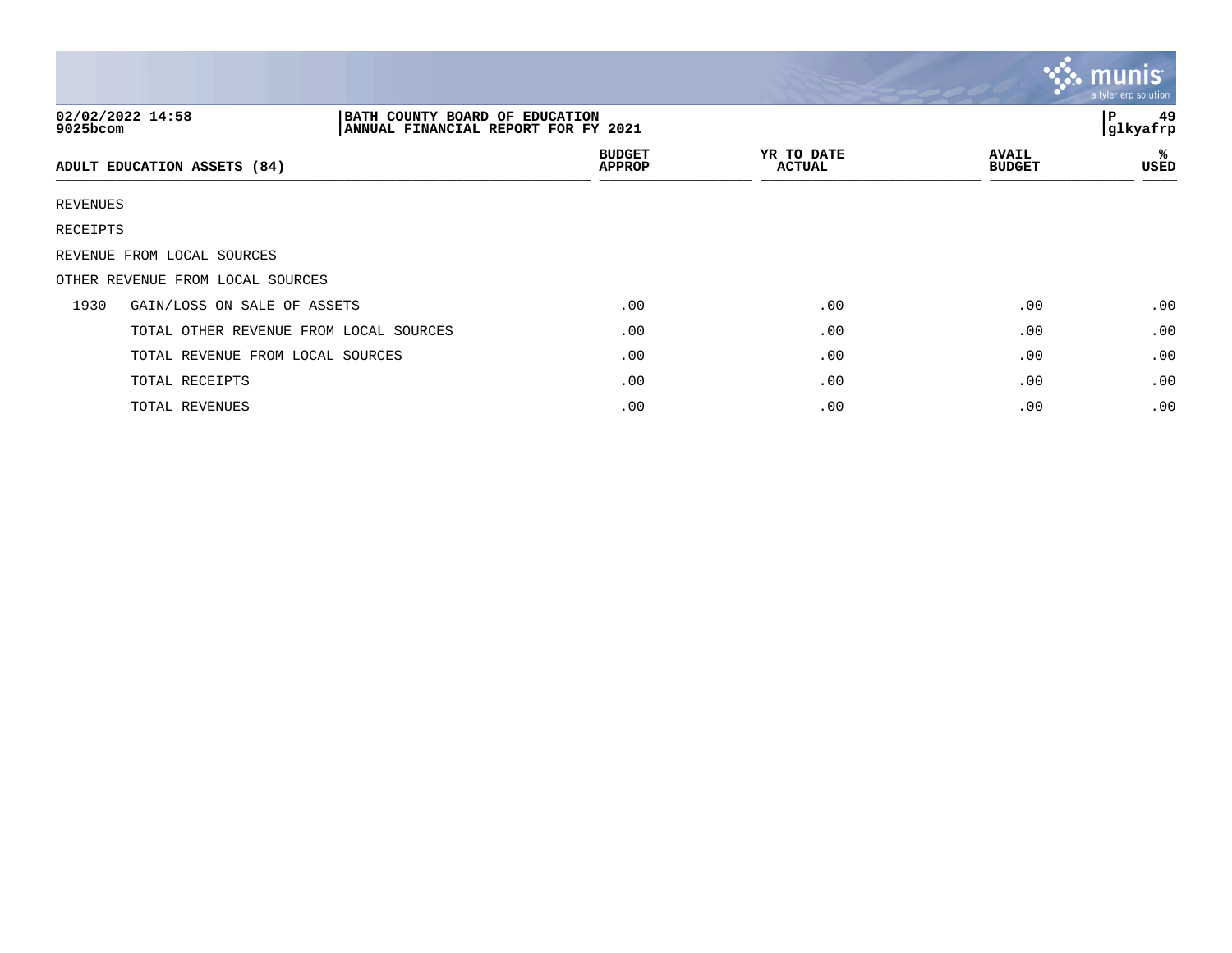02/02/2022 14:58
9025bcom

BATH COUNTY BOARD OF EDUCATION
ANNUAL FINANCIAL REPORT FOR FY 2021

glkyafrp

| ADULT EDUCATION ASSETS (84) | | BUDGET APPROP | YR TO DATE ACTUAL | AVAIL BUDGET | % USED |
|---|---|---|---|---|---|
| REVENUES | | | | | |
| RECEIPTS | | | | | |
| REVENUE FROM LOCAL SOURCES | | | | | |
| OTHER REVENUE FROM LOCAL SOURCES | | | | | |
| 1930 | GAIN/LOSS ON SALE OF ASSETS | .00 | .00 | .00 | .00 |
| | TOTAL OTHER REVENUE FROM LOCAL SOURCES | .00 | .00 | .00 | .00 |
| | TOTAL REVENUE FROM LOCAL SOURCES | .00 | .00 | .00 | .00 |
| | TOTAL RECEIPTS | .00 | .00 | .00 | .00 |
| | TOTAL REVENUES | .00 | .00 | .00 | .00 |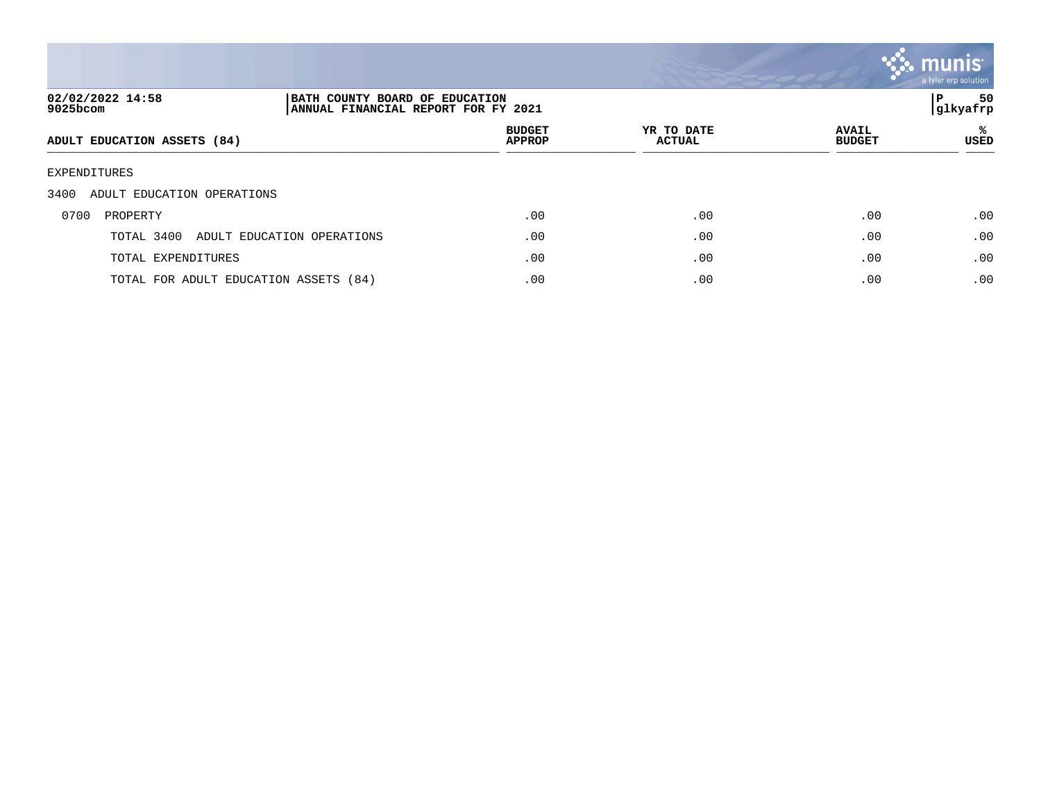02/02/2022 14:58 | BATH COUNTY BOARD OF EDUCATION
9025bcom | ANNUAL FINANCIAL REPORT FOR FY 2021

P 50
glkyafrp

| ADULT EDUCATION ASSETS (84) | BUDGET APPROP | YR TO DATE ACTUAL | AVAIL BUDGET | % USED |
|---|---|---|---|---|
| EXPENDITURES | | | | |
| 3400 ADULT EDUCATION OPERATIONS | | | | |
| 0700 PROPERTY | .00 | .00 | .00 | .00 |
| TOTAL 3400 ADULT EDUCATION OPERATIONS | .00 | .00 | .00 | .00 |
| TOTAL EXPENDITURES | .00 | .00 | .00 | .00 |
| TOTAL FOR ADULT EDUCATION ASSETS (84) | .00 | .00 | .00 | .00 |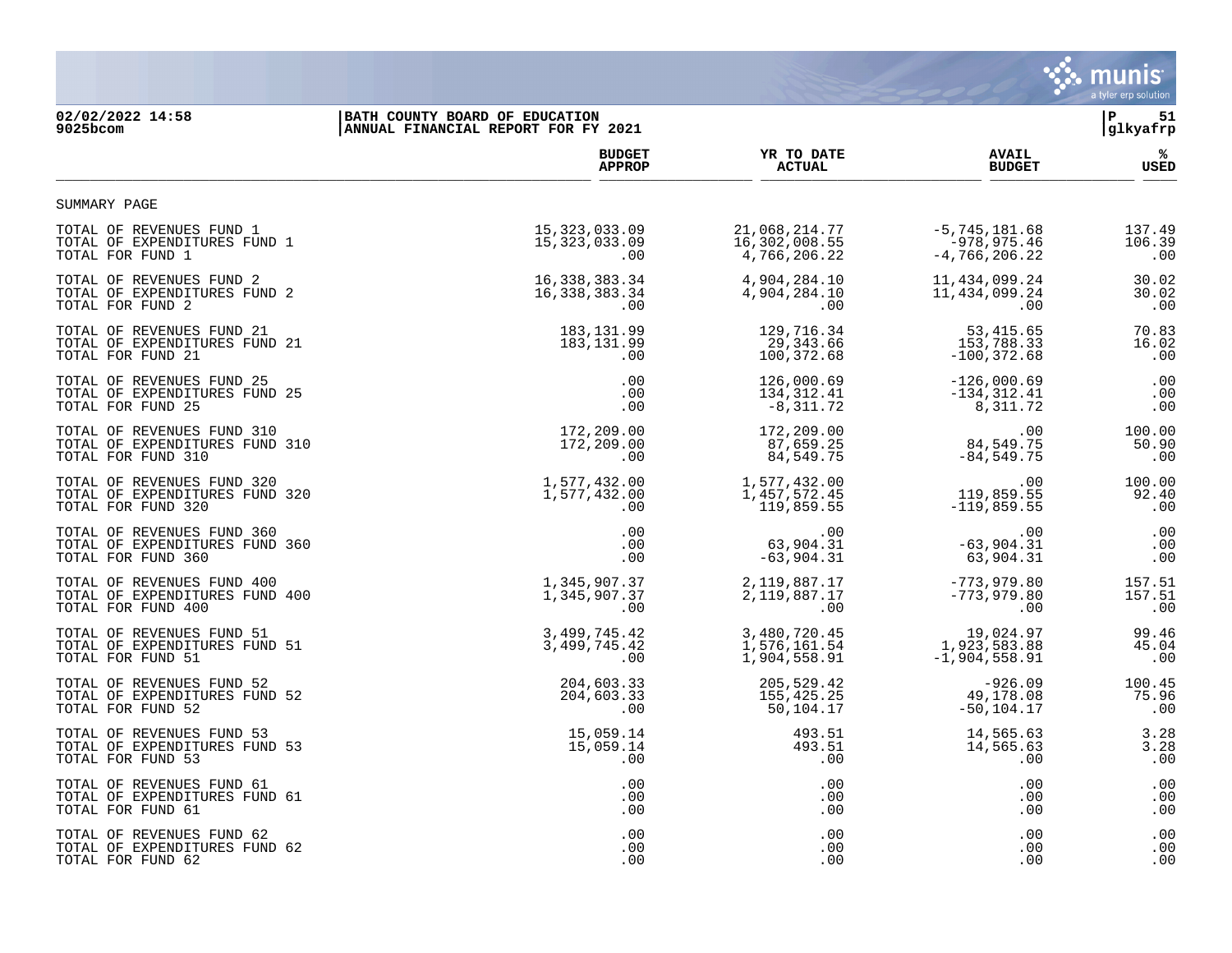BATH COUNTY BOARD OF EDUCATION
ANNUAL FINANCIAL REPORT FOR FY 2021

02/02/2022 14:58
9025bcom

glkyafrp

SUMMARY PAGE

| | BUDGET APPROP | YR TO DATE ACTUAL | AVAIL BUDGET | % USED |
|---|---|---|---|---|
| TOTAL OF REVENUES FUND 1 | 15,323,033.09 | 21,068,214.77 | -5,745,181.68 | 137.49 |
| TOTAL OF EXPENDITURES FUND 1 | 15,323,033.09 | 16,302,008.55 | -978,975.46 | 106.39 |
| TOTAL FOR FUND 1 | .00 | 4,766,206.22 | -4,766,206.22 | .00 |
| TOTAL OF REVENUES FUND 2 | 16,338,383.34 | 4,904,284.10 | 11,434,099.24 | 30.02 |
| TOTAL OF EXPENDITURES FUND 2 | 16,338,383.34 | 4,904,284.10 | 11,434,099.24 | 30.02 |
| TOTAL FOR FUND 2 | .00 | .00 | .00 | .00 |
| TOTAL OF REVENUES FUND 21 | 183,131.99 | 129,716.34 | 53,415.65 | 70.83 |
| TOTAL OF EXPENDITURES FUND 21 | 183,131.99 | 29,343.66 | 153,788.33 | 16.02 |
| TOTAL FOR FUND 21 | .00 | 100,372.68 | -100,372.68 | .00 |
| TOTAL OF REVENUES FUND 25 | .00 | 126,000.69 | -126,000.69 | .00 |
| TOTAL OF EXPENDITURES FUND 25 | .00 | 134,312.41 | -134,312.41 | .00 |
| TOTAL FOR FUND 25 | .00 | -8,311.72 | 8,311.72 | .00 |
| TOTAL OF REVENUES FUND 310 | 172,209.00 | 172,209.00 | .00 | 100.00 |
| TOTAL OF EXPENDITURES FUND 310 | 172,209.00 | 87,659.25 | 84,549.75 | 50.90 |
| TOTAL FOR FUND 310 | .00 | 84,549.75 | -84,549.75 | .00 |
| TOTAL OF REVENUES FUND 320 | 1,577,432.00 | 1,577,432.00 | .00 | 100.00 |
| TOTAL OF EXPENDITURES FUND 320 | 1,577,432.00 | 1,457,572.45 | 119,859.55 | 92.40 |
| TOTAL FOR FUND 320 | .00 | 119,859.55 | -119,859.55 | .00 |
| TOTAL OF REVENUES FUND 360 | .00 | .00 | .00 | .00 |
| TOTAL OF EXPENDITURES FUND 360 | .00 | 63,904.31 | -63,904.31 | .00 |
| TOTAL FOR FUND 360 | .00 | -63,904.31 | 63,904.31 | .00 |
| TOTAL OF REVENUES FUND 400 | 1,345,907.37 | 2,119,887.17 | -773,979.80 | 157.51 |
| TOTAL OF EXPENDITURES FUND 400 | 1,345,907.37 | 2,119,887.17 | -773,979.80 | 157.51 |
| TOTAL FOR FUND 400 | .00 | .00 | .00 | .00 |
| TOTAL OF REVENUES FUND 51 | 3,499,745.42 | 3,480,720.45 | 19,024.97 | 99.46 |
| TOTAL OF EXPENDITURES FUND 51 | 3,499,745.42 | 1,576,161.54 | 1,923,583.88 | 45.04 |
| TOTAL FOR FUND 51 | .00 | 1,904,558.91 | -1,904,558.91 | .00 |
| TOTAL OF REVENUES FUND 52 | 204,603.33 | 205,529.42 | -926.09 | 100.45 |
| TOTAL OF EXPENDITURES FUND 52 | 204,603.33 | 155,425.25 | 49,178.08 | 75.96 |
| TOTAL FOR FUND 52 | .00 | 50,104.17 | -50,104.17 | .00 |
| TOTAL OF REVENUES FUND 53 | 15,059.14 | 493.51 | 14,565.63 | 3.28 |
| TOTAL OF EXPENDITURES FUND 53 | 15,059.14 | 493.51 | 14,565.63 | 3.28 |
| TOTAL FOR FUND 53 | .00 | .00 | .00 | .00 |
| TOTAL OF REVENUES FUND 61 | .00 | .00 | .00 | .00 |
| TOTAL OF EXPENDITURES FUND 61 | .00 | .00 | .00 | .00 |
| TOTAL FOR FUND 61 | .00 | .00 | .00 | .00 |
| TOTAL OF REVENUES FUND 62 | .00 | .00 | .00 | .00 |
| TOTAL OF EXPENDITURES FUND 62 | .00 | .00 | .00 | .00 |
| TOTAL FOR FUND 62 | .00 | .00 | .00 | .00 |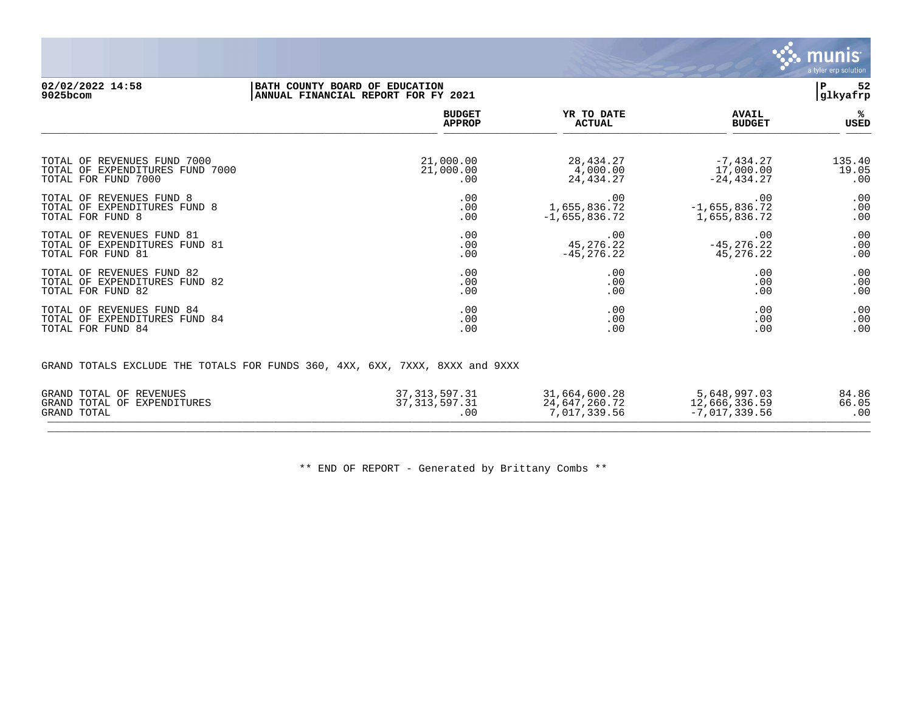02/02/2022 14:58
9025bcom

BATH COUNTY BOARD OF EDUCATION
ANNUAL FINANCIAL REPORT FOR FY 2021

P 52
glkyafrp

| | BUDGET APPROP | YR TO DATE ACTUAL | AVAIL BUDGET | % USED |
|---|---|---|---|---|
| TOTAL OF REVENUES FUND 7000 | 21,000.00 | 28,434.27 | -7,434.27 | 135.40 |
| TOTAL OF EXPENDITURES FUND 7000 | 21,000.00 | 4,000.00 | 17,000.00 | 19.05 |
| TOTAL FOR FUND 7000 | .00 | 24,434.27 | -24,434.27 | .00 |
| TOTAL OF REVENUES FUND 8 | .00 | .00 | .00 | .00 |
| TOTAL OF EXPENDITURES FUND 8 | .00 | 1,655,836.72 | -1,655,836.72 | .00 |
| TOTAL FOR FUND 8 | .00 | -1,655,836.72 | 1,655,836.72 | .00 |
| TOTAL OF REVENUES FUND 81 | .00 | .00 | .00 | .00 |
| TOTAL OF EXPENDITURES FUND 81 | .00 | 45,276.22 | -45,276.22 | .00 |
| TOTAL FOR FUND 81 | .00 | -45,276.22 | 45,276.22 | .00 |
| TOTAL OF REVENUES FUND 82 | .00 | .00 | .00 | .00 |
| TOTAL OF EXPENDITURES FUND 82 | .00 | .00 | .00 | .00 |
| TOTAL FOR FUND 82 | .00 | .00 | .00 | .00 |
| TOTAL OF REVENUES FUND 84 | .00 | .00 | .00 | .00 |
| TOTAL OF EXPENDITURES FUND 84 | .00 | .00 | .00 | .00 |
| TOTAL FOR FUND 84 | .00 | .00 | .00 | .00 |

GRAND TOTALS EXCLUDE THE TOTALS FOR FUNDS 360, 4XX, 6XX, 7XXX, 8XXX and 9XXX

| | BUDGET APPROP | YR TO DATE ACTUAL | AVAIL BUDGET | % USED |
|---|---|---|---|---|
| GRAND TOTAL OF REVENUES | 37,313,597.31 | 31,664,600.28 | 5,648,997.03 | 84.86 |
| GRAND TOTAL OF EXPENDITURES | 37,313,597.31 | 24,647,260.72 | 12,666,336.59 | 66.05 |
| GRAND TOTAL | .00 | 7,017,339.56 | -7,017,339.56 | .00 |

** END OF REPORT - Generated by Brittany Combs **